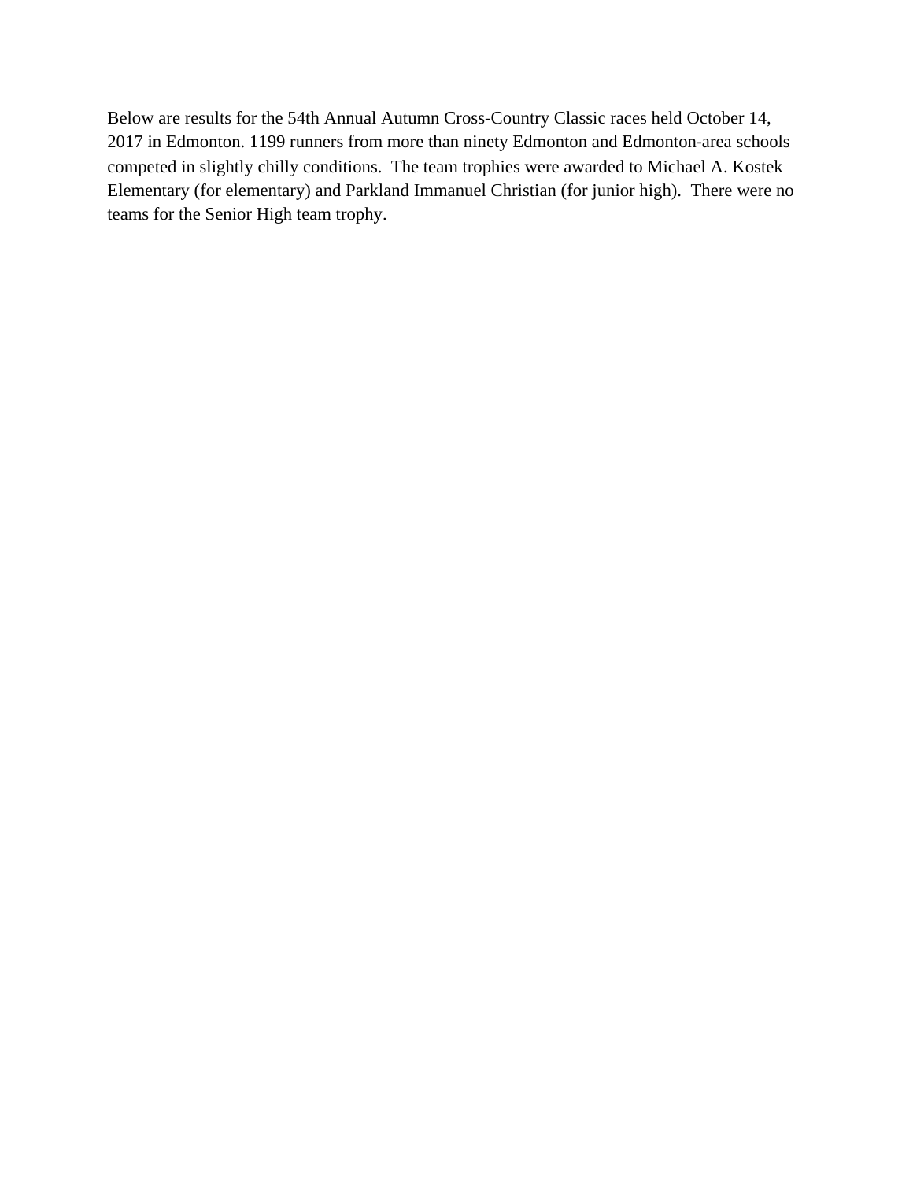Below are results for the 54th Annual Autumn Cross-Country Classic races held October 14, 2017 in Edmonton. 1199 runners from more than ninety Edmonton and Edmonton-area schools competed in slightly chilly conditions. The team trophies were awarded to Michael A. Kostek Elementary (for elementary) and Parkland Immanuel Christian (for junior high). There were no teams for the Senior High team trophy.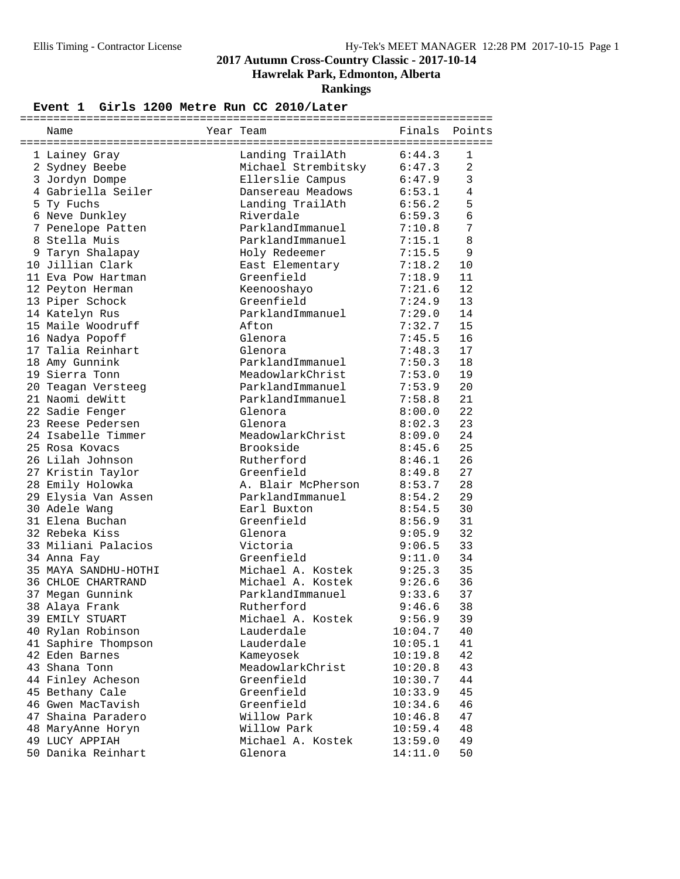**2017 Autumn Cross-Country Classic - 2017-10-14**

**Hawrelak Park, Edmonton, Alberta**

**Rankings**

**Event 1 Girls 1200 Metre Run CC 2010/Later**

| | Name | Year | Team | Finals | Points |
|---|---|---|---|---|---|
| 1 | Lainey Gray | | Landing TrailAth | 6:44.3 | 1 |
| 2 | Sydney Beebe | | Michael Strembitsky | 6:47.3 | 2 |
| 3 | Jordyn Dompe | | Ellerslie Campus | 6:47.9 | 3 |
| 4 | Gabriella Seiler | | Dansereau Meadows | 6:53.1 | 4 |
| 5 | Ty Fuchs | | Landing TrailAth | 6:56.2 | 5 |
| 6 | Neve Dunkley | | Riverdale | 6:59.3 | 6 |
| 7 | Penelope Patten | | ParklandImmanuel | 7:10.8 | 7 |
| 8 | Stella Muis | | ParklandImmanuel | 7:15.1 | 8 |
| 9 | Taryn Shalapay | | Holy Redeemer | 7:15.5 | 9 |
| 10 | Jillian Clark | | East Elementary | 7:18.2 | 10 |
| 11 | Eva Pow Hartman | | Greenfield | 7:18.9 | 11 |
| 12 | Peyton Herman | | Keenooshayo | 7:21.6 | 12 |
| 13 | Piper Schock | | Greenfield | 7:24.9 | 13 |
| 14 | Katelyn Rus | | ParklandImmanuel | 7:29.0 | 14 |
| 15 | Maile Woodruff | | Afton | 7:32.7 | 15 |
| 16 | Nadya Popoff | | Glenora | 7:45.5 | 16 |
| 17 | Talia Reinhart | | Glenora | 7:48.3 | 17 |
| 18 | Amy Gunnink | | ParklandImmanuel | 7:50.3 | 18 |
| 19 | Sierra Tonn | | MeadowlarkChrist | 7:53.0 | 19 |
| 20 | Teagan Versteeg | | ParklandImmanuel | 7:53.9 | 20 |
| 21 | Naomi deWitt | | ParklandImmanuel | 7:58.8 | 21 |
| 22 | Sadie Fenger | | Glenora | 8:00.0 | 22 |
| 23 | Reese Pedersen | | Glenora | 8:02.3 | 23 |
| 24 | Isabelle Timmer | | MeadowlarkChrist | 8:09.0 | 24 |
| 25 | Rosa Kovacs | | Brookside | 8:45.6 | 25 |
| 26 | Lilah Johnson | | Rutherford | 8:46.1 | 26 |
| 27 | Kristin Taylor | | Greenfield | 8:49.8 | 27 |
| 28 | Emily Holowka | | A. Blair McPherson | 8:53.7 | 28 |
| 29 | Elysia Van Assen | | ParklandImmanuel | 8:54.2 | 29 |
| 30 | Adele Wang | | Earl Buxton | 8:54.5 | 30 |
| 31 | Elena Buchan | | Greenfield | 8:56.9 | 31 |
| 32 | Rebeka Kiss | | Glenora | 9:05.9 | 32 |
| 33 | Miliani Palacios | | Victoria | 9:06.5 | 33 |
| 34 | Anna Fay | | Greenfield | 9:11.0 | 34 |
| 35 | MAYA SANDHU-HOTHI | | Michael A. Kostek | 9:25.3 | 35 |
| 36 | CHLOE CHARTRAND | | Michael A. Kostek | 9:26.6 | 36 |
| 37 | Megan Gunnink | | ParklandImmanuel | 9:33.6 | 37 |
| 38 | Alaya Frank | | Rutherford | 9:46.6 | 38 |
| 39 | EMILY STUART | | Michael A. Kostek | 9:56.9 | 39 |
| 40 | Rylan Robinson | | Lauderdale | 10:04.7 | 40 |
| 41 | Saphire Thompson | | Lauderdale | 10:05.1 | 41 |
| 42 | Eden Barnes | | Kameyosek | 10:19.8 | 42 |
| 43 | Shana Tonn | | MeadowlarkChrist | 10:20.8 | 43 |
| 44 | Finley Acheson | | Greenfield | 10:30.7 | 44 |
| 45 | Bethany Cale | | Greenfield | 10:33.9 | 45 |
| 46 | Gwen MacTavish | | Greenfield | 10:34.6 | 46 |
| 47 | Shaina Paradero | | Willow Park | 10:46.8 | 47 |
| 48 | MaryAnne Horyn | | Willow Park | 10:59.4 | 48 |
| 49 | LUCY APPIAH | | Michael A. Kostek | 13:59.0 | 49 |
| 50 | Danika Reinhart | | Glenora | 14:11.0 | 50 |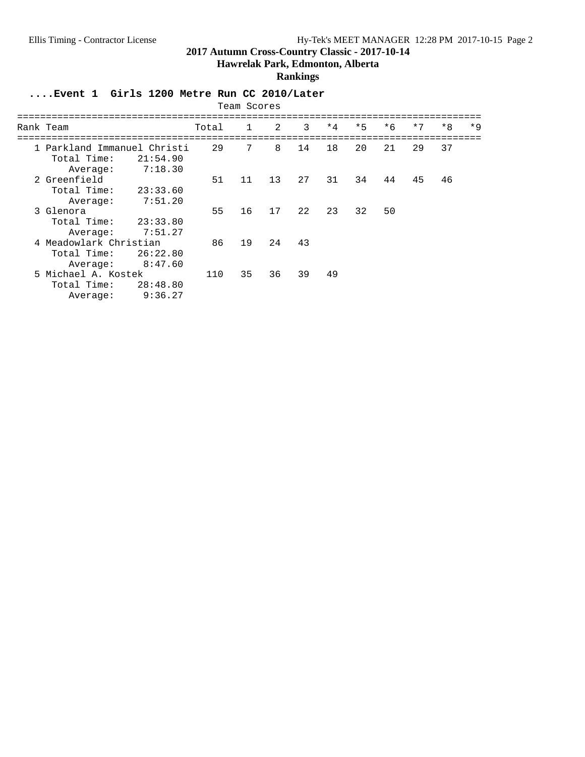## 2017 Autumn Cross-Country Classic - 2017-10-14
## Hawrelak Park, Edmonton, Alberta
## Rankings

### ....Event 1 Girls 1200 Metre Run CC 2010/Later

Team Scores

| Rank | Team | Total | 1 | 2 | 3 | *4 | *5 | *6 | *7 | *8 | *9 |
|---|---|---|---|---|---|---|---|---|---|---|---|
| 1 | Parkland Immanuel Christi | 29 | 7 | 8 | 14 | 18 | 20 | 21 | 29 | 37 | |
| | Total Time: 21:54.90 | | | | | | | | | | |
| | Average: 7:18.30 | | | | | | | | | | |
| 2 | Greenfield | 51 | 11 | 13 | 27 | 31 | 34 | 44 | 45 | 46 | |
| | Total Time: 23:33.60 | | | | | | | | | | |
| | Average: 7:51.20 | | | | | | | | | | |
| 3 | Glenora | 55 | 16 | 17 | 22 | 23 | 32 | 50 | | | |
| | Total Time: 23:33.80 | | | | | | | | | | |
| | Average: 7:51.27 | | | | | | | | | | |
| 4 | Meadowlark Christian | 86 | 19 | 24 | 43 | | | | | | |
| | Total Time: 26:22.80 | | | | | | | | | | |
| | Average: 8:47.60 | | | | | | | | | | |
| 5 | Michael A. Kostek | 110 | 35 | 36 | 39 | 49 | | | | | |
| | Total Time: 28:48.80 | | | | | | | | | | |
| | Average: 9:36.27 | | | | | | | | | | |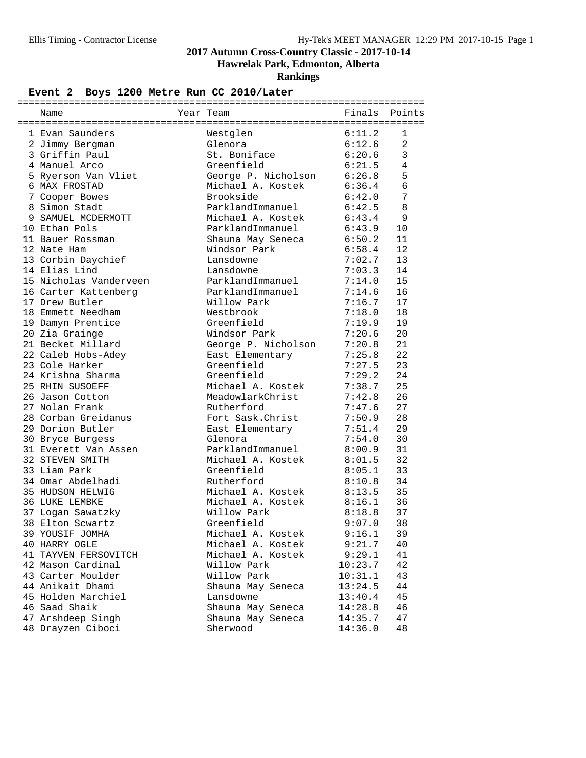# 2017 Autumn Cross-Country Classic - 2017-10-14

## Hawrelak Park, Edmonton, Alberta

## Rankings

### Event 2 Boys 1200 Metre Run CC 2010/Later

| | Name | Year | Team | Finals | Points |
|---|---|---|---|---|---|
| 1 | Evan Saunders | | Westglen | 6:11.2 | 1 |
| 2 | Jimmy Bergman | | Glenora | 6:12.6 | 2 |
| 3 | Griffin Paul | | St. Boniface | 6:20.6 | 3 |
| 4 | Manuel Arco | | Greenfield | 6:21.5 | 4 |
| 5 | Ryerson Van Vliet | | George P. Nicholson | 6:26.8 | 5 |
| 6 | MAX FROSTAD | | Michael A. Kostek | 6:36.4 | 6 |
| 7 | Cooper Bowes | | Brookside | 6:42.0 | 7 |
| 8 | Simon Stadt | | ParklandImmanuel | 6:42.5 | 8 |
| 9 | SAMUEL MCDERMOTT | | Michael A. Kostek | 6:43.4 | 9 |
| 10 | Ethan Pols | | ParklandImmanuel | 6:43.9 | 10 |
| 11 | Bauer Rossman | | Shauna May Seneca | 6:50.2 | 11 |
| 12 | Nate Ham | | Windsor Park | 6:58.4 | 12 |
| 13 | Corbin Daychief | | Lansdowne | 7:02.7 | 13 |
| 14 | Elias Lind | | Lansdowne | 7:03.3 | 14 |
| 15 | Nicholas Vanderveen | | ParklandImmanuel | 7:14.0 | 15 |
| 16 | Carter Kattenberg | | ParklandImmanuel | 7:14.6 | 16 |
| 17 | Drew Butler | | Willow Park | 7:16.7 | 17 |
| 18 | Emmett Needham | | Westbrook | 7:18.0 | 18 |
| 19 | Damyn Prentice | | Greenfield | 7:19.9 | 19 |
| 20 | Zia Grainge | | Windsor Park | 7:20.6 | 20 |
| 21 | Becket Millard | | George P. Nicholson | 7:20.8 | 21 |
| 22 | Caleb Hobs-Adey | | East Elementary | 7:25.8 | 22 |
| 23 | Cole Harker | | Greenfield | 7:27.5 | 23 |
| 24 | Krishna Sharma | | Greenfield | 7:29.2 | 24 |
| 25 | RHIN SUSOEFF | | Michael A. Kostek | 7:38.7 | 25 |
| 26 | Jason Cotton | | MeadowlarkChrist | 7:42.8 | 26 |
| 27 | Nolan Frank | | Rutherford | 7:47.6 | 27 |
| 28 | Corban Greidanus | | Fort Sask.Christ | 7:50.9 | 28 |
| 29 | Dorion Butler | | East Elementary | 7:51.4 | 29 |
| 30 | Bryce Burgess | | Glenora | 7:54.0 | 30 |
| 31 | Everett Van Assen | | ParklandImmanuel | 8:00.9 | 31 |
| 32 | STEVEN SMITH | | Michael A. Kostek | 8:01.5 | 32 |
| 33 | Liam Park | | Greenfield | 8:05.1 | 33 |
| 34 | Omar Abdelhadi | | Rutherford | 8:10.8 | 34 |
| 35 | HUDSON HELWIG | | Michael A. Kostek | 8:13.5 | 35 |
| 36 | LUKE LEMBKE | | Michael A. Kostek | 8:16.1 | 36 |
| 37 | Logan Sawatzky | | Willow Park | 8:18.8 | 37 |
| 38 | Elton Scwartz | | Greenfield | 9:07.0 | 38 |
| 39 | YOUSIF JOMHA | | Michael A. Kostek | 9:16.1 | 39 |
| 40 | HARRY OGLE | | Michael A. Kostek | 9:21.7 | 40 |
| 41 | TAYVEN FERSOVITCH | | Michael A. Kostek | 9:29.1 | 41 |
| 42 | Mason Cardinal | | Willow Park | 10:23.7 | 42 |
| 43 | Carter Moulder | | Willow Park | 10:31.1 | 43 |
| 44 | Anikait Dhami | | Shauna May Seneca | 13:24.5 | 44 |
| 45 | Holden Marchiel | | Lansdowne | 13:40.4 | 45 |
| 46 | Saad Shaik | | Shauna May Seneca | 14:28.8 | 46 |
| 47 | Arshdeep Singh | | Shauna May Seneca | 14:35.7 | 47 |
| 48 | Drayzen Ciboci | | Sherwood | 14:36.0 | 48 |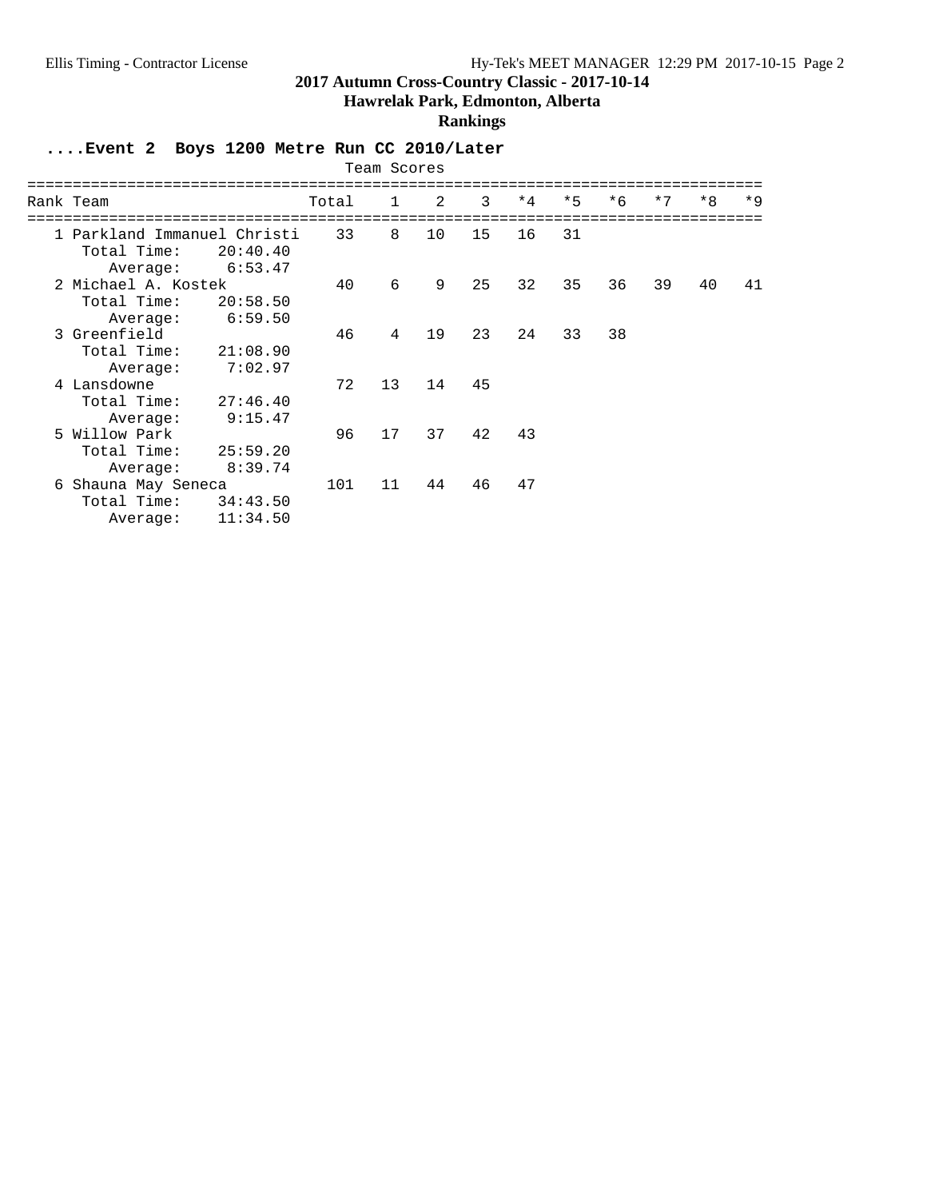## 2017 Autumn Cross-Country Classic - 2017-10-14

**Hawrelak Park, Edmonton, Alberta**

**Rankings**

### ....Event 2 Boys 1200 Metre Run CC 2010/Later

Team Scores

| Rank | Team | Total | 1 | 2 | 3 | *4 | *5 | *6 | *7 | *8 | *9 |
|---|---|---|---|---|---|---|---|---|---|---|---|
| 1 | Parkland Immanuel Christi | 33 | 8 | 10 | 15 | 16 | 31 | | | | |
| | Total Time: 20:40.40 | | | | | | | | | | |
| | Average: 6:53.47 | | | | | | | | | | |
| 2 | Michael A. Kostek | 40 | 6 | 9 | 25 | 32 | 35 | 36 | 39 | 40 | 41 |
| | Total Time: 20:58.50 | | | | | | | | | | |
| | Average: 6:59.50 | | | | | | | | | | |
| 3 | Greenfield | 46 | 4 | 19 | 23 | 24 | 33 | 38 | | | |
| | Total Time: 21:08.90 | | | | | | | | | | |
| | Average: 7:02.97 | | | | | | | | | | |
| 4 | Lansdowne | 72 | 13 | 14 | 45 | | | | | | |
| | Total Time: 27:46.40 | | | | | | | | | | |
| | Average: 9:15.47 | | | | | | | | | | |
| 5 | Willow Park | 96 | 17 | 37 | 42 | 43 | | | | | |
| | Total Time: 25:59.20 | | | | | | | | | | |
| | Average: 8:39.74 | | | | | | | | | | |
| 6 | Shauna May Seneca | 101 | 11 | 44 | 46 | 47 | | | | | |
| | Total Time: 34:43.50 | | | | | | | | | | |
| | Average: 11:34.50 | | | | | | | | | | |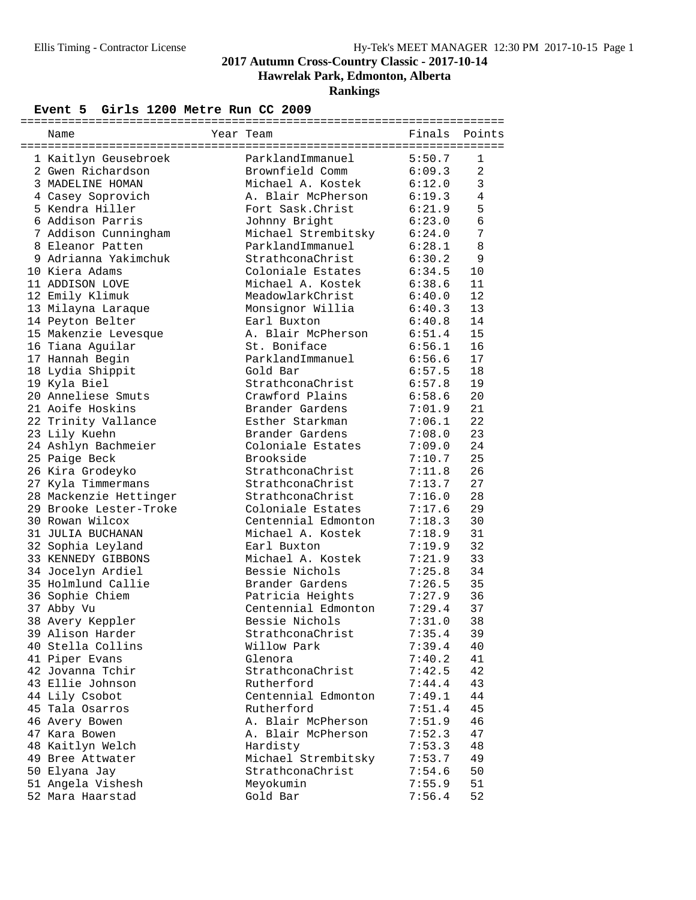# 2017 Autumn Cross-Country Classic - 2017-10-14

## Hawrelak Park, Edmonton, Alberta

## Rankings

### Event 5 Girls 1200 Metre Run CC 2009

| | Name | Year | Team | Finals | Points |
|---|---|---|---|---|---|
| 1 | Kaitlyn Geusebroek | | ParklandImmanuel | 5:50.7 | 1 |
| 2 | Gwen Richardson | | Brownfield Comm | 6:09.3 | 2 |
| 3 | MADELINE HOMAN | | Michael A. Kostek | 6:12.0 | 3 |
| 4 | Casey Soprovich | | A. Blair McPherson | 6:19.3 | 4 |
| 5 | Kendra Hiller | | Fort Sask.Christ | 6:21.9 | 5 |
| 6 | Addison Parris | | Johnny Bright | 6:23.0 | 6 |
| 7 | Addison Cunningham | | Michael Strembitsky | 6:24.0 | 7 |
| 8 | Eleanor Patten | | ParklandImmanuel | 6:28.1 | 8 |
| 9 | Adrianna Yakimchuk | | StrathconaChrist | 6:30.2 | 9 |
| 10 | Kiera Adams | | Coloniale Estates | 6:34.5 | 10 |
| 11 | ADDISON LOVE | | Michael A. Kostek | 6:38.6 | 11 |
| 12 | Emily Klimuk | | MeadowlarkChrist | 6:40.0 | 12 |
| 13 | Milayna Laraque | | Monsignor Willia | 6:40.3 | 13 |
| 14 | Peyton Belter | | Earl Buxton | 6:40.8 | 14 |
| 15 | Makenzie Levesque | | A. Blair McPherson | 6:51.4 | 15 |
| 16 | Tiana Aguilar | | St. Boniface | 6:56.1 | 16 |
| 17 | Hannah Begin | | ParklandImmanuel | 6:56.6 | 17 |
| 18 | Lydia Shippit | | Gold Bar | 6:57.5 | 18 |
| 19 | Kyla Biel | | StrathconaChrist | 6:57.8 | 19 |
| 20 | Anneliese Smuts | | Crawford Plains | 6:58.6 | 20 |
| 21 | Aoife Hoskins | | Brander Gardens | 7:01.9 | 21 |
| 22 | Trinity Vallance | | Esther Starkman | 7:06.1 | 22 |
| 23 | Lily Kuehn | | Brander Gardens | 7:08.0 | 23 |
| 24 | Ashlyn Bachmeier | | Coloniale Estates | 7:09.0 | 24 |
| 25 | Paige Beck | | Brookside | 7:10.7 | 25 |
| 26 | Kira Grodeyko | | StrathconaChrist | 7:11.8 | 26 |
| 27 | Kyla Timmermans | | StrathconaChrist | 7:13.7 | 27 |
| 28 | Mackenzie Hettinger | | StrathconaChrist | 7:16.0 | 28 |
| 29 | Brooke Lester-Troke | | Coloniale Estates | 7:17.6 | 29 |
| 30 | Rowan Wilcox | | Centennial Edmonton | 7:18.3 | 30 |
| 31 | JULIA BUCHANAN | | Michael A. Kostek | 7:18.9 | 31 |
| 32 | Sophia Leyland | | Earl Buxton | 7:19.9 | 32 |
| 33 | KENNEDY GIBBONS | | Michael A. Kostek | 7:21.9 | 33 |
| 34 | Jocelyn Ardiel | | Bessie Nichols | 7:25.8 | 34 |
| 35 | Holmlund Callie | | Brander Gardens | 7:26.5 | 35 |
| 36 | Sophie Chiem | | Patricia Heights | 7:27.9 | 36 |
| 37 | Abby Vu | | Centennial Edmonton | 7:29.4 | 37 |
| 38 | Avery Keppler | | Bessie Nichols | 7:31.0 | 38 |
| 39 | Alison Harder | | StrathconaChrist | 7:35.4 | 39 |
| 40 | Stella Collins | | Willow Park | 7:39.4 | 40 |
| 41 | Piper Evans | | Glenora | 7:40.2 | 41 |
| 42 | Jovanna Tchir | | StrathconaChrist | 7:42.5 | 42 |
| 43 | Ellie Johnson | | Rutherford | 7:44.4 | 43 |
| 44 | Lily Csobot | | Centennial Edmonton | 7:49.1 | 44 |
| 45 | Tala Osarros | | Rutherford | 7:51.4 | 45 |
| 46 | Avery Bowen | | A. Blair McPherson | 7:51.9 | 46 |
| 47 | Kara Bowen | | A. Blair McPherson | 7:52.3 | 47 |
| 48 | Kaitlyn Welch | | Hardisty | 7:53.3 | 48 |
| 49 | Bree Attwater | | Michael Strembitsky | 7:53.7 | 49 |
| 50 | Elyana Jay | | StrathconaChrist | 7:54.6 | 50 |
| 51 | Angela Vishesh | | Meyokumin | 7:55.9 | 51 |
| 52 | Mara Haarstad | | Gold Bar | 7:56.4 | 52 |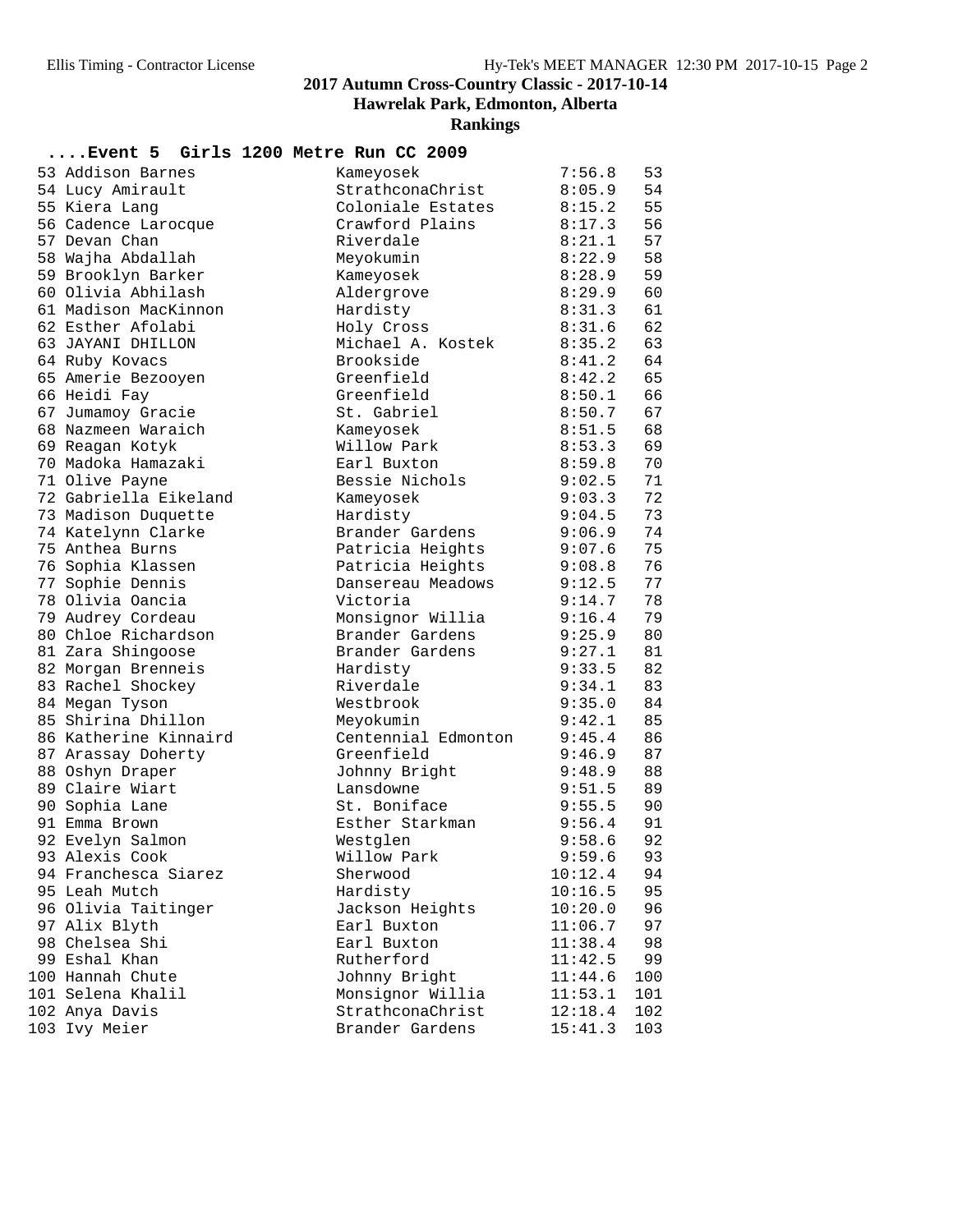# 2017 Autumn Cross-Country Classic - 2017-10-14

## Hawrelak Park, Edmonton, Alberta

### Rankings

**....Event 5 Girls 1200 Metre Run CC 2009**

| Place | Name | School | Time | Points |
|---|---|---|---|---|
| 53 | Addison Barnes | Kameyosek | 7:56.8 | 53 |
| 54 | Lucy Amirault | StrathconaChrist | 8:05.9 | 54 |
| 55 | Kiera Lang | Coloniale Estates | 8:15.2 | 55 |
| 56 | Cadence Larocque | Crawford Plains | 8:17.3 | 56 |
| 57 | Devan Chan | Riverdale | 8:21.1 | 57 |
| 58 | Wajha Abdallah | Meyokumin | 8:22.9 | 58 |
| 59 | Brooklyn Barker | Kameyosek | 8:28.9 | 59 |
| 60 | Olivia Abhilash | Aldergrove | 8:29.9 | 60 |
| 61 | Madison MacKinnon | Hardisty | 8:31.3 | 61 |
| 62 | Esther Afolabi | Holy Cross | 8:31.6 | 62 |
| 63 | JAYANI DHILLON | Michael A. Kostek | 8:35.2 | 63 |
| 64 | Ruby Kovacs | Brookside | 8:41.2 | 64 |
| 65 | Amerie Bezooyen | Greenfield | 8:42.2 | 65 |
| 66 | Heidi Fay | Greenfield | 8:50.1 | 66 |
| 67 | Jumamoy Gracie | St. Gabriel | 8:50.7 | 67 |
| 68 | Nazmeen Waraich | Kameyosek | 8:51.5 | 68 |
| 69 | Reagan Kotyk | Willow Park | 8:53.3 | 69 |
| 70 | Madoka Hamazaki | Earl Buxton | 8:59.8 | 70 |
| 71 | Olive Payne | Bessie Nichols | 9:02.5 | 71 |
| 72 | Gabriella Eikeland | Kameyosek | 9:03.3 | 72 |
| 73 | Madison Duquette | Hardisty | 9:04.5 | 73 |
| 74 | Katelynn Clarke | Brander Gardens | 9:06.9 | 74 |
| 75 | Anthea Burns | Patricia Heights | 9:07.6 | 75 |
| 76 | Sophia Klassen | Patricia Heights | 9:08.8 | 76 |
| 77 | Sophie Dennis | Dansereau Meadows | 9:12.5 | 77 |
| 78 | Olivia Oancia | Victoria | 9:14.7 | 78 |
| 79 | Audrey Cordeau | Monsignor Willia | 9:16.4 | 79 |
| 80 | Chloe Richardson | Brander Gardens | 9:25.9 | 80 |
| 81 | Zara Shingoose | Brander Gardens | 9:27.1 | 81 |
| 82 | Morgan Brenneis | Hardisty | 9:33.5 | 82 |
| 83 | Rachel Shockey | Riverdale | 9:34.1 | 83 |
| 84 | Megan Tyson | Westbrook | 9:35.0 | 84 |
| 85 | Shirina Dhillon | Meyokumin | 9:42.1 | 85 |
| 86 | Katherine Kinnaird | Centennial Edmonton | 9:45.4 | 86 |
| 87 | Arassay Doherty | Greenfield | 9:46.9 | 87 |
| 88 | Oshyn Draper | Johnny Bright | 9:48.9 | 88 |
| 89 | Claire Wiart | Lansdowne | 9:51.5 | 89 |
| 90 | Sophia Lane | St. Boniface | 9:55.5 | 90 |
| 91 | Emma Brown | Esther Starkman | 9:56.4 | 91 |
| 92 | Evelyn Salmon | Westglen | 9:58.6 | 92 |
| 93 | Alexis Cook | Willow Park | 9:59.6 | 93 |
| 94 | Franchesca Siarez | Sherwood | 10:12.4 | 94 |
| 95 | Leah Mutch | Hardisty | 10:16.5 | 95 |
| 96 | Olivia Taitinger | Jackson Heights | 10:20.0 | 96 |
| 97 | Alix Blyth | Earl Buxton | 11:06.7 | 97 |
| 98 | Chelsea Shi | Earl Buxton | 11:38.4 | 98 |
| 99 | Eshal Khan | Rutherford | 11:42.5 | 99 |
| 100 | Hannah Chute | Johnny Bright | 11:44.6 | 100 |
| 101 | Selena Khalil | Monsignor Willia | 11:53.1 | 101 |
| 102 | Anya Davis | StrathconaChrist | 12:18.4 | 102 |
| 103 | Ivy Meier | Brander Gardens | 15:41.3 | 103 |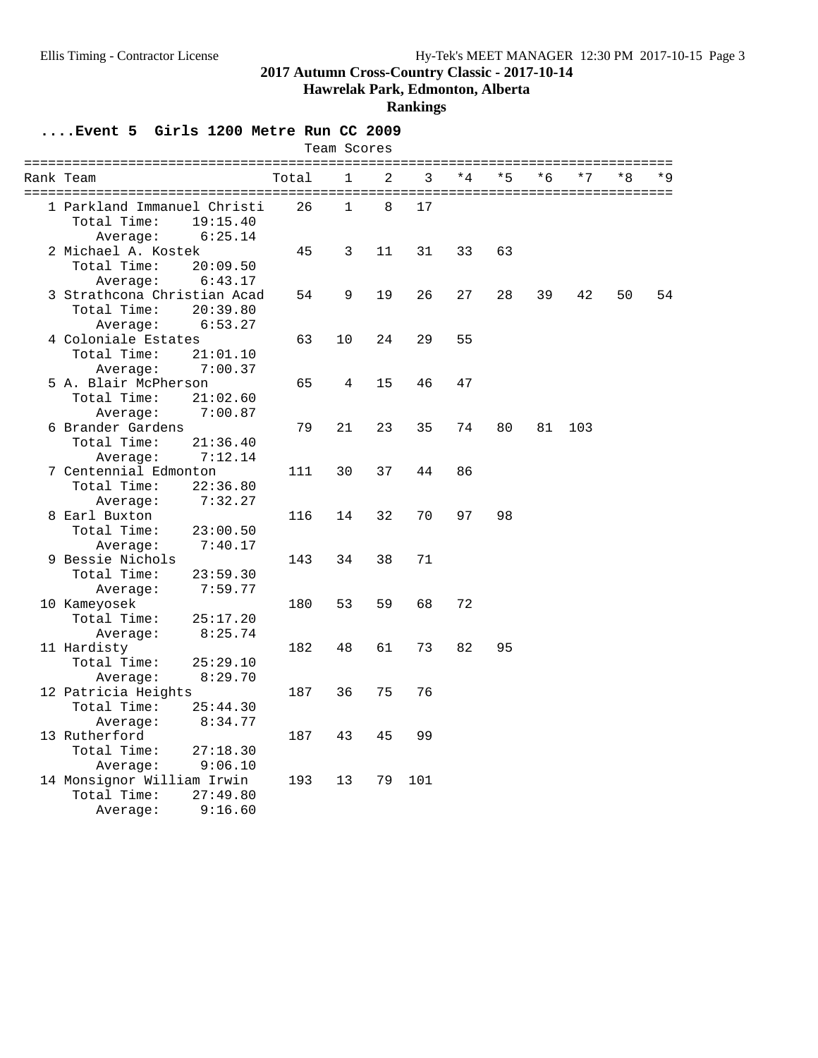## 2017 Autumn Cross-Country Classic - 2017-10-14

**Hawrelak Park, Edmonton, Alberta**

**Rankings**

### ....Event 5 Girls 1200 Metre Run CC 2009

Team Scores

| Rank | Team | Total | 1 | 2 | 3 | *4 | *5 | *6 | *7 | *8 | *9 |
|---|---|---|---|---|---|---|---|---|---|---|---|
| 1 | Parkland Immanuel Christi | 26 | 1 | 8 | 17 | | | | | | |
| | Total Time: 19:15.40 | | | | | | | | | | |
| | Average: 6:25.14 | | | | | | | | | | |
| 2 | Michael A. Kostek | 45 | 3 | 11 | 31 | 33 | 63 | | | | |
| | Total Time: 20:09.50 | | | | | | | | | | |
| | Average: 6:43.17 | | | | | | | | | | |
| 3 | Strathcona Christian Acad | 54 | 9 | 19 | 26 | 27 | 28 | 39 | 42 | 50 | 54 |
| | Total Time: 20:39.80 | | | | | | | | | | |
| | Average: 6:53.27 | | | | | | | | | | |
| 4 | Coloniale Estates | 63 | 10 | 24 | 29 | 55 | | | | | |
| | Total Time: 21:01.10 | | | | | | | | | | |
| | Average: 7:00.37 | | | | | | | | | | |
| 5 | A. Blair McPherson | 65 | 4 | 15 | 46 | 47 | | | | | |
| | Total Time: 21:02.60 | | | | | | | | | | |
| | Average: 7:00.87 | | | | | | | | | | |
| 6 | Brander Gardens | 79 | 21 | 23 | 35 | 74 | 80 | 81 | 103 | | |
| | Total Time: 21:36.40 | | | | | | | | | | |
| | Average: 7:12.14 | | | | | | | | | | |
| 7 | Centennial Edmonton | 111 | 30 | 37 | 44 | 86 | | | | | |
| | Total Time: 22:36.80 | | | | | | | | | | |
| | Average: 7:32.27 | | | | | | | | | | |
| 8 | Earl Buxton | 116 | 14 | 32 | 70 | 97 | 98 | | | | |
| | Total Time: 23:00.50 | | | | | | | | | | |
| | Average: 7:40.17 | | | | | | | | | | |
| 9 | Bessie Nichols | 143 | 34 | 38 | 71 | | | | | | |
| | Total Time: 23:59.30 | | | | | | | | | | |
| | Average: 7:59.77 | | | | | | | | | | |
| 10 | Kameyosek | 180 | 53 | 59 | 68 | 72 | | | | | |
| | Total Time: 25:17.20 | | | | | | | | | | |
| | Average: 8:25.74 | | | | | | | | | | |
| 11 | Hardisty | 182 | 48 | 61 | 73 | 82 | 95 | | | | |
| | Total Time: 25:29.10 | | | | | | | | | | |
| | Average: 8:29.70 | | | | | | | | | | |
| 12 | Patricia Heights | 187 | 36 | 75 | 76 | | | | | | |
| | Total Time: 25:44.30 | | | | | | | | | | |
| | Average: 8:34.77 | | | | | | | | | | |
| 13 | Rutherford | 187 | 43 | 45 | 99 | | | | | | |
| | Total Time: 27:18.30 | | | | | | | | | | |
| | Average: 9:06.10 | | | | | | | | | | |
| 14 | Monsignor William Irwin | 193 | 13 | 79 | 101 | | | | | | |
| | Total Time: 27:49.80 | | | | | | | | | | |
| | Average: 9:16.60 | | | | | | | | | | |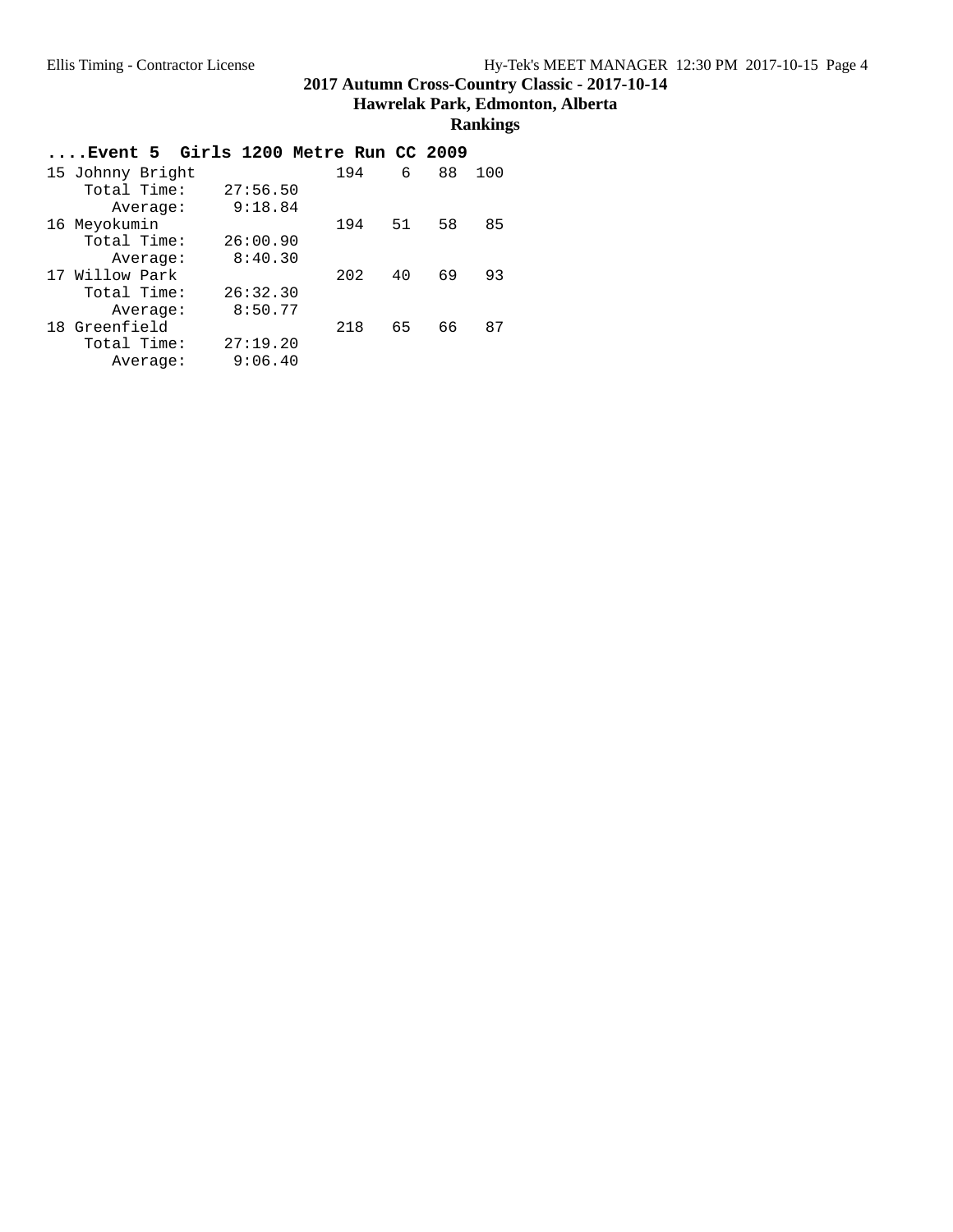# 2017 Autumn Cross-Country Classic - 2017-10-14

## Hawrelak Park, Edmonton, Alberta

### Rankings

**....Event 5 Girls 1200 Metre Run CC 2009**

```
15 Johnny Bright                194    6   88  100
    Total Time:    27:56.50
       Average:     9:18.84
16 Meyokumin                    194   51   58   85
    Total Time:    26:00.90
       Average:     8:40.30
17 Willow Park                  202   40   69   93
    Total Time:    26:32.30
       Average:     8:50.77
18 Greenfield                   218   65   66   87
    Total Time:    27:19.20
       Average:     9:06.40
```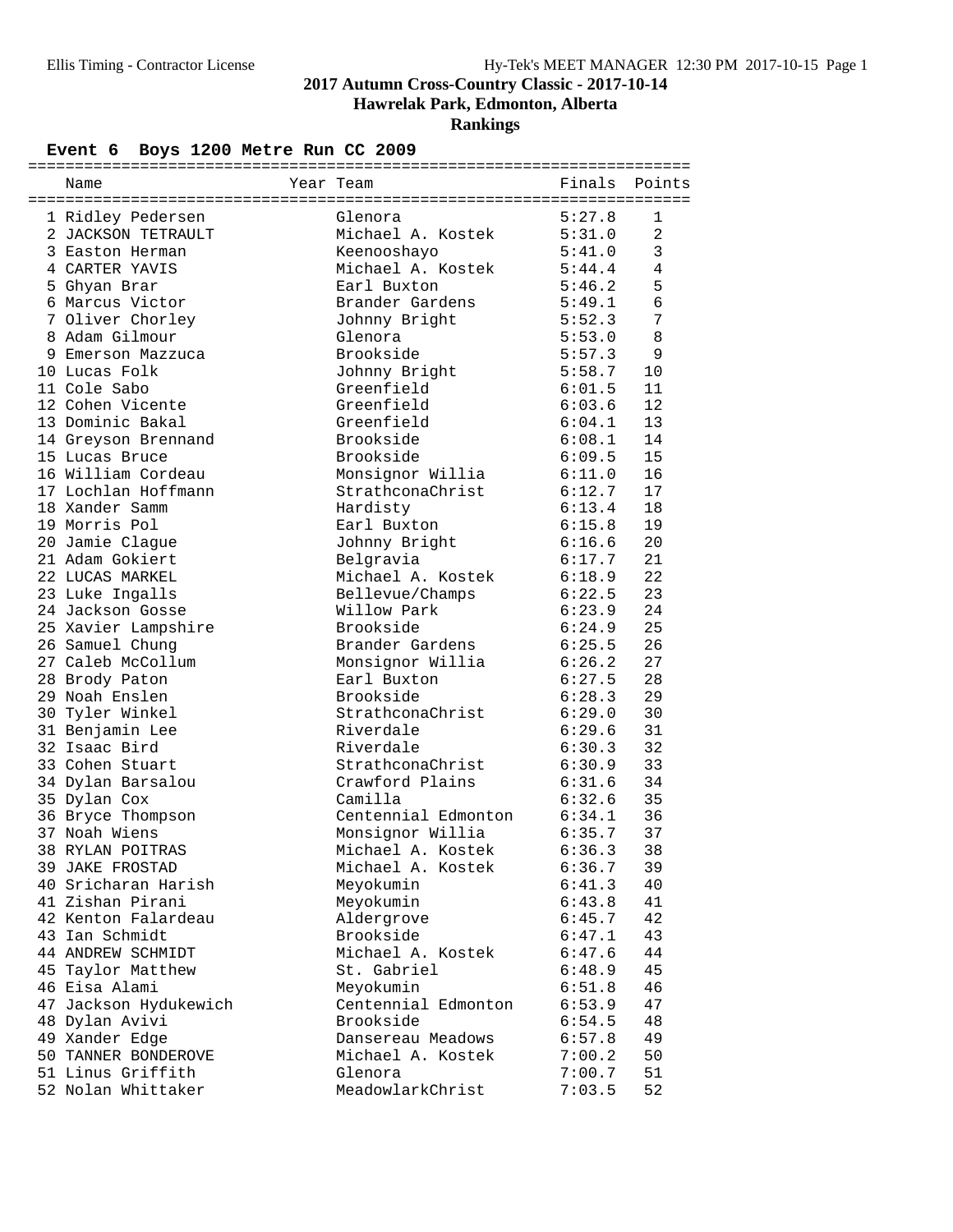# 2017 Autumn Cross-Country Classic - 2017-10-14

## Hawrelak Park, Edmonton, Alberta

## Rankings

### Event 6 Boys 1200 Metre Run CC 2009

| | Name | Year | Team | Finals | Points |
|---|---|---|---|---|---|
| 1 | Ridley Pedersen | | Glenora | 5:27.8 | 1 |
| 2 | JACKSON TETRAULT | | Michael A. Kostek | 5:31.0 | 2 |
| 3 | Easton Herman | | Keenooshayo | 5:41.0 | 3 |
| 4 | CARTER YAVIS | | Michael A. Kostek | 5:44.4 | 4 |
| 5 | Ghyan Brar | | Earl Buxton | 5:46.2 | 5 |
| 6 | Marcus Victor | | Brander Gardens | 5:49.1 | 6 |
| 7 | Oliver Chorley | | Johnny Bright | 5:52.3 | 7 |
| 8 | Adam Gilmour | | Glenora | 5:53.0 | 8 |
| 9 | Emerson Mazzuca | | Brookside | 5:57.3 | 9 |
| 10 | Lucas Folk | | Johnny Bright | 5:58.7 | 10 |
| 11 | Cole Sabo | | Greenfield | 6:01.5 | 11 |
| 12 | Cohen Vicente | | Greenfield | 6:03.6 | 12 |
| 13 | Dominic Bakal | | Greenfield | 6:04.1 | 13 |
| 14 | Greyson Brennand | | Brookside | 6:08.1 | 14 |
| 15 | Lucas Bruce | | Brookside | 6:09.5 | 15 |
| 16 | William Cordeau | | Monsignor Willia | 6:11.0 | 16 |
| 17 | Lochlan Hoffmann | | StrathconaChrist | 6:12.7 | 17 |
| 18 | Xander Samm | | Hardisty | 6:13.4 | 18 |
| 19 | Morris Pol | | Earl Buxton | 6:15.8 | 19 |
| 20 | Jamie Clague | | Johnny Bright | 6:16.6 | 20 |
| 21 | Adam Gokiert | | Belgravia | 6:17.7 | 21 |
| 22 | LUCAS MARKEL | | Michael A. Kostek | 6:18.9 | 22 |
| 23 | Luke Ingalls | | Bellevue/Champs | 6:22.5 | 23 |
| 24 | Jackson Gosse | | Willow Park | 6:23.9 | 24 |
| 25 | Xavier Lampshire | | Brookside | 6:24.9 | 25 |
| 26 | Samuel Chung | | Brander Gardens | 6:25.5 | 26 |
| 27 | Caleb McCollum | | Monsignor Willia | 6:26.2 | 27 |
| 28 | Brody Paton | | Earl Buxton | 6:27.5 | 28 |
| 29 | Noah Enslen | | Brookside | 6:28.3 | 29 |
| 30 | Tyler Winkel | | StrathconaChrist | 6:29.0 | 30 |
| 31 | Benjamin Lee | | Riverdale | 6:29.6 | 31 |
| 32 | Isaac Bird | | Riverdale | 6:30.3 | 32 |
| 33 | Cohen Stuart | | StrathconaChrist | 6:30.9 | 33 |
| 34 | Dylan Barsalou | | Crawford Plains | 6:31.6 | 34 |
| 35 | Dylan Cox | | Camilla | 6:32.6 | 35 |
| 36 | Bryce Thompson | | Centennial Edmonton | 6:34.1 | 36 |
| 37 | Noah Wiens | | Monsignor Willia | 6:35.7 | 37 |
| 38 | RYLAN POITRAS | | Michael A. Kostek | 6:36.3 | 38 |
| 39 | JAKE FROSTAD | | Michael A. Kostek | 6:36.7 | 39 |
| 40 | Sricharan Harish | | Meyokumin | 6:41.3 | 40 |
| 41 | Zishan Pirani | | Meyokumin | 6:43.8 | 41 |
| 42 | Kenton Falardeau | | Aldergrove | 6:45.7 | 42 |
| 43 | Ian Schmidt | | Brookside | 6:47.1 | 43 |
| 44 | ANDREW SCHMIDT | | Michael A. Kostek | 6:47.6 | 44 |
| 45 | Taylor Matthew | | St. Gabriel | 6:48.9 | 45 |
| 46 | Eisa Alami | | Meyokumin | 6:51.8 | 46 |
| 47 | Jackson Hydukewich | | Centennial Edmonton | 6:53.9 | 47 |
| 48 | Dylan Avivi | | Brookside | 6:54.5 | 48 |
| 49 | Xander Edge | | Dansereau Meadows | 6:57.8 | 49 |
| 50 | TANNER BONDEROVE | | Michael A. Kostek | 7:00.2 | 50 |
| 51 | Linus Griffith | | Glenora | 7:00.7 | 51 |
| 52 | Nolan Whittaker | | MeadowlarkChrist | 7:03.5 | 52 |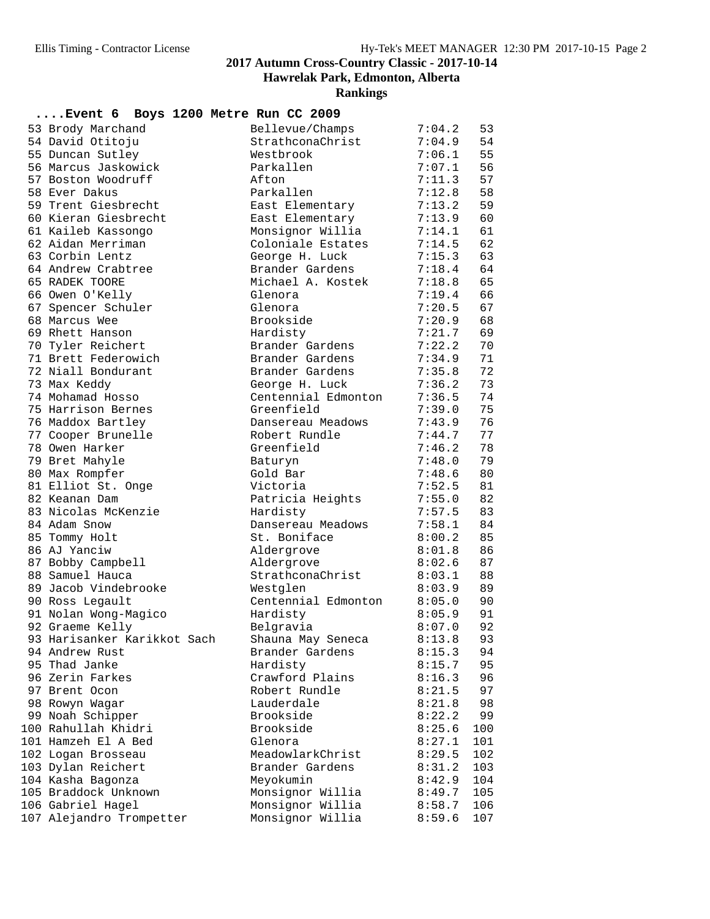# 2017 Autumn Cross-Country Classic - 2017-10-14

## Hawrelak Park, Edmonton, Alberta

## Rankings

### ....Event 6 Boys 1200 Metre Run CC 2009

| | | | | |
|---|---|---|---|---|
| 53 | Brody Marchand | Bellevue/Champs | 7:04.2 | 53 |
| 54 | David Otitoju | StrathconaChrist | 7:04.9 | 54 |
| 55 | Duncan Sutley | Westbrook | 7:06.1 | 55 |
| 56 | Marcus Jaskowick | Parkallen | 7:07.1 | 56 |
| 57 | Boston Woodruff | Afton | 7:11.3 | 57 |
| 58 | Ever Dakus | Parkallen | 7:12.8 | 58 |
| 59 | Trent Giesbrecht | East Elementary | 7:13.2 | 59 |
| 60 | Kieran Giesbrecht | East Elementary | 7:13.9 | 60 |
| 61 | Kaileb Kassongo | Monsignor Willia | 7:14.1 | 61 |
| 62 | Aidan Merriman | Coloniale Estates | 7:14.5 | 62 |
| 63 | Corbin Lentz | George H. Luck | 7:15.3 | 63 |
| 64 | Andrew Crabtree | Brander Gardens | 7:18.4 | 64 |
| 65 | RADEK TOORE | Michael A. Kostek | 7:18.8 | 65 |
| 66 | Owen O'Kelly | Glenora | 7:19.4 | 66 |
| 67 | Spencer Schuler | Glenora | 7:20.5 | 67 |
| 68 | Marcus Wee | Brookside | 7:20.9 | 68 |
| 69 | Rhett Hanson | Hardisty | 7:21.7 | 69 |
| 70 | Tyler Reichert | Brander Gardens | 7:22.2 | 70 |
| 71 | Brett Federowich | Brander Gardens | 7:34.9 | 71 |
| 72 | Niall Bondurant | Brander Gardens | 7:35.8 | 72 |
| 73 | Max Keddy | George H. Luck | 7:36.2 | 73 |
| 74 | Mohamad Hosso | Centennial Edmonton | 7:36.5 | 74 |
| 75 | Harrison Bernes | Greenfield | 7:39.0 | 75 |
| 76 | Maddox Bartley | Dansereau Meadows | 7:43.9 | 76 |
| 77 | Cooper Brunelle | Robert Rundle | 7:44.7 | 77 |
| 78 | Owen Harker | Greenfield | 7:46.2 | 78 |
| 79 | Bret Mahyle | Baturyn | 7:48.0 | 79 |
| 80 | Max Rompfer | Gold Bar | 7:48.6 | 80 |
| 81 | Elliot St. Onge | Victoria | 7:52.5 | 81 |
| 82 | Keanan Dam | Patricia Heights | 7:55.0 | 82 |
| 83 | Nicolas McKenzie | Hardisty | 7:57.5 | 83 |
| 84 | Adam Snow | Dansereau Meadows | 7:58.1 | 84 |
| 85 | Tommy Holt | St. Boniface | 8:00.2 | 85 |
| 86 | AJ Yanciw | Aldergrove | 8:01.8 | 86 |
| 87 | Bobby Campbell | Aldergrove | 8:02.6 | 87 |
| 88 | Samuel Hauca | StrathconaChrist | 8:03.1 | 88 |
| 89 | Jacob Vindebrooke | Westglen | 8:03.9 | 89 |
| 90 | Ross Legault | Centennial Edmonton | 8:05.0 | 90 |
| 91 | Nolan Wong-Magico | Hardisty | 8:05.9 | 91 |
| 92 | Graeme Kelly | Belgravia | 8:07.0 | 92 |
| 93 | Harisanker Karikkot Sach | Shauna May Seneca | 8:13.8 | 93 |
| 94 | Andrew Rust | Brander Gardens | 8:15.3 | 94 |
| 95 | Thad Janke | Hardisty | 8:15.7 | 95 |
| 96 | Zerin Farkes | Crawford Plains | 8:16.3 | 96 |
| 97 | Brent Ocon | Robert Rundle | 8:21.5 | 97 |
| 98 | Rowyn Wagar | Lauderdale | 8:21.8 | 98 |
| 99 | Noah Schipper | Brookside | 8:22.2 | 99 |
| 100 | Rahullah Khidri | Brookside | 8:25.6 | 100 |
| 101 | Hamzeh El A Bed | Glenora | 8:27.1 | 101 |
| 102 | Logan Brosseau | MeadowlarkChrist | 8:29.5 | 102 |
| 103 | Dylan Reichert | Brander Gardens | 8:31.2 | 103 |
| 104 | Kasha Bagonza | Meyokumin | 8:42.9 | 104 |
| 105 | Braddock Unknown | Monsignor Willia | 8:49.7 | 105 |
| 106 | Gabriel Hagel | Monsignor Willia | 8:58.7 | 106 |
| 107 | Alejandro Trompetter | Monsignor Willia | 8:59.6 | 107 |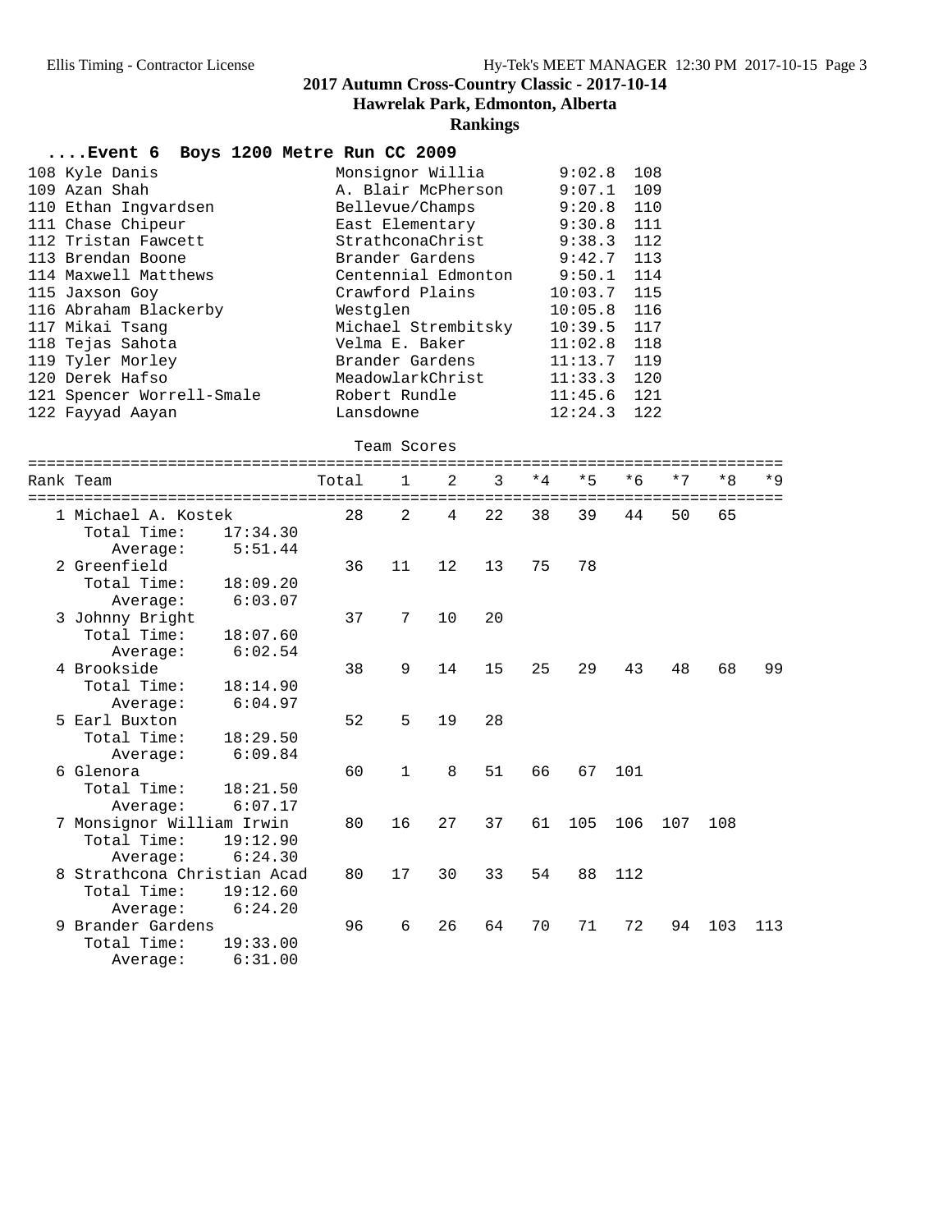## 2017 Autumn Cross-Country Classic - 2017-10-14

### Hawrelak Park, Edmonton, Alberta

### Rankings

**....Event 6 Boys 1200 Metre Run CC 2009**

| | | | | |
|---|---|---|---|---|
| 108 | Kyle Danis | Monsignor Willia | 9:02.8 | 108 |
| 109 | Azan Shah | A. Blair McPherson | 9:07.1 | 109 |
| 110 | Ethan Ingvardsen | Bellevue/Champs | 9:20.8 | 110 |
| 111 | Chase Chipeur | East Elementary | 9:30.8 | 111 |
| 112 | Tristan Fawcett | StrathconaChrist | 9:38.3 | 112 |
| 113 | Brendan Boone | Brander Gardens | 9:42.7 | 113 |
| 114 | Maxwell Matthews | Centennial Edmonton | 9:50.1 | 114 |
| 115 | Jaxson Goy | Crawford Plains | 10:03.7 | 115 |
| 116 | Abraham Blackerby | Westglen | 10:05.8 | 116 |
| 117 | Mikai Tsang | Michael Strembitsky | 10:39.5 | 117 |
| 118 | Tejas Sahota | Velma E. Baker | 11:02.8 | 118 |
| 119 | Tyler Morley | Brander Gardens | 11:13.7 | 119 |
| 120 | Derek Hafso | MeadowlarkChrist | 11:33.3 | 120 |
| 121 | Spencer Worrell-Smale | Robert Rundle | 11:45.6 | 121 |
| 122 | Fayyad Aayan | Lansdowne | 12:24.3 | 122 |

Team Scores

| Rank | Team | Total | 1 | 2 | 3 | *4 | *5 | *6 | *7 | *8 | *9 |
|---|---|---|---|---|---|---|---|---|---|---|---|
| 1 | Michael A. Kostek | 28 | 2 | 4 | 22 | 38 | 39 | 44 | 50 | 65 | |
| | Total Time: 17:34.30 | | | | | | | | | | |
| | Average: 5:51.44 | | | | | | | | | | |
| 2 | Greenfield | 36 | 11 | 12 | 13 | 75 | 78 | | | | |
| | Total Time: 18:09.20 | | | | | | | | | | |
| | Average: 6:03.07 | | | | | | | | | | |
| 3 | Johnny Bright | 37 | 7 | 10 | 20 | | | | | | |
| | Total Time: 18:07.60 | | | | | | | | | | |
| | Average: 6:02.54 | | | | | | | | | | |
| 4 | Brookside | 38 | 9 | 14 | 15 | 25 | 29 | 43 | 48 | 68 | 99 |
| | Total Time: 18:14.90 | | | | | | | | | | |
| | Average: 6:04.97 | | | | | | | | | | |
| 5 | Earl Buxton | 52 | 5 | 19 | 28 | | | | | | |
| | Total Time: 18:29.50 | | | | | | | | | | |
| | Average: 6:09.84 | | | | | | | | | | |
| 6 | Glenora | 60 | 1 | 8 | 51 | 66 | 67 | 101 | | | |
| | Total Time: 18:21.50 | | | | | | | | | | |
| | Average: 6:07.17 | | | | | | | | | | |
| 7 | Monsignor William Irwin | 80 | 16 | 27 | 37 | 61 | 105 | 106 | 107 | 108 | |
| | Total Time: 19:12.90 | | | | | | | | | | |
| | Average: 6:24.30 | | | | | | | | | | |
| 8 | Strathcona Christian Acad | 80 | 17 | 30 | 33 | 54 | 88 | 112 | | | |
| | Total Time: 19:12.60 | | | | | | | | | | |
| | Average: 6:24.20 | | | | | | | | | | |
| 9 | Brander Gardens | 96 | 6 | 26 | 64 | 70 | 71 | 72 | 94 | 103 | 113 |
| | Total Time: 19:33.00 | | | | | | | | | | |
| | Average: 6:31.00 | | | | | | | | | | |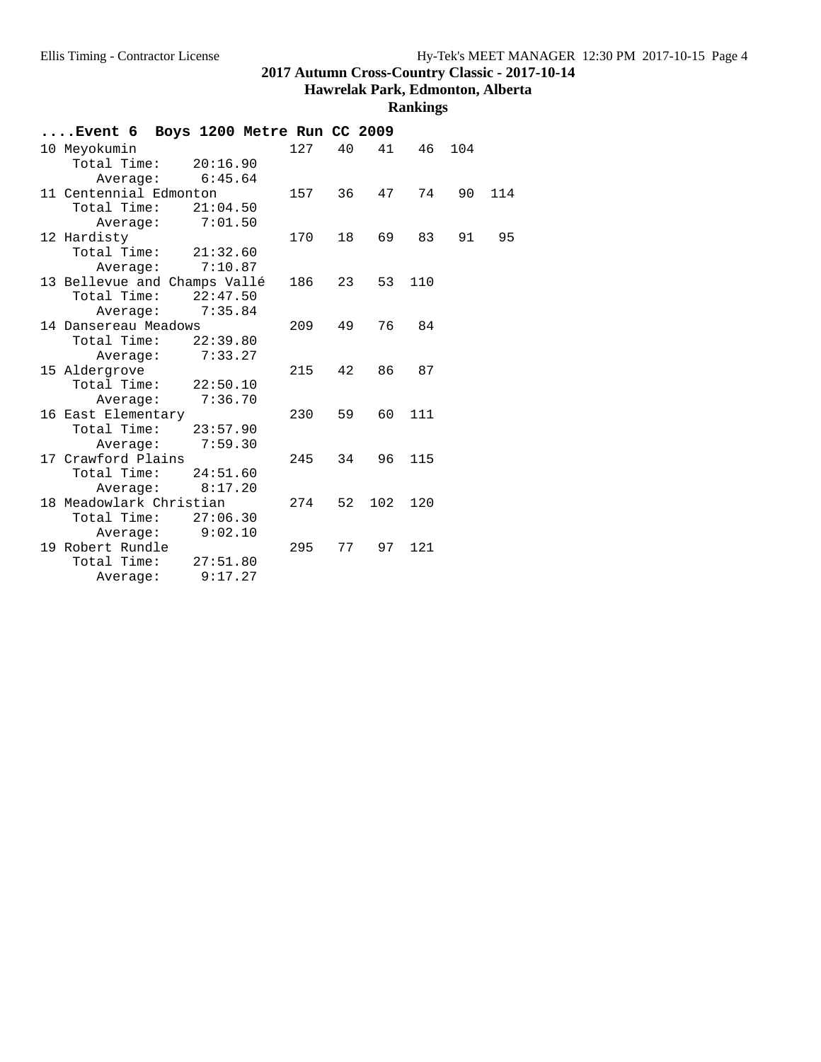## 2017 Autumn Cross-Country Classic - 2017-10-14
### Hawrelak Park, Edmonton, Alberta
### Rankings

**....Event 6 Boys 1200 Metre Run CC 2009**

| | | | | | | | |
|---|---|---|---|---|---|---|---|
| 10 Meyokumin | 127 | 40 | 41 | 46 | 104 | | |
| Total Time: 20:16.90 | | | | | | | |
| Average: 6:45.64 | | | | | | | |
| 11 Centennial Edmonton | 157 | 36 | 47 | 74 | 90 | 114 | |
| Total Time: 21:04.50 | | | | | | | |
| Average: 7:01.50 | | | | | | | |
| 12 Hardisty | 170 | 18 | 69 | 83 | 91 | 95 | |
| Total Time: 21:32.60 | | | | | | | |
| Average: 7:10.87 | | | | | | | |
| 13 Bellevue and Champs Vallé | 186 | 23 | 53 | 110 | | | |
| Total Time: 22:47.50 | | | | | | | |
| Average: 7:35.84 | | | | | | | |
| 14 Dansereau Meadows | 209 | 49 | 76 | 84 | | | |
| Total Time: 22:39.80 | | | | | | | |
| Average: 7:33.27 | | | | | | | |
| 15 Aldergrove | 215 | 42 | 86 | 87 | | | |
| Total Time: 22:50.10 | | | | | | | |
| Average: 7:36.70 | | | | | | | |
| 16 East Elementary | 230 | 59 | 60 | 111 | | | |
| Total Time: 23:57.90 | | | | | | | |
| Average: 7:59.30 | | | | | | | |
| 17 Crawford Plains | 245 | 34 | 96 | 115 | | | |
| Total Time: 24:51.60 | | | | | | | |
| Average: 8:17.20 | | | | | | | |
| 18 Meadowlark Christian | 274 | 52 | 102 | 120 | | | |
| Total Time: 27:06.30 | | | | | | | |
| Average: 9:02.10 | | | | | | | |
| 19 Robert Rundle | 295 | 77 | 97 | 121 | | | |
| Total Time: 27:51.80 | | | | | | | |
| Average: 9:17.27 | | | | | | | |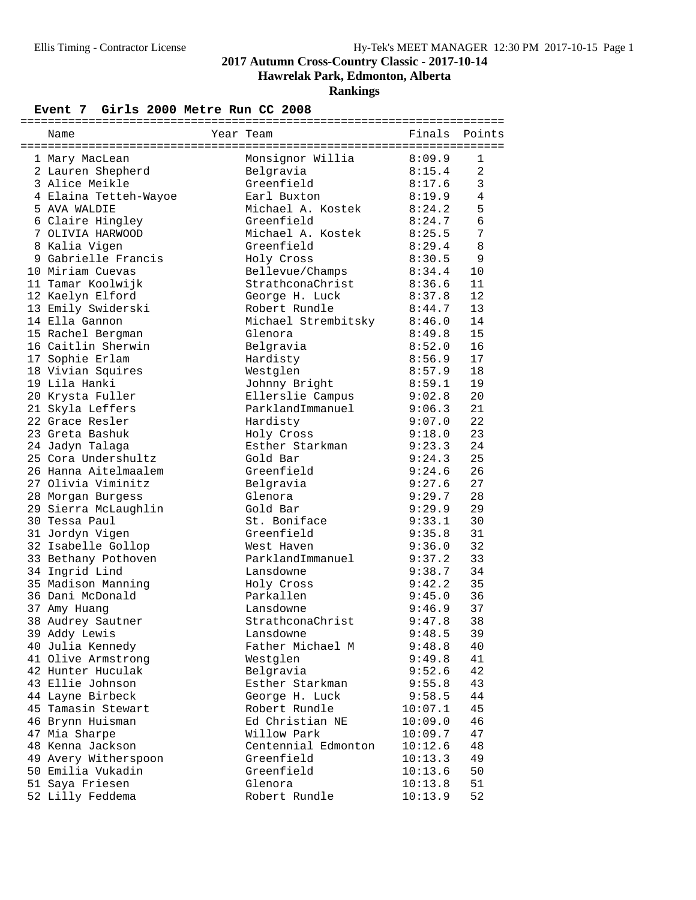# 2017 Autumn Cross-Country Classic - 2017-10-14

## Hawrelak Park, Edmonton, Alberta

## Rankings

### Event 7 Girls 2000 Metre Run CC 2008

| | Name | Year | Team | Finals | Points |
|---|---|---|---|---|---|
| 1 | Mary MacLean | | Monsignor Willia | 8:09.9 | 1 |
| 2 | Lauren Shepherd | | Belgravia | 8:15.4 | 2 |
| 3 | Alice Meikle | | Greenfield | 8:17.6 | 3 |
| 4 | Elaina Tetteh-Wayoe | | Earl Buxton | 8:19.9 | 4 |
| 5 | AVA WALDIE | | Michael A. Kostek | 8:24.2 | 5 |
| 6 | Claire Hingley | | Greenfield | 8:24.7 | 6 |
| 7 | OLIVIA HARWOOD | | Michael A. Kostek | 8:25.5 | 7 |
| 8 | Kalia Vigen | | Greenfield | 8:29.4 | 8 |
| 9 | Gabrielle Francis | | Holy Cross | 8:30.5 | 9 |
| 10 | Miriam Cuevas | | Bellevue/Champs | 8:34.4 | 10 |
| 11 | Tamar Koolwijk | | StrathconaChrist | 8:36.6 | 11 |
| 12 | Kaelyn Elford | | George H. Luck | 8:37.8 | 12 |
| 13 | Emily Swiderski | | Robert Rundle | 8:44.7 | 13 |
| 14 | Ella Gannon | | Michael Strembitsky | 8:46.0 | 14 |
| 15 | Rachel Bergman | | Glenora | 8:49.8 | 15 |
| 16 | Caitlin Sherwin | | Belgravia | 8:52.0 | 16 |
| 17 | Sophie Erlam | | Hardisty | 8:56.9 | 17 |
| 18 | Vivian Squires | | Westglen | 8:57.9 | 18 |
| 19 | Lila Hanki | | Johnny Bright | 8:59.1 | 19 |
| 20 | Krysta Fuller | | Ellerslie Campus | 9:02.8 | 20 |
| 21 | Skyla Leffers | | ParklandImmanuel | 9:06.3 | 21 |
| 22 | Grace Resler | | Hardisty | 9:07.0 | 22 |
| 23 | Greta Bashuk | | Holy Cross | 9:18.0 | 23 |
| 24 | Jadyn Talaga | | Esther Starkman | 9:23.3 | 24 |
| 25 | Cora Undershultz | | Gold Bar | 9:24.3 | 25 |
| 26 | Hanna Aitelmaalem | | Greenfield | 9:24.6 | 26 |
| 27 | Olivia Viminitz | | Belgravia | 9:27.6 | 27 |
| 28 | Morgan Burgess | | Glenora | 9:29.7 | 28 |
| 29 | Sierra McLaughlin | | Gold Bar | 9:29.9 | 29 |
| 30 | Tessa Paul | | St. Boniface | 9:33.1 | 30 |
| 31 | Jordyn Vigen | | Greenfield | 9:35.8 | 31 |
| 32 | Isabelle Gollop | | West Haven | 9:36.0 | 32 |
| 33 | Bethany Pothoven | | ParklandImmanuel | 9:37.2 | 33 |
| 34 | Ingrid Lind | | Lansdowne | 9:38.7 | 34 |
| 35 | Madison Manning | | Holy Cross | 9:42.2 | 35 |
| 36 | Dani McDonald | | Parkallen | 9:45.0 | 36 |
| 37 | Amy Huang | | Lansdowne | 9:46.9 | 37 |
| 38 | Audrey Sautner | | StrathconaChrist | 9:47.8 | 38 |
| 39 | Addy Lewis | | Lansdowne | 9:48.5 | 39 |
| 40 | Julia Kennedy | | Father Michael M | 9:48.8 | 40 |
| 41 | Olive Armstrong | | Westglen | 9:49.8 | 41 |
| 42 | Hunter Huculak | | Belgravia | 9:52.6 | 42 |
| 43 | Ellie Johnson | | Esther Starkman | 9:55.8 | 43 |
| 44 | Layne Birbeck | | George H. Luck | 9:58.5 | 44 |
| 45 | Tamasin Stewart | | Robert Rundle | 10:07.1 | 45 |
| 46 | Brynn Huisman | | Ed Christian NE | 10:09.0 | 46 |
| 47 | Mia Sharpe | | Willow Park | 10:09.7 | 47 |
| 48 | Kenna Jackson | | Centennial Edmonton | 10:12.6 | 48 |
| 49 | Avery Witherspoon | | Greenfield | 10:13.3 | 49 |
| 50 | Emilia Vukadin | | Greenfield | 10:13.6 | 50 |
| 51 | Saya Friesen | | Glenora | 10:13.8 | 51 |
| 52 | Lilly Feddema | | Robert Rundle | 10:13.9 | 52 |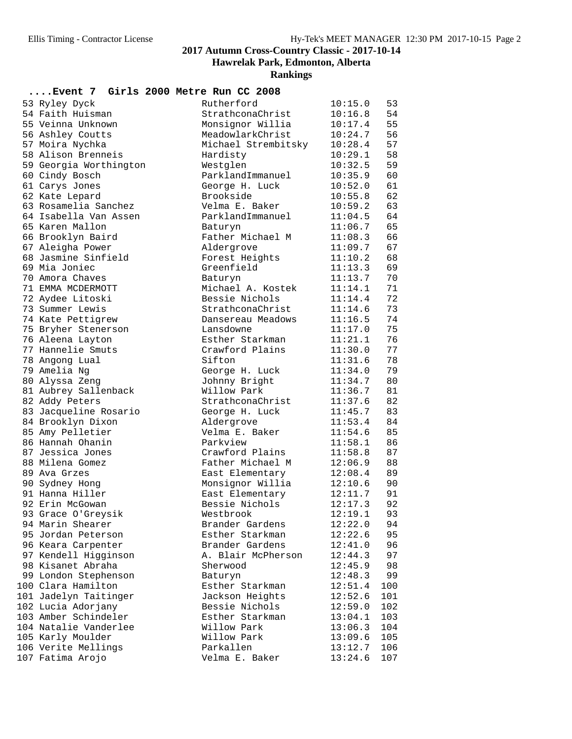# 2017 Autumn Cross-Country Classic - 2017-10-14

## Hawrelak Park, Edmonton, Alberta

### Rankings

**....Event 7 Girls 2000 Metre Run CC 2008**

| Place | Name | School | Time | Points |
|---|---|---|---|---|
| 53 | Ryley Dyck | Rutherford | 10:15.0 | 53 |
| 54 | Faith Huisman | StrathconaChrist | 10:16.8 | 54 |
| 55 | Veinna Unknown | Monsignor Willia | 10:17.4 | 55 |
| 56 | Ashley Coutts | MeadowlarkChrist | 10:24.7 | 56 |
| 57 | Moira Nychka | Michael Strembitsky | 10:28.4 | 57 |
| 58 | Alison Brenneis | Hardisty | 10:29.1 | 58 |
| 59 | Georgia Worthington | Westglen | 10:32.5 | 59 |
| 60 | Cindy Bosch | ParklandImmanuel | 10:35.9 | 60 |
| 61 | Carys Jones | George H. Luck | 10:52.0 | 61 |
| 62 | Kate Lepard | Brookside | 10:55.8 | 62 |
| 63 | Rosamelia Sanchez | Velma E. Baker | 10:59.2 | 63 |
| 64 | Isabella Van Assen | ParklandImmanuel | 11:04.5 | 64 |
| 65 | Karen Mallon | Baturyn | 11:06.7 | 65 |
| 66 | Brooklyn Baird | Father Michael M | 11:08.3 | 66 |
| 67 | Aleigha Power | Aldergrove | 11:09.7 | 67 |
| 68 | Jasmine Sinfield | Forest Heights | 11:10.2 | 68 |
| 69 | Mia Joniec | Greenfield | 11:13.3 | 69 |
| 70 | Amora Chaves | Baturyn | 11:13.7 | 70 |
| 71 | EMMA MCDERMOTT | Michael A. Kostek | 11:14.1 | 71 |
| 72 | Aydee Litoski | Bessie Nichols | 11:14.4 | 72 |
| 73 | Summer Lewis | StrathconaChrist | 11:14.6 | 73 |
| 74 | Kate Pettigrew | Dansereau Meadows | 11:16.5 | 74 |
| 75 | Bryher Stenerson | Lansdowne | 11:17.0 | 75 |
| 76 | Aleena Layton | Esther Starkman | 11:21.1 | 76 |
| 77 | Hannelie Smuts | Crawford Plains | 11:30.0 | 77 |
| 78 | Angong Lual | Sifton | 11:31.6 | 78 |
| 79 | Amelia Ng | George H. Luck | 11:34.0 | 79 |
| 80 | Alyssa Zeng | Johnny Bright | 11:34.7 | 80 |
| 81 | Aubrey Sallenback | Willow Park | 11:36.7 | 81 |
| 82 | Addy Peters | StrathconaChrist | 11:37.6 | 82 |
| 83 | Jacqueline Rosario | George H. Luck | 11:45.7 | 83 |
| 84 | Brooklyn Dixon | Aldergrove | 11:53.4 | 84 |
| 85 | Amy Pelletier | Velma E. Baker | 11:54.6 | 85 |
| 86 | Hannah Ohanin | Parkview | 11:58.1 | 86 |
| 87 | Jessica Jones | Crawford Plains | 11:58.8 | 87 |
| 88 | Milena Gomez | Father Michael M | 12:06.9 | 88 |
| 89 | Ava Grzes | East Elementary | 12:08.4 | 89 |
| 90 | Sydney Hong | Monsignor Willia | 12:10.6 | 90 |
| 91 | Hanna Hiller | East Elementary | 12:11.7 | 91 |
| 92 | Erin McGowan | Bessie Nichols | 12:17.3 | 92 |
| 93 | Grace O'Greysik | Westbrook | 12:19.1 | 93 |
| 94 | Marin Shearer | Brander Gardens | 12:22.0 | 94 |
| 95 | Jordan Peterson | Esther Starkman | 12:22.6 | 95 |
| 96 | Keara Carpenter | Brander Gardens | 12:41.0 | 96 |
| 97 | Kendell Higginson | A. Blair McPherson | 12:44.3 | 97 |
| 98 | Kisanet Abraha | Sherwood | 12:45.9 | 98 |
| 99 | London Stephenson | Baturyn | 12:48.3 | 99 |
| 100 | Clara Hamilton | Esther Starkman | 12:51.4 | 100 |
| 101 | Jadelyn Taitinger | Jackson Heights | 12:52.6 | 101 |
| 102 | Lucia Adorjany | Bessie Nichols | 12:59.0 | 102 |
| 103 | Amber Schindeler | Esther Starkman | 13:04.1 | 103 |
| 104 | Natalie Vanderlee | Willow Park | 13:06.3 | 104 |
| 105 | Karly Moulder | Willow Park | 13:09.6 | 105 |
| 106 | Verite Mellings | Parkallen | 13:12.7 | 106 |
| 107 | Fatima Arojo | Velma E. Baker | 13:24.6 | 107 |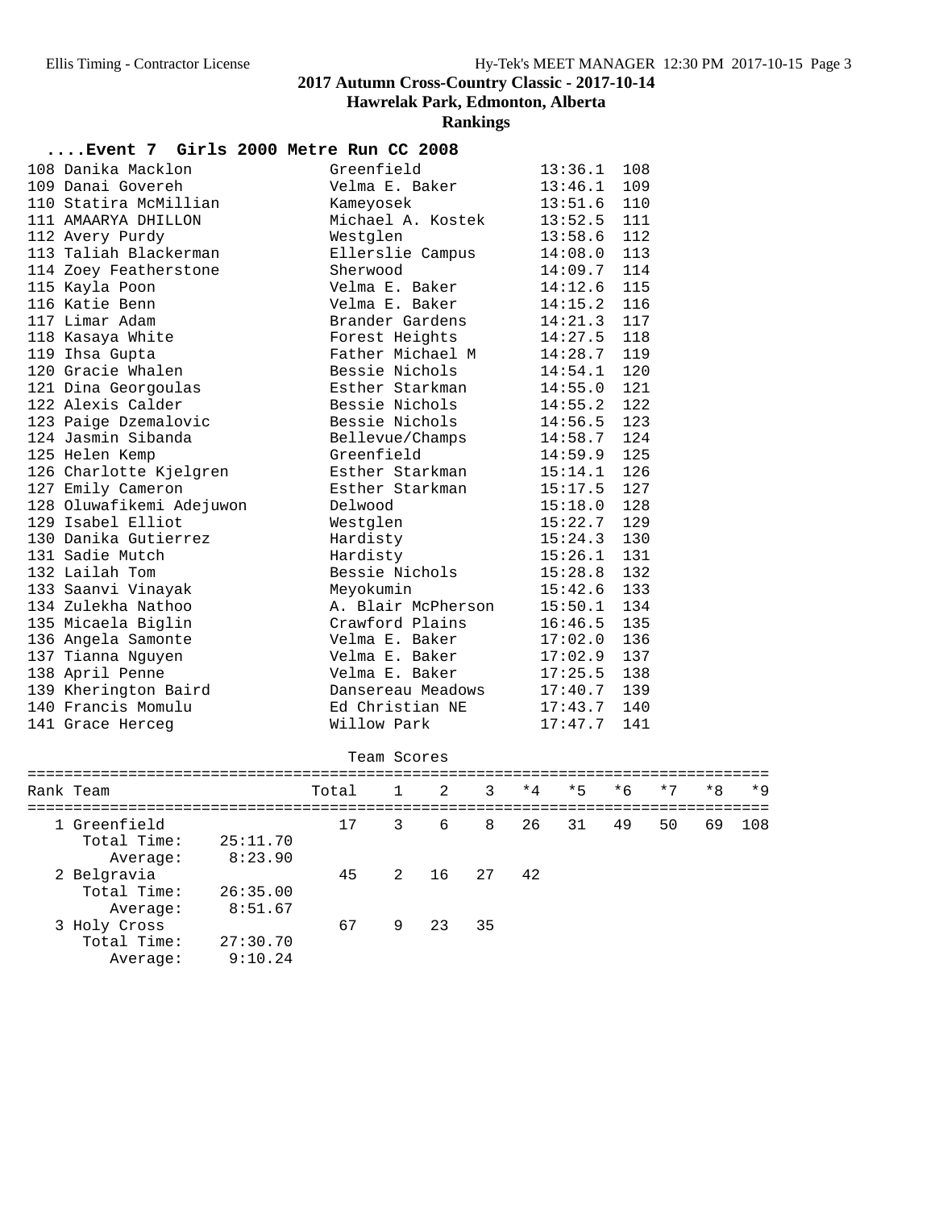## 2017 Autumn Cross-Country Classic - 2017-10-14
## Hawrelak Park, Edmonton, Alberta
## Rankings

### ....Event 7 Girls 2000 Metre Run CC 2008

| Place | Name | School | Time | Points |
|---|---|---|---|---|
| 108 | Danika Macklon | Greenfield | 13:36.1 | 108 |
| 109 | Danai Govereh | Velma E. Baker | 13:46.1 | 109 |
| 110 | Statira McMillian | Kameyosek | 13:51.6 | 110 |
| 111 | AMAARYA DHILLON | Michael A. Kostek | 13:52.5 | 111 |
| 112 | Avery Purdy | Westglen | 13:58.6 | 112 |
| 113 | Taliah Blackerman | Ellerslie Campus | 14:08.0 | 113 |
| 114 | Zoey Featherstone | Sherwood | 14:09.7 | 114 |
| 115 | Kayla Poon | Velma E. Baker | 14:12.6 | 115 |
| 116 | Katie Benn | Velma E. Baker | 14:15.2 | 116 |
| 117 | Limar Adam | Brander Gardens | 14:21.3 | 117 |
| 118 | Kasaya White | Forest Heights | 14:27.5 | 118 |
| 119 | Ihsa Gupta | Father Michael M | 14:28.7 | 119 |
| 120 | Gracie Whalen | Bessie Nichols | 14:54.1 | 120 |
| 121 | Dina Georgoulas | Esther Starkman | 14:55.0 | 121 |
| 122 | Alexis Calder | Bessie Nichols | 14:55.2 | 122 |
| 123 | Paige Dzemalovic | Bessie Nichols | 14:56.5 | 123 |
| 124 | Jasmin Sibanda | Bellevue/Champs | 14:58.7 | 124 |
| 125 | Helen Kemp | Greenfield | 14:59.9 | 125 |
| 126 | Charlotte Kjelgren | Esther Starkman | 15:14.1 | 126 |
| 127 | Emily Cameron | Esther Starkman | 15:17.5 | 127 |
| 128 | Oluwafikemi Adejuwon | Delwood | 15:18.0 | 128 |
| 129 | Isabel Elliot | Westglen | 15:22.7 | 129 |
| 130 | Danika Gutierrez | Hardisty | 15:24.3 | 130 |
| 131 | Sadie Mutch | Hardisty | 15:26.1 | 131 |
| 132 | Lailah Tom | Bessie Nichols | 15:28.8 | 132 |
| 133 | Saanvi Vinayak | Meyokumin | 15:42.6 | 133 |
| 134 | Zulekha Nathoo | A. Blair McPherson | 15:50.1 | 134 |
| 135 | Micaela Biglin | Crawford Plains | 16:46.5 | 135 |
| 136 | Angela Samonte | Velma E. Baker | 17:02.0 | 136 |
| 137 | Tianna Nguyen | Velma E. Baker | 17:02.9 | 137 |
| 138 | April Penne | Velma E. Baker | 17:25.5 | 138 |
| 139 | Kherington Baird | Dansereau Meadows | 17:40.7 | 139 |
| 140 | Francis Momulu | Ed Christian NE | 17:43.7 | 140 |
| 141 | Grace Herceg | Willow Park | 17:47.7 | 141 |

### Team Scores

| Rank | Team | | Total | 1 | 2 | 3 | *4 | *5 | *6 | *7 | *8 | *9 |
|---|---|---|---|---|---|---|---|---|---|---|---|---|
| 1 | Greenfield | | 17 | 3 | 6 | 8 | 26 | 31 | 49 | 50 | 69 | 108 |
| | Total Time: | 25:11.70 | | | | | | | | | | |
| | Average: | 8:23.90 | | | | | | | | | | |
| 2 | Belgravia | | 45 | 2 | 16 | 27 | 42 | | | | | |
| | Total Time: | 26:35.00 | | | | | | | | | | |
| | Average: | 8:51.67 | | | | | | | | | | |
| 3 | Holy Cross | | 67 | 9 | 23 | 35 | | | | | | |
| | Total Time: | 27:30.70 | | | | | | | | | | |
| | Average: | 9:10.24 | | | | | | | | | | |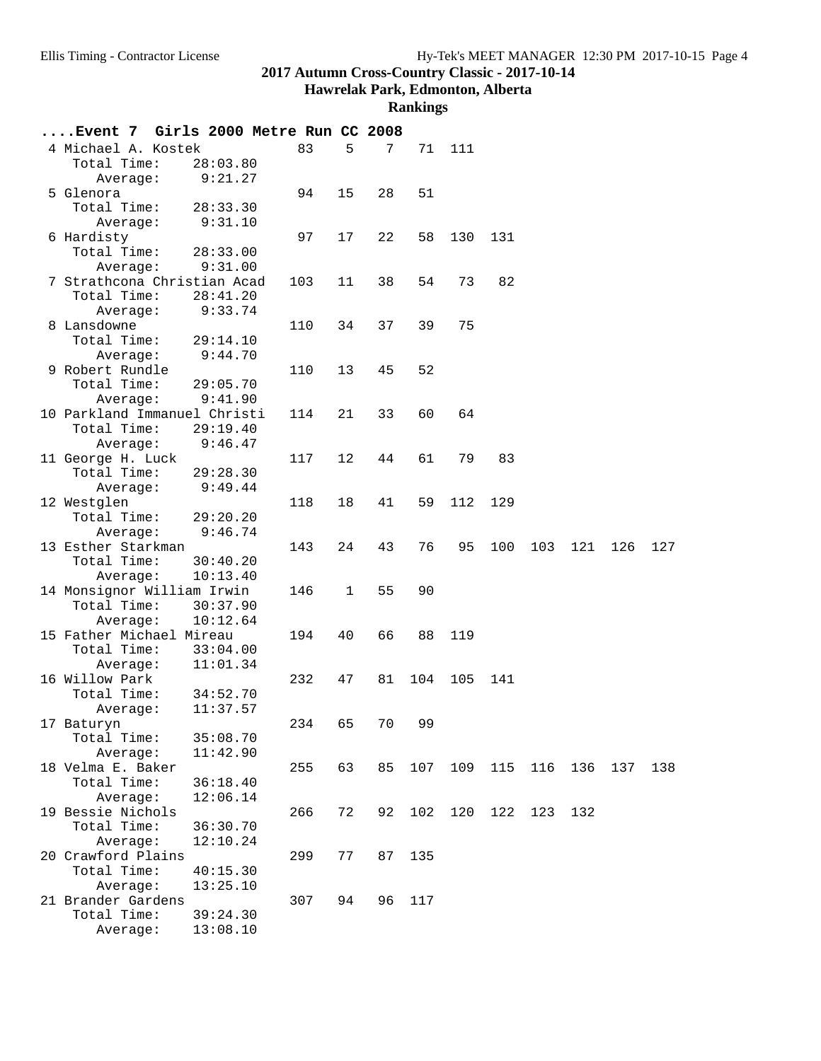## 2017 Autumn Cross-Country Classic - 2017-10-14

### Hawrelak Park, Edmonton, Alberta

### Rankings

**....Event 7 Girls 2000 Metre Run CC 2008**

| | | | | | | | | | | | |
|---|---|---|---|---|---|---|---|---|---|---|---|
| 4 Michael A. Kostek | 83 | 5 | 7 | 71 | 111 | | | | | | |
| Total Time: 28:03.80 | | | | | | | | | | | |
| Average: 9:21.27 | | | | | | | | | | | |
| 5 Glenora | 94 | 15 | 28 | 51 | | | | | | | |
| Total Time: 28:33.30 | | | | | | | | | | | |
| Average: 9:31.10 | | | | | | | | | | | |
| 6 Hardisty | 97 | 17 | 22 | 58 | 130 | 131 | | | | | |
| Total Time: 28:33.00 | | | | | | | | | | | |
| Average: 9:31.00 | | | | | | | | | | | |
| 7 Strathcona Christian Acad | 103 | 11 | 38 | 54 | 73 | 82 | | | | | |
| Total Time: 28:41.20 | | | | | | | | | | | |
| Average: 9:33.74 | | | | | | | | | | | |
| 8 Lansdowne | 110 | 34 | 37 | 39 | 75 | | | | | | |
| Total Time: 29:14.10 | | | | | | | | | | | |
| Average: 9:44.70 | | | | | | | | | | | |
| 9 Robert Rundle | 110 | 13 | 45 | 52 | | | | | | | |
| Total Time: 29:05.70 | | | | | | | | | | | |
| Average: 9:41.90 | | | | | | | | | | | |
| 10 Parkland Immanuel Christi | 114 | 21 | 33 | 60 | 64 | | | | | | |
| Total Time: 29:19.40 | | | | | | | | | | | |
| Average: 9:46.47 | | | | | | | | | | | |
| 11 George H. Luck | 117 | 12 | 44 | 61 | 79 | 83 | | | | | |
| Total Time: 29:28.30 | | | | | | | | | | | |
| Average: 9:49.44 | | | | | | | | | | | |
| 12 Westglen | 118 | 18 | 41 | 59 | 112 | 129 | | | | | |
| Total Time: 29:20.20 | | | | | | | | | | | |
| Average: 9:46.74 | | | | | | | | | | | |
| 13 Esther Starkman | 143 | 24 | 43 | 76 | 95 | 100 | 103 | 121 | 126 | 127 | |
| Total Time: 30:40.20 | | | | | | | | | | | |
| Average: 10:13.40 | | | | | | | | | | | |
| 14 Monsignor William Irwin | 146 | 1 | 55 | 90 | | | | | | | |
| Total Time: 30:37.90 | | | | | | | | | | | |
| Average: 10:12.64 | | | | | | | | | | | |
| 15 Father Michael Mireau | 194 | 40 | 66 | 88 | 119 | | | | | | |
| Total Time: 33:04.00 | | | | | | | | | | | |
| Average: 11:01.34 | | | | | | | | | | | |
| 16 Willow Park | 232 | 47 | 81 | 104 | 105 | 141 | | | | | |
| Total Time: 34:52.70 | | | | | | | | | | | |
| Average: 11:37.57 | | | | | | | | | | | |
| 17 Baturyn | 234 | 65 | 70 | 99 | | | | | | | |
| Total Time: 35:08.70 | | | | | | | | | | | |
| Average: 11:42.90 | | | | | | | | | | | |
| 18 Velma E. Baker | 255 | 63 | 85 | 107 | 109 | 115 | 116 | 136 | 137 | 138 | |
| Total Time: 36:18.40 | | | | | | | | | | | |
| Average: 12:06.14 | | | | | | | | | | | |
| 19 Bessie Nichols | 266 | 72 | 92 | 102 | 120 | 122 | 123 | 132 | | | |
| Total Time: 36:30.70 | | | | | | | | | | | |
| Average: 12:10.24 | | | | | | | | | | | |
| 20 Crawford Plains | 299 | 77 | 87 | 135 | | | | | | | |
| Total Time: 40:15.30 | | | | | | | | | | | |
| Average: 13:25.10 | | | | | | | | | | | |
| 21 Brander Gardens | 307 | 94 | 96 | 117 | | | | | | | |
| Total Time: 39:24.30 | | | | | | | | | | | |
| Average: 13:08.10 | | | | | | | | | | | |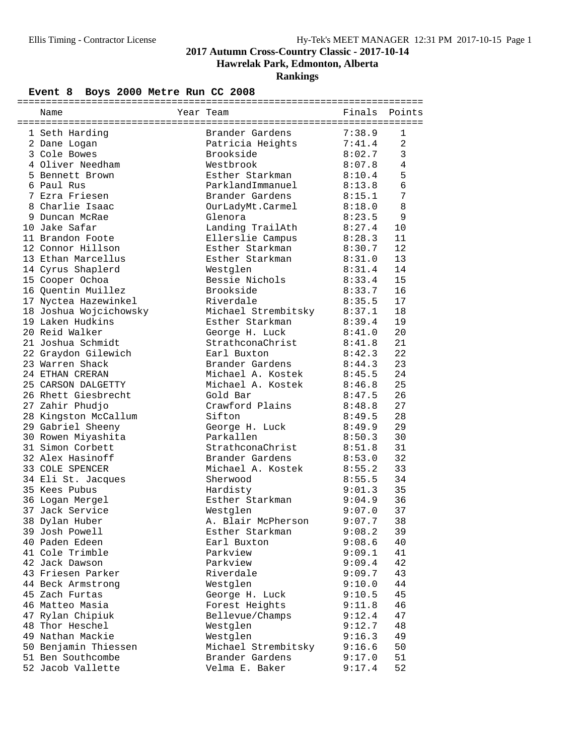## 2017 Autumn Cross-Country Classic - 2017-10-14

### Hawrelak Park, Edmonton, Alberta

### Rankings

**Event 8 Boys 2000 Metre Run CC 2008**

| | Name | Year | Team | Finals | Points |
|---|---|---|---|---|---|
| 1 | Seth Harding | | Brander Gardens | 7:38.9 | 1 |
| 2 | Dane Logan | | Patricia Heights | 7:41.4 | 2 |
| 3 | Cole Bowes | | Brookside | 8:02.7 | 3 |
| 4 | Oliver Needham | | Westbrook | 8:07.8 | 4 |
| 5 | Bennett Brown | | Esther Starkman | 8:10.4 | 5 |
| 6 | Paul Rus | | ParklandImmanuel | 8:13.8 | 6 |
| 7 | Ezra Friesen | | Brander Gardens | 8:15.1 | 7 |
| 8 | Charlie Isaac | | OurLadyMt.Carmel | 8:18.0 | 8 |
| 9 | Duncan McRae | | Glenora | 8:23.5 | 9 |
| 10 | Jake Safar | | Landing TrailAth | 8:27.4 | 10 |
| 11 | Brandon Foote | | Ellerslie Campus | 8:28.3 | 11 |
| 12 | Connor Hillson | | Esther Starkman | 8:30.7 | 12 |
| 13 | Ethan Marcellus | | Esther Starkman | 8:31.0 | 13 |
| 14 | Cyrus Shaplerd | | Westglen | 8:31.4 | 14 |
| 15 | Cooper Ochoa | | Bessie Nichols | 8:33.4 | 15 |
| 16 | Quentin Muillez | | Brookside | 8:33.7 | 16 |
| 17 | Nyctea Hazewinkel | | Riverdale | 8:35.5 | 17 |
| 18 | Joshua Wojcichowsky | | Michael Strembitsky | 8:37.1 | 18 |
| 19 | Laken Hudkins | | Esther Starkman | 8:39.4 | 19 |
| 20 | Reid Walker | | George H. Luck | 8:41.0 | 20 |
| 21 | Joshua Schmidt | | StrathconaChrist | 8:41.8 | 21 |
| 22 | Graydon Gilewich | | Earl Buxton | 8:42.3 | 22 |
| 23 | Warren Shack | | Brander Gardens | 8:44.3 | 23 |
| 24 | ETHAN CRERAN | | Michael A. Kostek | 8:45.5 | 24 |
| 25 | CARSON DALGETTY | | Michael A. Kostek | 8:46.8 | 25 |
| 26 | Rhett Giesbrecht | | Gold Bar | 8:47.5 | 26 |
| 27 | Zahir Phudjo | | Crawford Plains | 8:48.8 | 27 |
| 28 | Kingston McCallum | | Sifton | 8:49.5 | 28 |
| 29 | Gabriel Sheeny | | George H. Luck | 8:49.9 | 29 |
| 30 | Rowen Miyashita | | Parkallen | 8:50.3 | 30 |
| 31 | Simon Corbett | | StrathconaChrist | 8:51.8 | 31 |
| 32 | Alex Hasinoff | | Brander Gardens | 8:53.0 | 32 |
| 33 | COLE SPENCER | | Michael A. Kostek | 8:55.2 | 33 |
| 34 | Eli St. Jacques | | Sherwood | 8:55.5 | 34 |
| 35 | Kees Pubus | | Hardisty | 9:01.3 | 35 |
| 36 | Logan Mergel | | Esther Starkman | 9:04.9 | 36 |
| 37 | Jack Service | | Westglen | 9:07.0 | 37 |
| 38 | Dylan Huber | | A. Blair McPherson | 9:07.7 | 38 |
| 39 | Josh Powell | | Esther Starkman | 9:08.2 | 39 |
| 40 | Paden Edeen | | Earl Buxton | 9:08.6 | 40 |
| 41 | Cole Trimble | | Parkview | 9:09.1 | 41 |
| 42 | Jack Dawson | | Parkview | 9:09.4 | 42 |
| 43 | Friesen Parker | | Riverdale | 9:09.7 | 43 |
| 44 | Beck Armstrong | | Westglen | 9:10.0 | 44 |
| 45 | Zach Furtas | | George H. Luck | 9:10.5 | 45 |
| 46 | Matteo Masia | | Forest Heights | 9:11.8 | 46 |
| 47 | Rylan Chipiuk | | Bellevue/Champs | 9:12.4 | 47 |
| 48 | Thor Heschel | | Westglen | 9:12.7 | 48 |
| 49 | Nathan Mackie | | Westglen | 9:16.3 | 49 |
| 50 | Benjamin Thiessen | | Michael Strembitsky | 9:16.6 | 50 |
| 51 | Ben Southcombe | | Brander Gardens | 9:17.0 | 51 |
| 52 | Jacob Vallette | | Velma E. Baker | 9:17.4 | 52 |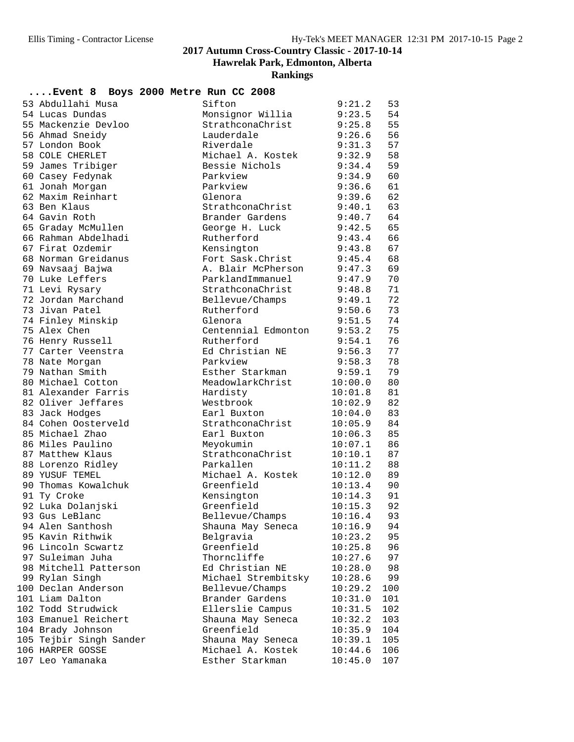# 2017 Autumn Cross-Country Classic - 2017-10-14

## Hawrelak Park, Edmonton, Alberta

### Rankings

**....Event 8 Boys 2000 Metre Run CC 2008**

| | | | | |
|---|---|---|---|---|
| 53 | Abdullahi Musa | Sifton | 9:21.2 | 53 |
| 54 | Lucas Dundas | Monsignor Willia | 9:23.5 | 54 |
| 55 | Mackenzie Devloo | StrathconaChrist | 9:25.8 | 55 |
| 56 | Ahmad Sneidy | Lauderdale | 9:26.6 | 56 |
| 57 | London Book | Riverdale | 9:31.3 | 57 |
| 58 | COLE CHERLET | Michael A. Kostek | 9:32.9 | 58 |
| 59 | James Tribiger | Bessie Nichols | 9:34.4 | 59 |
| 60 | Casey Fedynak | Parkview | 9:34.9 | 60 |
| 61 | Jonah Morgan | Parkview | 9:36.6 | 61 |
| 62 | Maxim Reinhart | Glenora | 9:39.6 | 62 |
| 63 | Ben Klaus | StrathconaChrist | 9:40.1 | 63 |
| 64 | Gavin Roth | Brander Gardens | 9:40.7 | 64 |
| 65 | Graday McMullen | George H. Luck | 9:42.5 | 65 |
| 66 | Rahman Abdelhadi | Rutherford | 9:43.4 | 66 |
| 67 | Firat Ozdemir | Kensington | 9:43.8 | 67 |
| 68 | Norman Greidanus | Fort Sask.Christ | 9:45.4 | 68 |
| 69 | Navsaaj Bajwa | A. Blair McPherson | 9:47.3 | 69 |
| 70 | Luke Leffers | ParklandImmanuel | 9:47.9 | 70 |
| 71 | Levi Rysary | StrathconaChrist | 9:48.8 | 71 |
| 72 | Jordan Marchand | Bellevue/Champs | 9:49.1 | 72 |
| 73 | Jivan Patel | Rutherford | 9:50.6 | 73 |
| 74 | Finley Minskip | Glenora | 9:51.5 | 74 |
| 75 | Alex Chen | Centennial Edmonton | 9:53.2 | 75 |
| 76 | Henry Russell | Rutherford | 9:54.1 | 76 |
| 77 | Carter Veenstra | Ed Christian NE | 9:56.3 | 77 |
| 78 | Nate Morgan | Parkview | 9:58.3 | 78 |
| 79 | Nathan Smith | Esther Starkman | 9:59.1 | 79 |
| 80 | Michael Cotton | MeadowlarkChrist | 10:00.0 | 80 |
| 81 | Alexander Farris | Hardisty | 10:01.8 | 81 |
| 82 | Oliver Jeffares | Westbrook | 10:02.9 | 82 |
| 83 | Jack Hodges | Earl Buxton | 10:04.0 | 83 |
| 84 | Cohen Oosterveld | StrathconaChrist | 10:05.9 | 84 |
| 85 | Michael Zhao | Earl Buxton | 10:06.3 | 85 |
| 86 | Miles Paulino | Meyokumin | 10:07.1 | 86 |
| 87 | Matthew Klaus | StrathconaChrist | 10:10.1 | 87 |
| 88 | Lorenzo Ridley | Parkallen | 10:11.2 | 88 |
| 89 | YUSUF TEMEL | Michael A. Kostek | 10:12.0 | 89 |
| 90 | Thomas Kowalchuk | Greenfield | 10:13.4 | 90 |
| 91 | Ty Croke | Kensington | 10:14.3 | 91 |
| 92 | Luka Dolanjski | Greenfield | 10:15.3 | 92 |
| 93 | Gus LeBlanc | Bellevue/Champs | 10:16.4 | 93 |
| 94 | Alen Santhosh | Shauna May Seneca | 10:16.9 | 94 |
| 95 | Kavin Rithwik | Belgravia | 10:23.2 | 95 |
| 96 | Lincoln Scwartz | Greenfield | 10:25.8 | 96 |
| 97 | Suleiman Juha | Thorncliffe | 10:27.6 | 97 |
| 98 | Mitchell Patterson | Ed Christian NE | 10:28.0 | 98 |
| 99 | Rylan Singh | Michael Strembitsky | 10:28.6 | 99 |
| 100 | Declan Anderson | Bellevue/Champs | 10:29.2 | 100 |
| 101 | Liam Dalton | Brander Gardens | 10:31.0 | 101 |
| 102 | Todd Strudwick | Ellerslie Campus | 10:31.5 | 102 |
| 103 | Emanuel Reichert | Shauna May Seneca | 10:32.2 | 103 |
| 104 | Brady Johnson | Greenfield | 10:35.9 | 104 |
| 105 | Tejbir Singh Sander | Shauna May Seneca | 10:39.1 | 105 |
| 106 | HARPER GOSSE | Michael A. Kostek | 10:44.6 | 106 |
| 107 | Leo Yamanaka | Esther Starkman | 10:45.0 | 107 |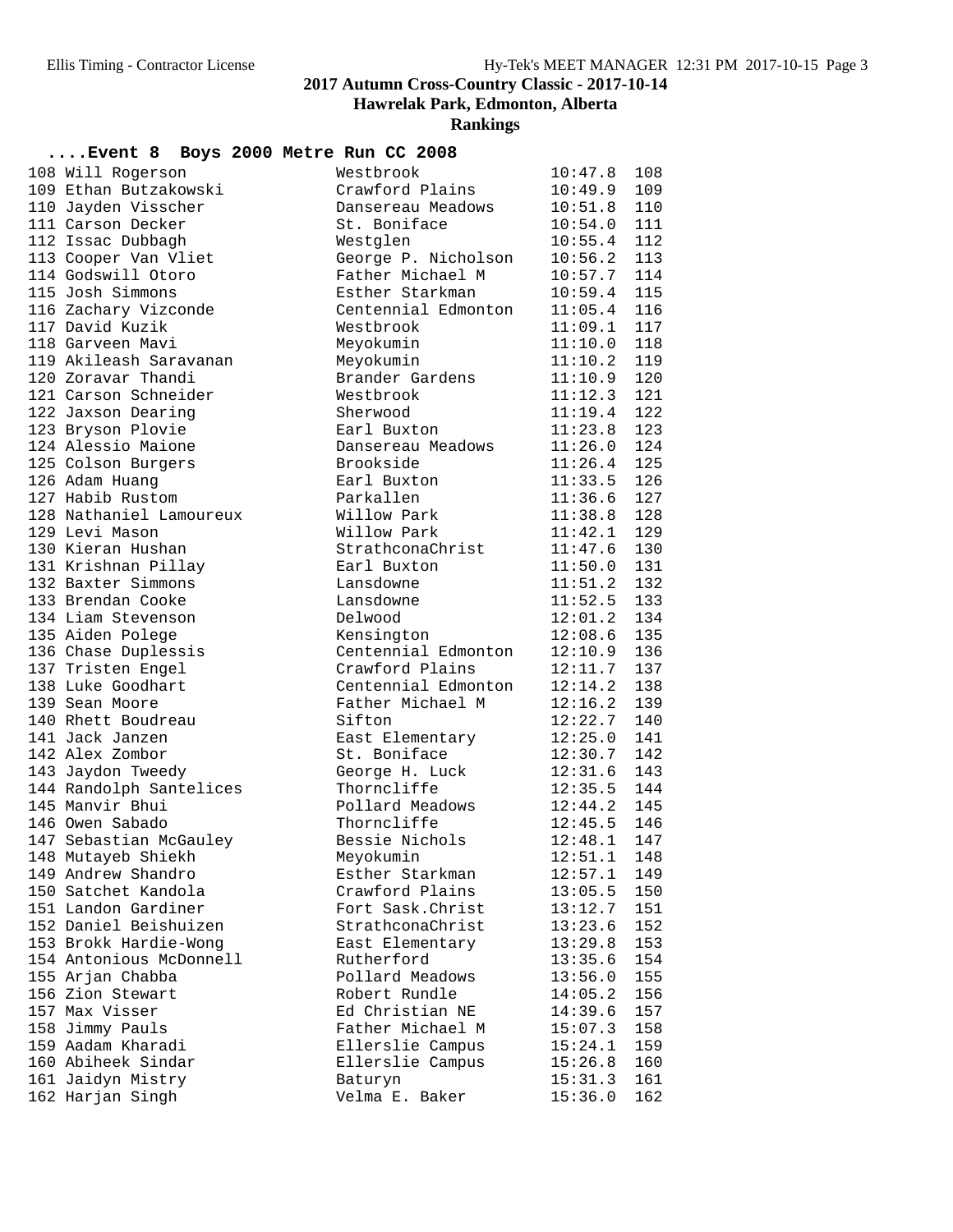# 2017 Autumn Cross-Country Classic - 2017-10-14

## Hawrelak Park, Edmonton, Alberta

## Rankings

### ....Event 8 Boys 2000 Metre Run CC 2008

| | | | | |
|---|---|---|---|---|
| 108 | Will Rogerson | Westbrook | 10:47.8 | 108 |
| 109 | Ethan Butzakowski | Crawford Plains | 10:49.9 | 109 |
| 110 | Jayden Visscher | Dansereau Meadows | 10:51.8 | 110 |
| 111 | Carson Decker | St. Boniface | 10:54.0 | 111 |
| 112 | Issac Dubbagh | Westglen | 10:55.4 | 112 |
| 113 | Cooper Van Vliet | George P. Nicholson | 10:56.2 | 113 |
| 114 | Godswill Otoro | Father Michael M | 10:57.7 | 114 |
| 115 | Josh Simmons | Esther Starkman | 10:59.4 | 115 |
| 116 | Zachary Vizconde | Centennial Edmonton | 11:05.4 | 116 |
| 117 | David Kuzik | Westbrook | 11:09.1 | 117 |
| 118 | Garveen Mavi | Meyokumin | 11:10.0 | 118 |
| 119 | Akileash Saravanan | Meyokumin | 11:10.2 | 119 |
| 120 | Zoravar Thandi | Brander Gardens | 11:10.9 | 120 |
| 121 | Carson Schneider | Westbrook | 11:12.3 | 121 |
| 122 | Jaxson Dearing | Sherwood | 11:19.4 | 122 |
| 123 | Bryson Plovie | Earl Buxton | 11:23.8 | 123 |
| 124 | Alessio Maione | Dansereau Meadows | 11:26.0 | 124 |
| 125 | Colson Burgers | Brookside | 11:26.4 | 125 |
| 126 | Adam Huang | Earl Buxton | 11:33.5 | 126 |
| 127 | Habib Rustom | Parkallen | 11:36.6 | 127 |
| 128 | Nathaniel Lamoureux | Willow Park | 11:38.8 | 128 |
| 129 | Levi Mason | Willow Park | 11:42.1 | 129 |
| 130 | Kieran Hushan | StrathconaChrist | 11:47.6 | 130 |
| 131 | Krishnan Pillay | Earl Buxton | 11:50.0 | 131 |
| 132 | Baxter Simmons | Lansdowne | 11:51.2 | 132 |
| 133 | Brendan Cooke | Lansdowne | 11:52.5 | 133 |
| 134 | Liam Stevenson | Delwood | 12:01.2 | 134 |
| 135 | Aiden Polege | Kensington | 12:08.6 | 135 |
| 136 | Chase Duplessis | Centennial Edmonton | 12:10.9 | 136 |
| 137 | Tristen Engel | Crawford Plains | 12:11.7 | 137 |
| 138 | Luke Goodhart | Centennial Edmonton | 12:14.2 | 138 |
| 139 | Sean Moore | Father Michael M | 12:16.2 | 139 |
| 140 | Rhett Boudreau | Sifton | 12:22.7 | 140 |
| 141 | Jack Janzen | East Elementary | 12:25.0 | 141 |
| 142 | Alex Zombor | St. Boniface | 12:30.7 | 142 |
| 143 | Jaydon Tweedy | George H. Luck | 12:31.6 | 143 |
| 144 | Randolph Santelices | Thorncliffe | 12:35.5 | 144 |
| 145 | Manvir Bhui | Pollard Meadows | 12:44.2 | 145 |
| 146 | Owen Sabado | Thorncliffe | 12:45.5 | 146 |
| 147 | Sebastian McGauley | Bessie Nichols | 12:48.1 | 147 |
| 148 | Mutayeb Shiekh | Meyokumin | 12:51.1 | 148 |
| 149 | Andrew Shandro | Esther Starkman | 12:57.1 | 149 |
| 150 | Satchet Kandola | Crawford Plains | 13:05.5 | 150 |
| 151 | Landon Gardiner | Fort Sask.Christ | 13:12.7 | 151 |
| 152 | Daniel Beishuizen | StrathconaChrist | 13:23.6 | 152 |
| 153 | Brokk Hardie-Wong | East Elementary | 13:29.8 | 153 |
| 154 | Antonious McDonnell | Rutherford | 13:35.6 | 154 |
| 155 | Arjan Chabba | Pollard Meadows | 13:56.0 | 155 |
| 156 | Zion Stewart | Robert Rundle | 14:05.2 | 156 |
| 157 | Max Visser | Ed Christian NE | 14:39.6 | 157 |
| 158 | Jimmy Pauls | Father Michael M | 15:07.3 | 158 |
| 159 | Aadam Kharadi | Ellerslie Campus | 15:24.1 | 159 |
| 160 | Abiheek Sindar | Ellerslie Campus | 15:26.8 | 160 |
| 161 | Jaidyn Mistry | Baturyn | 15:31.3 | 161 |
| 162 | Harjan Singh | Velma E. Baker | 15:36.0 | 162 |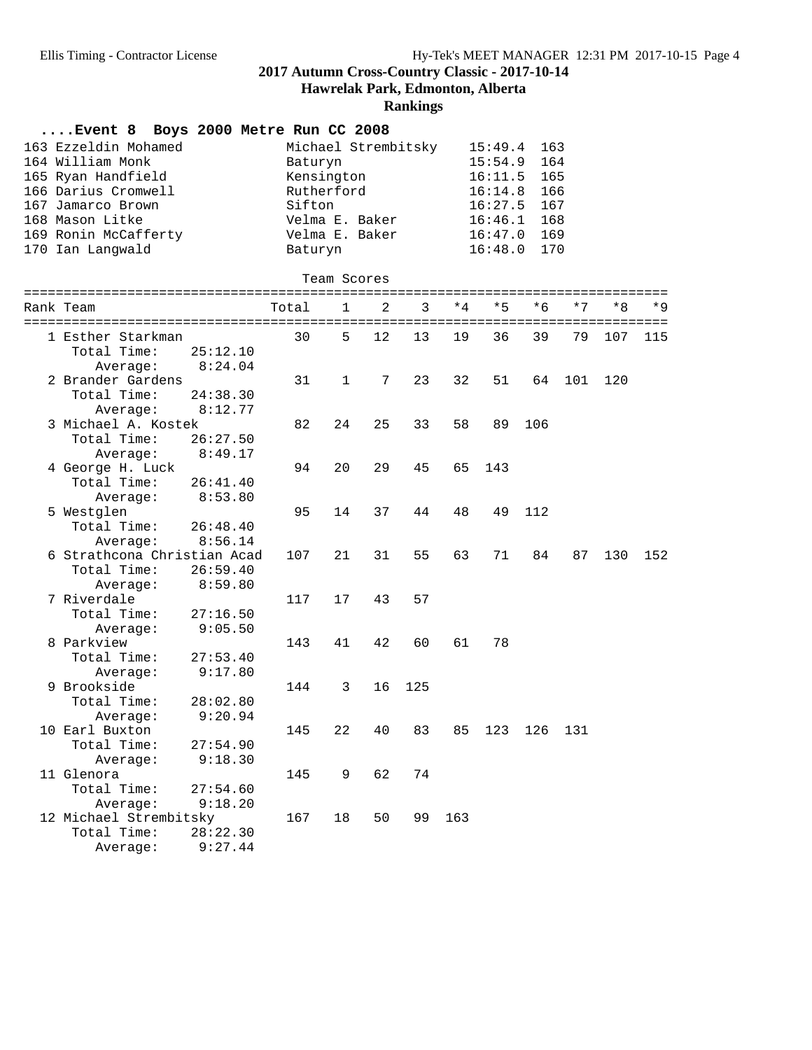# 2017 Autumn Cross-Country Classic - 2017-10-14

## Hawrelak Park, Edmonton, Alberta

### Rankings

**....Event 8 Boys 2000 Metre Run CC 2008**

| | | | | |
|---|---|---|---|---|
| 163 | Ezzeldin Mohamed | Michael Strembitsky | 15:49.4 | 163 |
| 164 | William Monk | Baturyn | 15:54.9 | 164 |
| 165 | Ryan Handfield | Kensington | 16:11.5 | 165 |
| 166 | Darius Cromwell | Rutherford | 16:14.8 | 166 |
| 167 | Jamarco Brown | Sifton | 16:27.5 | 167 |
| 168 | Mason Litke | Velma E. Baker | 16:46.1 | 168 |
| 169 | Ronin McCafferty | Velma E. Baker | 16:47.0 | 169 |
| 170 | Ian Langwald | Baturyn | 16:48.0 | 170 |

Team Scores

| Rank | Team | Total | 1 | 2 | 3 | *4 | *5 | *6 | *7 | *8 | *9 |
|---|---|---|---|---|---|---|---|---|---|---|---|
| 1 | Esther Starkman | 30 | 5 | 12 | 13 | 19 | 36 | 39 | 79 | 107 | 115 |
| | Total Time: 25:12.10 | | | | | | | | | | |
| | Average: 8:24.04 | | | | | | | | | | |
| 2 | Brander Gardens | 31 | 1 | 7 | 23 | 32 | 51 | 64 | 101 | 120 | |
| | Total Time: 24:38.30 | | | | | | | | | | |
| | Average: 8:12.77 | | | | | | | | | | |
| 3 | Michael A. Kostek | 82 | 24 | 25 | 33 | 58 | 89 | 106 | | | |
| | Total Time: 26:27.50 | | | | | | | | | | |
| | Average: 8:49.17 | | | | | | | | | | |
| 4 | George H. Luck | 94 | 20 | 29 | 45 | 65 | 143 | | | | |
| | Total Time: 26:41.40 | | | | | | | | | | |
| | Average: 8:53.80 | | | | | | | | | | |
| 5 | Westglen | 95 | 14 | 37 | 44 | 48 | 49 | 112 | | | |
| | Total Time: 26:48.40 | | | | | | | | | | |
| | Average: 8:56.14 | | | | | | | | | | |
| 6 | Strathcona Christian Acad | 107 | 21 | 31 | 55 | 63 | 71 | 84 | 87 | 130 | 152 |
| | Total Time: 26:59.40 | | | | | | | | | | |
| | Average: 8:59.80 | | | | | | | | | | |
| 7 | Riverdale | 117 | 17 | 43 | 57 | | | | | | |
| | Total Time: 27:16.50 | | | | | | | | | | |
| | Average: 9:05.50 | | | | | | | | | | |
| 8 | Parkview | 143 | 41 | 42 | 60 | 61 | 78 | | | | |
| | Total Time: 27:53.40 | | | | | | | | | | |
| | Average: 9:17.80 | | | | | | | | | | |
| 9 | Brookside | 144 | 3 | 16 | 125 | | | | | | |
| | Total Time: 28:02.80 | | | | | | | | | | |
| | Average: 9:20.94 | | | | | | | | | | |
| 10 | Earl Buxton | 145 | 22 | 40 | 83 | 85 | 123 | 126 | 131 | | |
| | Total Time: 27:54.90 | | | | | | | | | | |
| | Average: 9:18.30 | | | | | | | | | | |
| 11 | Glenora | 145 | 9 | 62 | 74 | | | | | | |
| | Total Time: 27:54.60 | | | | | | | | | | |
| | Average: 9:18.20 | | | | | | | | | | |
| 12 | Michael Strembitsky | 167 | 18 | 50 | 99 | 163 | | | | | |
| | Total Time: 28:22.30 | | | | | | | | | | |
| | Average: 9:27.44 | | | | | | | | | | |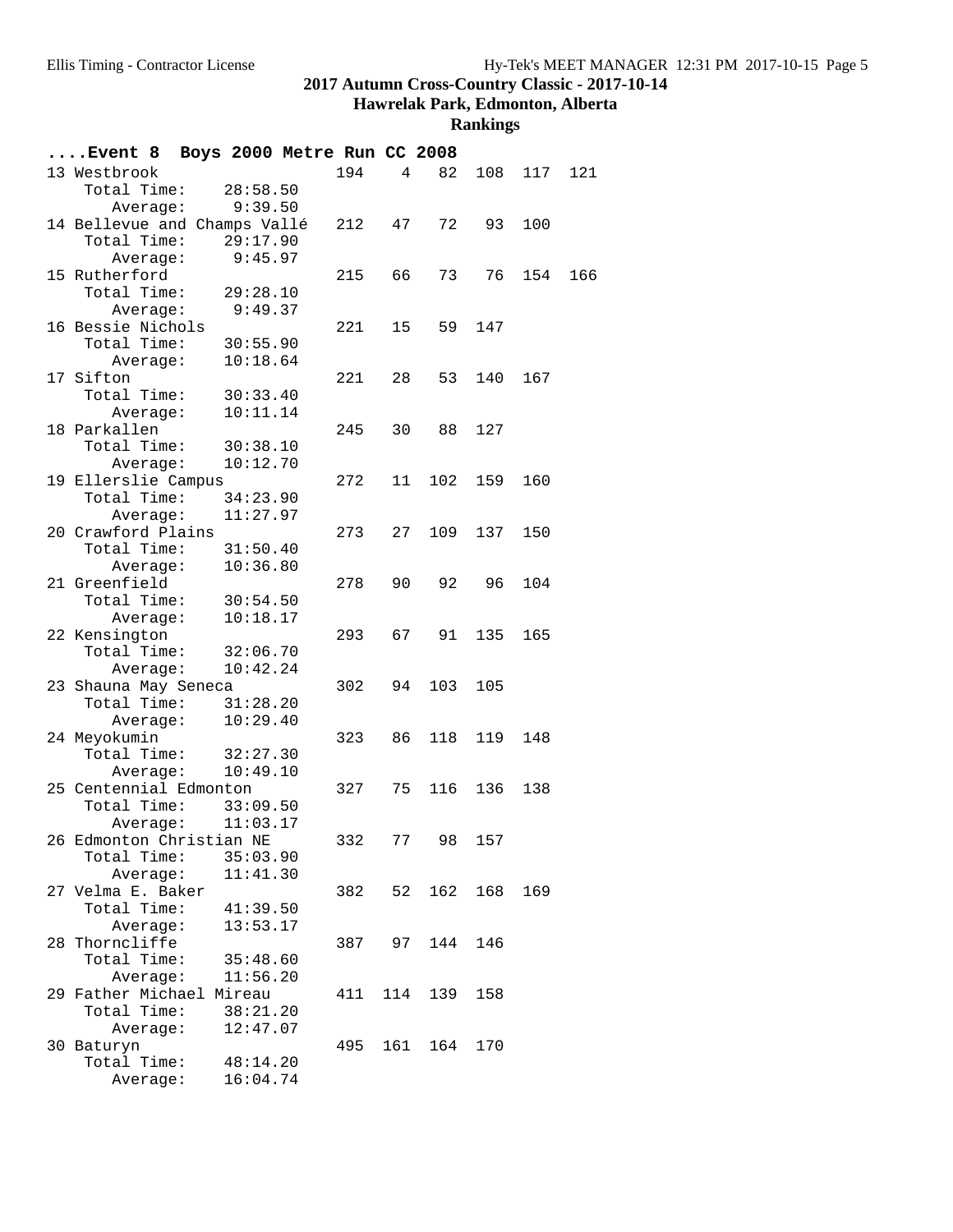## 2017 Autumn Cross-Country Classic - 2017-10-14

**Hawrelak Park, Edmonton, Alberta**

**Rankings**

**....Event 8 Boys 2000 Metre Run CC 2008**

```
13 Westbrook                    194    4   82  108  117  121
    Total Time:    28:58.50
       Average:     9:39.50
14 Bellevue and Champs Vallé    212   47   72   93  100
    Total Time:    29:17.90
       Average:     9:45.97
15 Rutherford                   215   66   73   76  154  166
    Total Time:    29:28.10
       Average:     9:49.37
16 Bessie Nichols               221   15   59  147
    Total Time:    30:55.90
       Average:    10:18.64
17 Sifton                       221   28   53  140  167
    Total Time:    30:33.40
       Average:    10:11.14
18 Parkallen                    245   30   88  127
    Total Time:    30:38.10
       Average:    10:12.70
19 Ellerslie Campus             272   11  102  159  160
    Total Time:    34:23.90
       Average:    11:27.97
20 Crawford Plains              273   27  109  137  150
    Total Time:    31:50.40
       Average:    10:36.80
21 Greenfield                   278   90   92   96  104
    Total Time:    30:54.50
       Average:    10:18.17
22 Kensington                   293   67   91  135  165
    Total Time:    32:06.70
       Average:    10:42.24
23 Shauna May Seneca            302   94  103  105
    Total Time:    31:28.20
       Average:    10:29.40
24 Meyokumin                    323   86  118  119  148
    Total Time:    32:27.30
       Average:    10:49.10
25 Centennial Edmonton          327   75  116  136  138
    Total Time:    33:09.50
       Average:    11:03.17
26 Edmonton Christian NE        332   77   98  157
    Total Time:    35:03.90
       Average:    11:41.30
27 Velma E. Baker               382   52  162  168  169
    Total Time:    41:39.50
       Average:    13:53.17
28 Thorncliffe                  387   97  144  146
    Total Time:    35:48.60
       Average:    11:56.20
29 Father Michael Mireau        411  114  139  158
    Total Time:    38:21.20
       Average:    12:47.07
30 Baturyn                      495  161  164  170
    Total Time:    48:14.20
       Average:    16:04.74
```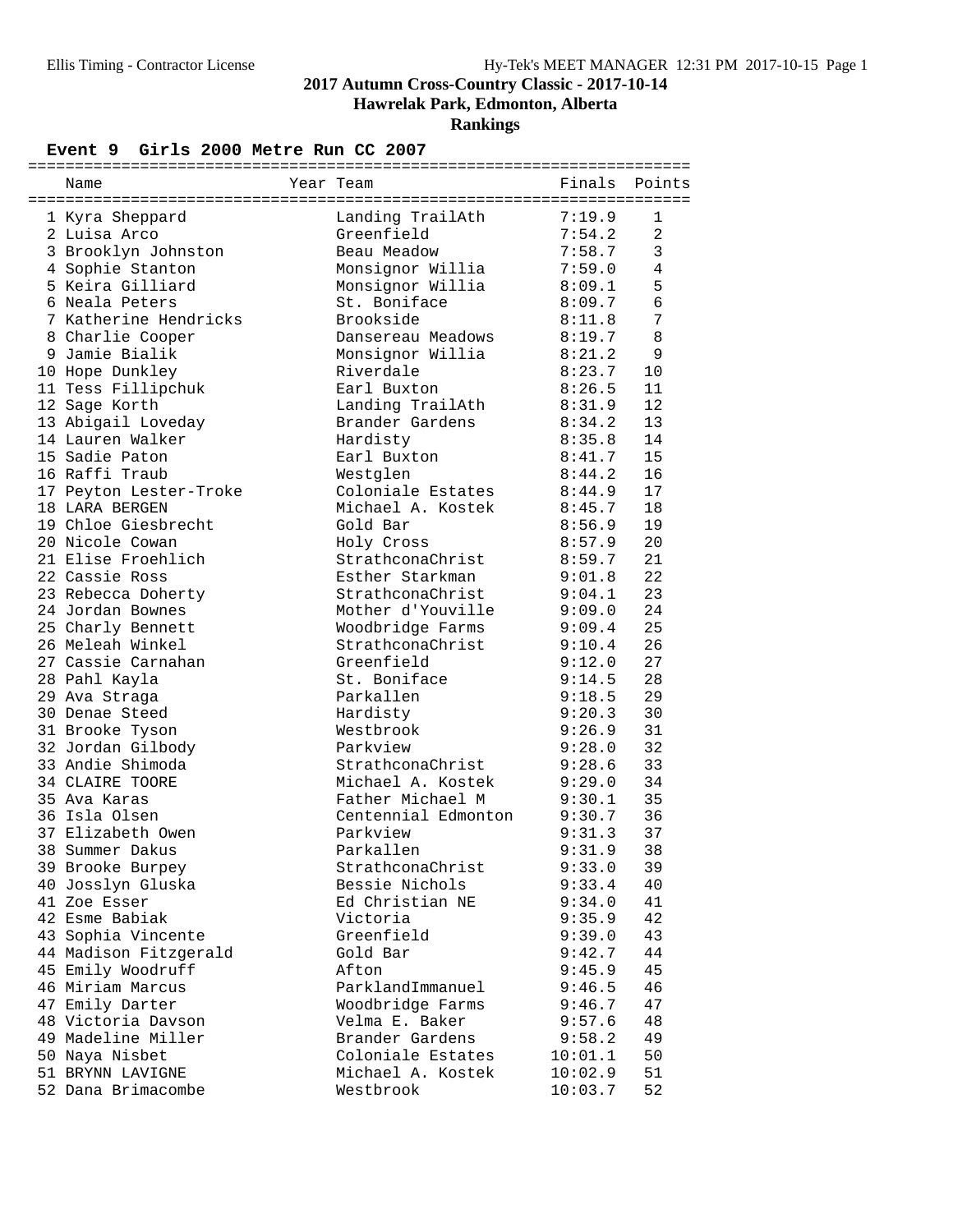# 2017 Autumn Cross-Country Classic - 2017-10-14

## Hawrelak Park, Edmonton, Alberta

## Rankings

### Event 9 Girls 2000 Metre Run CC 2007

| | Name | Year | Team | Finals | Points |
|---|---|---|---|---|---|
| 1 | Kyra Sheppard | | Landing TrailAth | 7:19.9 | 1 |
| 2 | Luisa Arco | | Greenfield | 7:54.2 | 2 |
| 3 | Brooklyn Johnston | | Beau Meadow | 7:58.7 | 3 |
| 4 | Sophie Stanton | | Monsignor Willia | 7:59.0 | 4 |
| 5 | Keira Gilliard | | Monsignor Willia | 8:09.1 | 5 |
| 6 | Neala Peters | | St. Boniface | 8:09.7 | 6 |
| 7 | Katherine Hendricks | | Brookside | 8:11.8 | 7 |
| 8 | Charlie Cooper | | Dansereau Meadows | 8:19.7 | 8 |
| 9 | Jamie Bialik | | Monsignor Willia | 8:21.2 | 9 |
| 10 | Hope Dunkley | | Riverdale | 8:23.7 | 10 |
| 11 | Tess Fillipchuk | | Earl Buxton | 8:26.5 | 11 |
| 12 | Sage Korth | | Landing TrailAth | 8:31.9 | 12 |
| 13 | Abigail Loveday | | Brander Gardens | 8:34.2 | 13 |
| 14 | Lauren Walker | | Hardisty | 8:35.8 | 14 |
| 15 | Sadie Paton | | Earl Buxton | 8:41.7 | 15 |
| 16 | Raffi Traub | | Westglen | 8:44.2 | 16 |
| 17 | Peyton Lester-Troke | | Coloniale Estates | 8:44.9 | 17 |
| 18 | LARA BERGEN | | Michael A. Kostek | 8:45.7 | 18 |
| 19 | Chloe Giesbrecht | | Gold Bar | 8:56.9 | 19 |
| 20 | Nicole Cowan | | Holy Cross | 8:57.9 | 20 |
| 21 | Elise Froehlich | | StrathconaChrist | 8:59.7 | 21 |
| 22 | Cassie Ross | | Esther Starkman | 9:01.8 | 22 |
| 23 | Rebecca Doherty | | StrathconaChrist | 9:04.1 | 23 |
| 24 | Jordan Bownes | | Mother d'Youville | 9:09.0 | 24 |
| 25 | Charly Bennett | | Woodbridge Farms | 9:09.4 | 25 |
| 26 | Meleah Winkel | | StrathconaChrist | 9:10.4 | 26 |
| 27 | Cassie Carnahan | | Greenfield | 9:12.0 | 27 |
| 28 | Pahl Kayla | | St. Boniface | 9:14.5 | 28 |
| 29 | Ava Straga | | Parkallen | 9:18.5 | 29 |
| 30 | Denae Steed | | Hardisty | 9:20.3 | 30 |
| 31 | Brooke Tyson | | Westbrook | 9:26.9 | 31 |
| 32 | Jordan Gilbody | | Parkview | 9:28.0 | 32 |
| 33 | Andie Shimoda | | StrathconaChrist | 9:28.6 | 33 |
| 34 | CLAIRE TOORE | | Michael A. Kostek | 9:29.0 | 34 |
| 35 | Ava Karas | | Father Michael M | 9:30.1 | 35 |
| 36 | Isla Olsen | | Centennial Edmonton | 9:30.7 | 36 |
| 37 | Elizabeth Owen | | Parkview | 9:31.3 | 37 |
| 38 | Summer Dakus | | Parkallen | 9:31.9 | 38 |
| 39 | Brooke Burpey | | StrathconaChrist | 9:33.0 | 39 |
| 40 | Josslyn Gluska | | Bessie Nichols | 9:33.4 | 40 |
| 41 | Zoe Esser | | Ed Christian NE | 9:34.0 | 41 |
| 42 | Esme Babiak | | Victoria | 9:35.9 | 42 |
| 43 | Sophia Vincente | | Greenfield | 9:39.0 | 43 |
| 44 | Madison Fitzgerald | | Gold Bar | 9:42.7 | 44 |
| 45 | Emily Woodruff | | Afton | 9:45.9 | 45 |
| 46 | Miriam Marcus | | ParklandImmanuel | 9:46.5 | 46 |
| 47 | Emily Darter | | Woodbridge Farms | 9:46.7 | 47 |
| 48 | Victoria Davson | | Velma E. Baker | 9:57.6 | 48 |
| 49 | Madeline Miller | | Brander Gardens | 9:58.2 | 49 |
| 50 | Naya Nisbet | | Coloniale Estates | 10:01.1 | 50 |
| 51 | BRYNN LAVIGNE | | Michael A. Kostek | 10:02.9 | 51 |
| 52 | Dana Brimacombe | | Westbrook | 10:03.7 | 52 |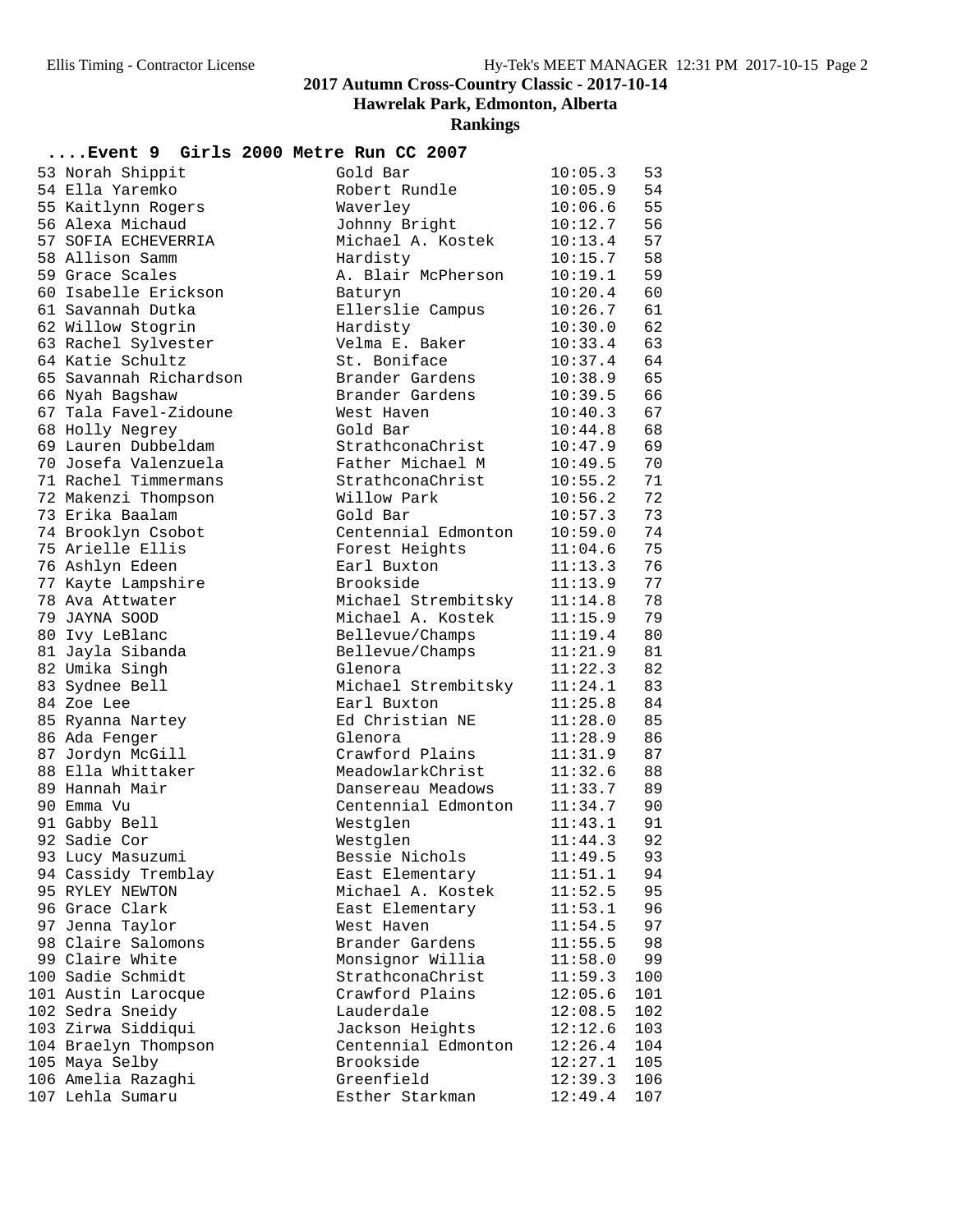# 2017 Autumn Cross-Country Classic - 2017-10-14
## Hawrelak Park, Edmonton, Alberta
### Rankings

**....Event 9 Girls 2000 Metre Run CC 2007**

| | | | | |
|---|---|---|---|---|
| 53 | Norah Shippit | Gold Bar | 10:05.3 | 53 |
| 54 | Ella Yaremko | Robert Rundle | 10:05.9 | 54 |
| 55 | Kaitlynn Rogers | Waverley | 10:06.6 | 55 |
| 56 | Alexa Michaud | Johnny Bright | 10:12.7 | 56 |
| 57 | SOFIA ECHEVERRIA | Michael A. Kostek | 10:13.4 | 57 |
| 58 | Allison Samm | Hardisty | 10:15.7 | 58 |
| 59 | Grace Scales | A. Blair McPherson | 10:19.1 | 59 |
| 60 | Isabelle Erickson | Baturyn | 10:20.4 | 60 |
| 61 | Savannah Dutka | Ellerslie Campus | 10:26.7 | 61 |
| 62 | Willow Stogrin | Hardisty | 10:30.0 | 62 |
| 63 | Rachel Sylvester | Velma E. Baker | 10:33.4 | 63 |
| 64 | Katie Schultz | St. Boniface | 10:37.4 | 64 |
| 65 | Savannah Richardson | Brander Gardens | 10:38.9 | 65 |
| 66 | Nyah Bagshaw | Brander Gardens | 10:39.5 | 66 |
| 67 | Tala Favel-Zidoune | West Haven | 10:40.3 | 67 |
| 68 | Holly Negrey | Gold Bar | 10:44.8 | 68 |
| 69 | Lauren Dubbeldam | StrathconaChrist | 10:47.9 | 69 |
| 70 | Josefa Valenzuela | Father Michael M | 10:49.5 | 70 |
| 71 | Rachel Timmermans | StrathconaChrist | 10:55.2 | 71 |
| 72 | Makenzi Thompson | Willow Park | 10:56.2 | 72 |
| 73 | Erika Baalam | Gold Bar | 10:57.3 | 73 |
| 74 | Brooklyn Csobot | Centennial Edmonton | 10:59.0 | 74 |
| 75 | Arielle Ellis | Forest Heights | 11:04.6 | 75 |
| 76 | Ashlyn Edeen | Earl Buxton | 11:13.3 | 76 |
| 77 | Kayte Lampshire | Brookside | 11:13.9 | 77 |
| 78 | Ava Attwater | Michael Strembitsky | 11:14.8 | 78 |
| 79 | JAYNA SOOD | Michael A. Kostek | 11:15.9 | 79 |
| 80 | Ivy LeBlanc | Bellevue/Champs | 11:19.4 | 80 |
| 81 | Jayla Sibanda | Bellevue/Champs | 11:21.9 | 81 |
| 82 | Umika Singh | Glenora | 11:22.3 | 82 |
| 83 | Sydnee Bell | Michael Strembitsky | 11:24.1 | 83 |
| 84 | Zoe Lee | Earl Buxton | 11:25.8 | 84 |
| 85 | Ryanna Nartey | Ed Christian NE | 11:28.0 | 85 |
| 86 | Ada Fenger | Glenora | 11:28.9 | 86 |
| 87 | Jordyn McGill | Crawford Plains | 11:31.9 | 87 |
| 88 | Ella Whittaker | MeadowlarkChrist | 11:32.6 | 88 |
| 89 | Hannah Mair | Dansereau Meadows | 11:33.7 | 89 |
| 90 | Emma Vu | Centennial Edmonton | 11:34.7 | 90 |
| 91 | Gabby Bell | Westglen | 11:43.1 | 91 |
| 92 | Sadie Cor | Westglen | 11:44.3 | 92 |
| 93 | Lucy Masuzumi | Bessie Nichols | 11:49.5 | 93 |
| 94 | Cassidy Tremblay | East Elementary | 11:51.1 | 94 |
| 95 | RYLEY NEWTON | Michael A. Kostek | 11:52.5 | 95 |
| 96 | Grace Clark | East Elementary | 11:53.1 | 96 |
| 97 | Jenna Taylor | West Haven | 11:54.5 | 97 |
| 98 | Claire Salomons | Brander Gardens | 11:55.5 | 98 |
| 99 | Claire White | Monsignor Willia | 11:58.0 | 99 |
| 100 | Sadie Schmidt | StrathconaChrist | 11:59.3 | 100 |
| 101 | Austin Larocque | Crawford Plains | 12:05.6 | 101 |
| 102 | Sedra Sneidy | Lauderdale | 12:08.5 | 102 |
| 103 | Zirwa Siddiqui | Jackson Heights | 12:12.6 | 103 |
| 104 | Braelyn Thompson | Centennial Edmonton | 12:26.4 | 104 |
| 105 | Maya Selby | Brookside | 12:27.1 | 105 |
| 106 | Amelia Razaghi | Greenfield | 12:39.3 | 106 |
| 107 | Lehla Sumaru | Esther Starkman | 12:49.4 | 107 |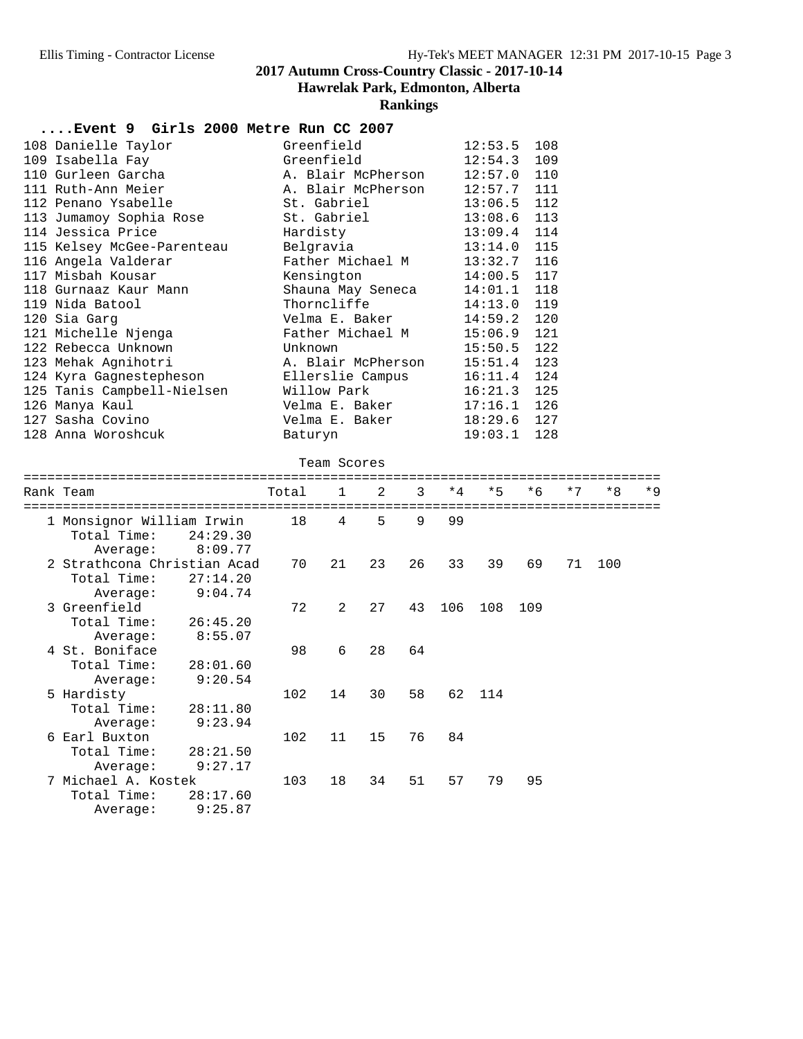## 2017 Autumn Cross-Country Classic - 2017-10-14

## Hawrelak Park, Edmonton, Alberta

## Rankings

### ....Event 9 Girls 2000 Metre Run CC 2007

| | | | | |
|---|---|---|---|---|
| 108 | Danielle Taylor | Greenfield | 12:53.5 | 108 |
| 109 | Isabella Fay | Greenfield | 12:54.3 | 109 |
| 110 | Gurleen Garcha | A. Blair McPherson | 12:57.0 | 110 |
| 111 | Ruth-Ann Meier | A. Blair McPherson | 12:57.7 | 111 |
| 112 | Penano Ysabelle | St. Gabriel | 13:06.5 | 112 |
| 113 | Jumamoy Sophia Rose | St. Gabriel | 13:08.6 | 113 |
| 114 | Jessica Price | Hardisty | 13:09.4 | 114 |
| 115 | Kelsey McGee-Parenteau | Belgravia | 13:14.0 | 115 |
| 116 | Angela Valderar | Father Michael M | 13:32.7 | 116 |
| 117 | Misbah Kousar | Kensington | 14:00.5 | 117 |
| 118 | Gurnaaz Kaur Mann | Shauna May Seneca | 14:01.1 | 118 |
| 119 | Nida Batool | Thorncliffe | 14:13.0 | 119 |
| 120 | Sia Garg | Velma E. Baker | 14:59.2 | 120 |
| 121 | Michelle Njenga | Father Michael M | 15:06.9 | 121 |
| 122 | Rebecca Unknown | Unknown | 15:50.5 | 122 |
| 123 | Mehak Agnihotri | A. Blair McPherson | 15:51.4 | 123 |
| 124 | Kyra Gagnestepheson | Ellerslie Campus | 16:11.4 | 124 |
| 125 | Tanis Campbell-Nielsen | Willow Park | 16:21.3 | 125 |
| 126 | Manya Kaul | Velma E. Baker | 17:16.1 | 126 |
| 127 | Sasha Covino | Velma E. Baker | 18:29.6 | 127 |
| 128 | Anna Woroshcuk | Baturyn | 19:03.1 | 128 |

### Team Scores

| Rank | Team | Total Time | Average | Total | 1 | 2 | 3 | *4 | *5 | *6 | *7 | *8 | *9 |
|---|---|---|---|---|---|---|---|---|---|---|---|---|---|
| 1 | Monsignor William Irwin | 24:29.30 | 8:09.77 | 18 | 4 | 5 | 9 | 99 | | | | | |
| 2 | Strathcona Christian Acad | 27:14.20 | 9:04.74 | 70 | 21 | 23 | 26 | 33 | 39 | 69 | 71 | 100 | |
| 3 | Greenfield | 26:45.20 | 8:55.07 | 72 | 2 | 27 | 43 | 106 | 108 | 109 | | | |
| 4 | St. Boniface | 28:01.60 | 9:20.54 | 98 | 6 | 28 | 64 | | | | | | |
| 5 | Hardisty | 28:11.80 | 9:23.94 | 102 | 14 | 30 | 58 | 62 | 114 | | | | |
| 6 | Earl Buxton | 28:21.50 | 9:27.17 | 102 | 11 | 15 | 76 | 84 | | | | | |
| 7 | Michael A. Kostek | 28:17.60 | 9:25.87 | 103 | 18 | 34 | 51 | 57 | 79 | 95 | | | |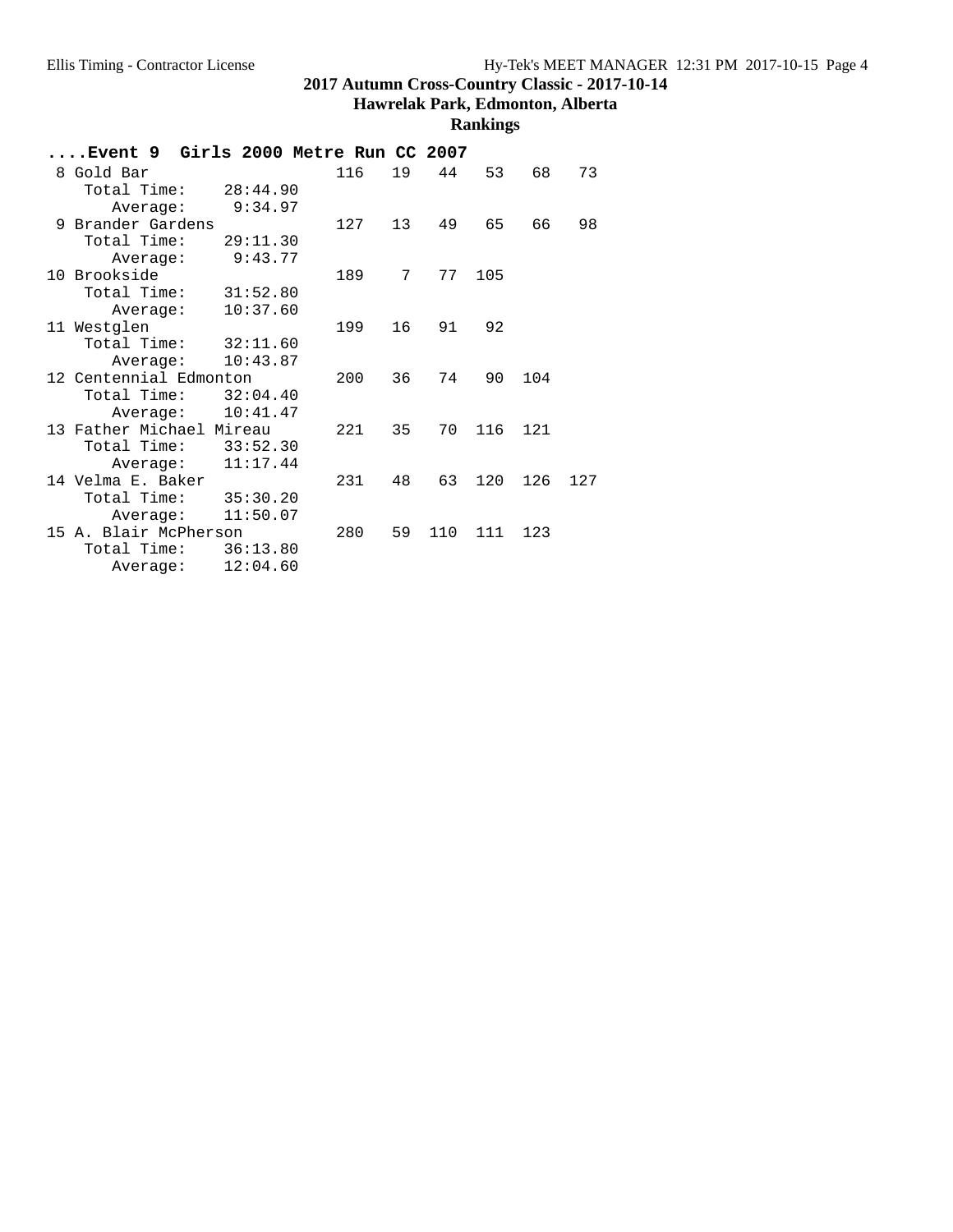## 2017 Autumn Cross-Country Classic - 2017-10-14

### Hawrelak Park, Edmonton, Alberta

### Rankings

**....Event 9 Girls 2000 Metre Run CC 2007**

```
 8 Gold Bar                   116   19   44   53   68   73
    Total Time:    28:44.90
       Average:     9:34.97
 9 Brander Gardens            127   13   49   65   66   98
    Total Time:    29:11.30
       Average:     9:43.77
10 Brookside                  189    7   77  105
    Total Time:    31:52.80
       Average:    10:37.60
11 Westglen                   199   16   91   92
    Total Time:    32:11.60
       Average:    10:43.87
12 Centennial Edmonton        200   36   74   90  104
    Total Time:    32:04.40
       Average:    10:41.47
13 Father Michael Mireau      221   35   70  116  121
    Total Time:    33:52.30
       Average:    11:17.44
14 Velma E. Baker             231   48   63  120  126  127
    Total Time:    35:30.20
       Average:    11:50.07
15 A. Blair McPherson         280   59  110  111  123
    Total Time:    36:13.80
       Average:    12:04.60
```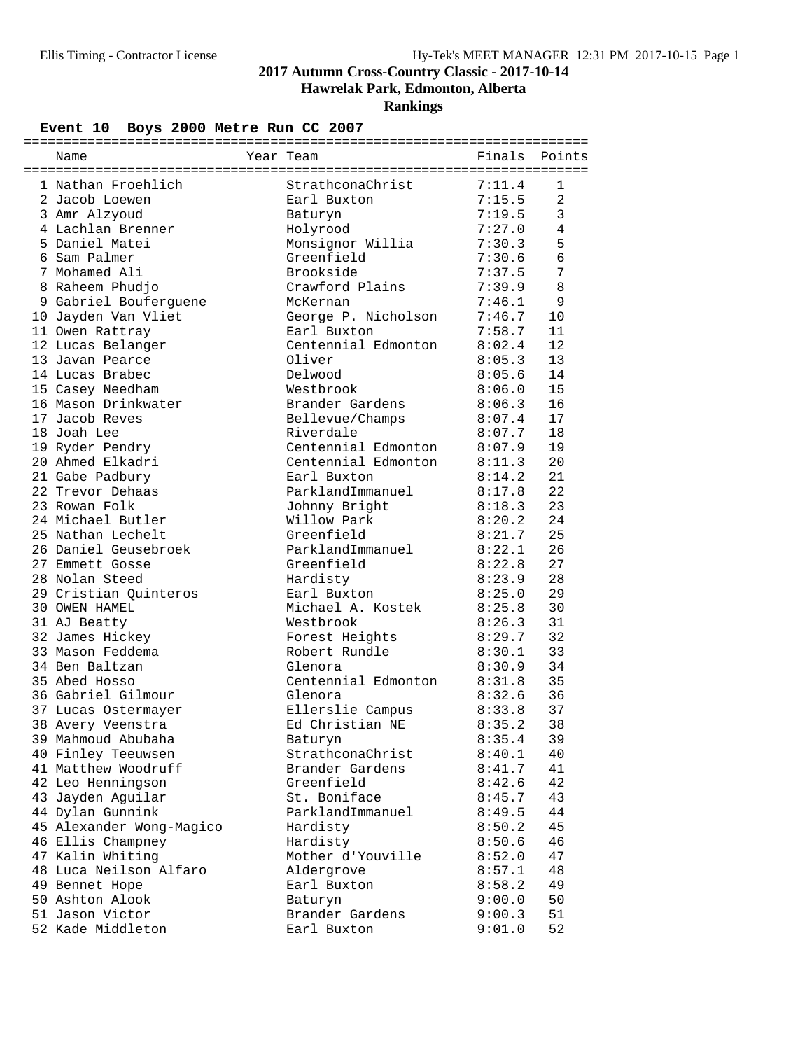# 2017 Autumn Cross-Country Classic - 2017-10-14

## Hawrelak Park, Edmonton, Alberta

## Rankings

### Event 10 Boys 2000 Metre Run CC 2007

| | Name | Year | Team | Finals | Points |
|---|---|---|---|---|---|
| 1 | Nathan Froehlich | | StrathconaChrist | 7:11.4 | 1 |
| 2 | Jacob Loewen | | Earl Buxton | 7:15.5 | 2 |
| 3 | Amr Alzyoud | | Baturyn | 7:19.5 | 3 |
| 4 | Lachlan Brenner | | Holyrood | 7:27.0 | 4 |
| 5 | Daniel Matei | | Monsignor Willia | 7:30.3 | 5 |
| 6 | Sam Palmer | | Greenfield | 7:30.6 | 6 |
| 7 | Mohamed Ali | | Brookside | 7:37.5 | 7 |
| 8 | Raheem Phudjo | | Crawford Plains | 7:39.9 | 8 |
| 9 | Gabriel Bouferguene | | McKernan | 7:46.1 | 9 |
| 10 | Jayden Van Vliet | | George P. Nicholson | 7:46.7 | 10 |
| 11 | Owen Rattray | | Earl Buxton | 7:58.7 | 11 |
| 12 | Lucas Belanger | | Centennial Edmonton | 8:02.4 | 12 |
| 13 | Javan Pearce | | Oliver | 8:05.3 | 13 |
| 14 | Lucas Brabec | | Delwood | 8:05.6 | 14 |
| 15 | Casey Needham | | Westbrook | 8:06.0 | 15 |
| 16 | Mason Drinkwater | | Brander Gardens | 8:06.3 | 16 |
| 17 | Jacob Reves | | Bellevue/Champs | 8:07.4 | 17 |
| 18 | Joah Lee | | Riverdale | 8:07.7 | 18 |
| 19 | Ryder Pendry | | Centennial Edmonton | 8:07.9 | 19 |
| 20 | Ahmed Elkadri | | Centennial Edmonton | 8:11.3 | 20 |
| 21 | Gabe Padbury | | Earl Buxton | 8:14.2 | 21 |
| 22 | Trevor Dehaas | | ParklandImmanuel | 8:17.8 | 22 |
| 23 | Rowan Folk | | Johnny Bright | 8:18.3 | 23 |
| 24 | Michael Butler | | Willow Park | 8:20.2 | 24 |
| 25 | Nathan Lechelt | | Greenfield | 8:21.7 | 25 |
| 26 | Daniel Geusebroek | | ParklandImmanuel | 8:22.1 | 26 |
| 27 | Emmett Gosse | | Greenfield | 8:22.8 | 27 |
| 28 | Nolan Steed | | Hardisty | 8:23.9 | 28 |
| 29 | Cristian Quinteros | | Earl Buxton | 8:25.0 | 29 |
| 30 | OWEN HAMEL | | Michael A. Kostek | 8:25.8 | 30 |
| 31 | AJ Beatty | | Westbrook | 8:26.3 | 31 |
| 32 | James Hickey | | Forest Heights | 8:29.7 | 32 |
| 33 | Mason Feddema | | Robert Rundle | 8:30.1 | 33 |
| 34 | Ben Baltzan | | Glenora | 8:30.9 | 34 |
| 35 | Abed Hosso | | Centennial Edmonton | 8:31.8 | 35 |
| 36 | Gabriel Gilmour | | Glenora | 8:32.6 | 36 |
| 37 | Lucas Ostermayer | | Ellerslie Campus | 8:33.8 | 37 |
| 38 | Avery Veenstra | | Ed Christian NE | 8:35.2 | 38 |
| 39 | Mahmoud Abubaha | | Baturyn | 8:35.4 | 39 |
| 40 | Finley Teeuwsen | | StrathconaChrist | 8:40.1 | 40 |
| 41 | Matthew Woodruff | | Brander Gardens | 8:41.7 | 41 |
| 42 | Leo Henningson | | Greenfield | 8:42.6 | 42 |
| 43 | Jayden Aguilar | | St. Boniface | 8:45.7 | 43 |
| 44 | Dylan Gunnink | | ParklandImmanuel | 8:49.5 | 44 |
| 45 | Alexander Wong-Magico | | Hardisty | 8:50.2 | 45 |
| 46 | Ellis Champney | | Hardisty | 8:50.6 | 46 |
| 47 | Kalin Whiting | | Mother d'Youville | 8:52.0 | 47 |
| 48 | Luca Neilson Alfaro | | Aldergrove | 8:57.1 | 48 |
| 49 | Bennet Hope | | Earl Buxton | 8:58.2 | 49 |
| 50 | Ashton Alook | | Baturyn | 9:00.0 | 50 |
| 51 | Jason Victor | | Brander Gardens | 9:00.3 | 51 |
| 52 | Kade Middleton | | Earl Buxton | 9:01.0 | 52 |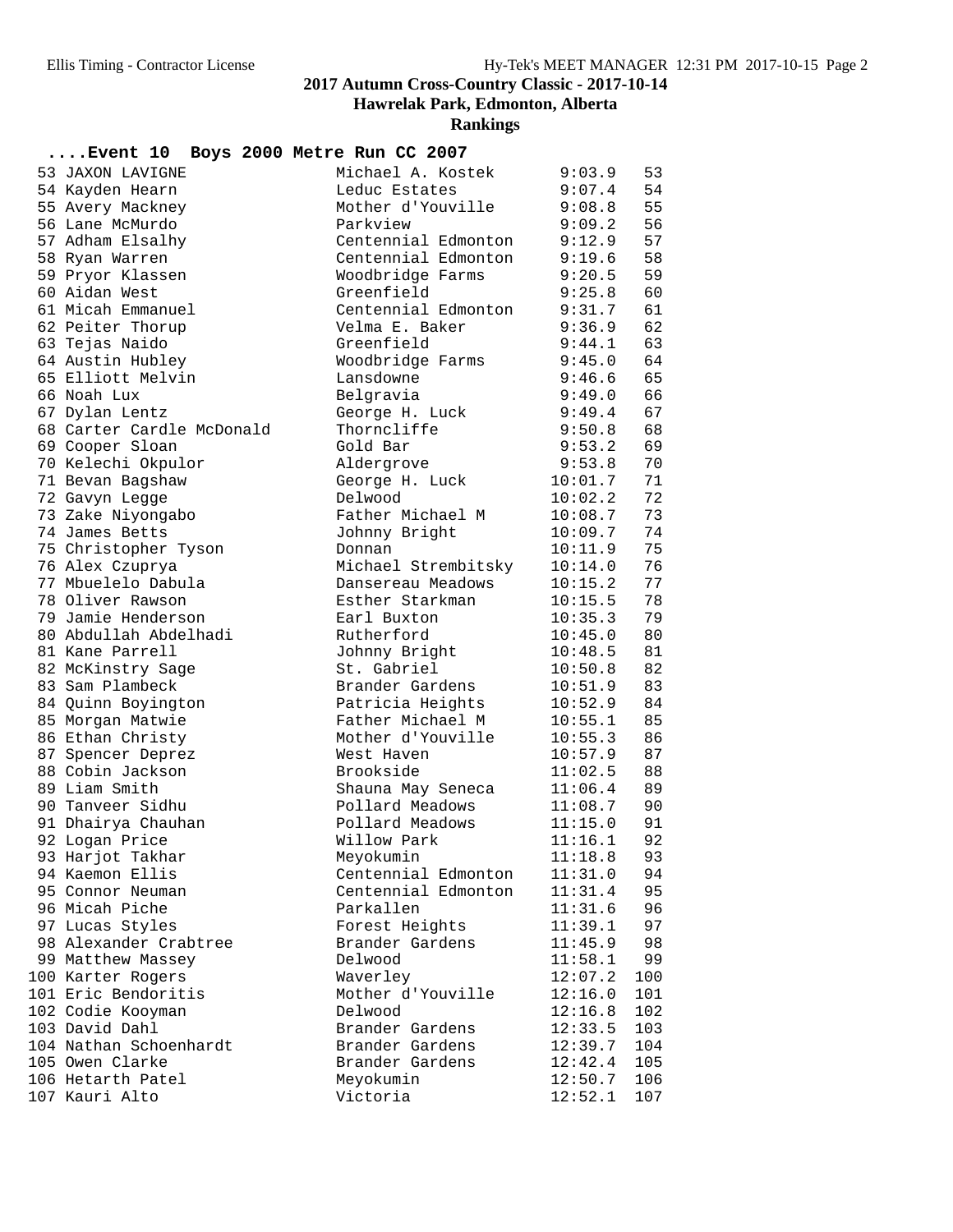# 2017 Autumn Cross-Country Classic - 2017-10-14

## Hawrelak Park, Edmonton, Alberta

## Rankings

### ....Event 10 Boys 2000 Metre Run CC 2007

| | | | | |
|---|---|---|---|---|
| 53 | JAXON LAVIGNE | Michael A. Kostek | 9:03.9 | 53 |
| 54 | Kayden Hearn | Leduc Estates | 9:07.4 | 54 |
| 55 | Avery Mackney | Mother d'Youville | 9:08.8 | 55 |
| 56 | Lane McMurdo | Parkview | 9:09.2 | 56 |
| 57 | Adham Elsalhy | Centennial Edmonton | 9:12.9 | 57 |
| 58 | Ryan Warren | Centennial Edmonton | 9:19.6 | 58 |
| 59 | Pryor Klassen | Woodbridge Farms | 9:20.5 | 59 |
| 60 | Aidan West | Greenfield | 9:25.8 | 60 |
| 61 | Micah Emmanuel | Centennial Edmonton | 9:31.7 | 61 |
| 62 | Peiter Thorup | Velma E. Baker | 9:36.9 | 62 |
| 63 | Tejas Naido | Greenfield | 9:44.1 | 63 |
| 64 | Austin Hubley | Woodbridge Farms | 9:45.0 | 64 |
| 65 | Elliott Melvin | Lansdowne | 9:46.6 | 65 |
| 66 | Noah Lux | Belgravia | 9:49.0 | 66 |
| 67 | Dylan Lentz | George H. Luck | 9:49.4 | 67 |
| 68 | Carter Cardle McDonald | Thorncliffe | 9:50.8 | 68 |
| 69 | Cooper Sloan | Gold Bar | 9:53.2 | 69 |
| 70 | Kelechi Okpulor | Aldergrove | 9:53.8 | 70 |
| 71 | Bevan Bagshaw | George H. Luck | 10:01.7 | 71 |
| 72 | Gavyn Legge | Delwood | 10:02.2 | 72 |
| 73 | Zake Niyongabo | Father Michael M | 10:08.7 | 73 |
| 74 | James Betts | Johnny Bright | 10:09.7 | 74 |
| 75 | Christopher Tyson | Donnan | 10:11.9 | 75 |
| 76 | Alex Czuprya | Michael Strembitsky | 10:14.0 | 76 |
| 77 | Mbuelelo Dabula | Dansereau Meadows | 10:15.2 | 77 |
| 78 | Oliver Rawson | Esther Starkman | 10:15.5 | 78 |
| 79 | Jamie Henderson | Earl Buxton | 10:35.3 | 79 |
| 80 | Abdullah Abdelhadi | Rutherford | 10:45.0 | 80 |
| 81 | Kane Parrell | Johnny Bright | 10:48.5 | 81 |
| 82 | McKinstry Sage | St. Gabriel | 10:50.8 | 82 |
| 83 | Sam Plambeck | Brander Gardens | 10:51.9 | 83 |
| 84 | Quinn Boyington | Patricia Heights | 10:52.9 | 84 |
| 85 | Morgan Matwie | Father Michael M | 10:55.1 | 85 |
| 86 | Ethan Christy | Mother d'Youville | 10:55.3 | 86 |
| 87 | Spencer Deprez | West Haven | 10:57.9 | 87 |
| 88 | Cobin Jackson | Brookside | 11:02.5 | 88 |
| 89 | Liam Smith | Shauna May Seneca | 11:06.4 | 89 |
| 90 | Tanveer Sidhu | Pollard Meadows | 11:08.7 | 90 |
| 91 | Dhairya Chauhan | Pollard Meadows | 11:15.0 | 91 |
| 92 | Logan Price | Willow Park | 11:16.1 | 92 |
| 93 | Harjot Takhar | Meyokumin | 11:18.8 | 93 |
| 94 | Kaemon Ellis | Centennial Edmonton | 11:31.0 | 94 |
| 95 | Connor Neuman | Centennial Edmonton | 11:31.4 | 95 |
| 96 | Micah Piche | Parkallen | 11:31.6 | 96 |
| 97 | Lucas Styles | Forest Heights | 11:39.1 | 97 |
| 98 | Alexander Crabtree | Brander Gardens | 11:45.9 | 98 |
| 99 | Matthew Massey | Delwood | 11:58.1 | 99 |
| 100 | Karter Rogers | Waverley | 12:07.2 | 100 |
| 101 | Eric Bendoritis | Mother d'Youville | 12:16.0 | 101 |
| 102 | Codie Kooyman | Delwood | 12:16.8 | 102 |
| 103 | David Dahl | Brander Gardens | 12:33.5 | 103 |
| 104 | Nathan Schoenhardt | Brander Gardens | 12:39.7 | 104 |
| 105 | Owen Clarke | Brander Gardens | 12:42.4 | 105 |
| 106 | Hetarth Patel | Meyokumin | 12:50.7 | 106 |
| 107 | Kauri Alto | Victoria | 12:52.1 | 107 |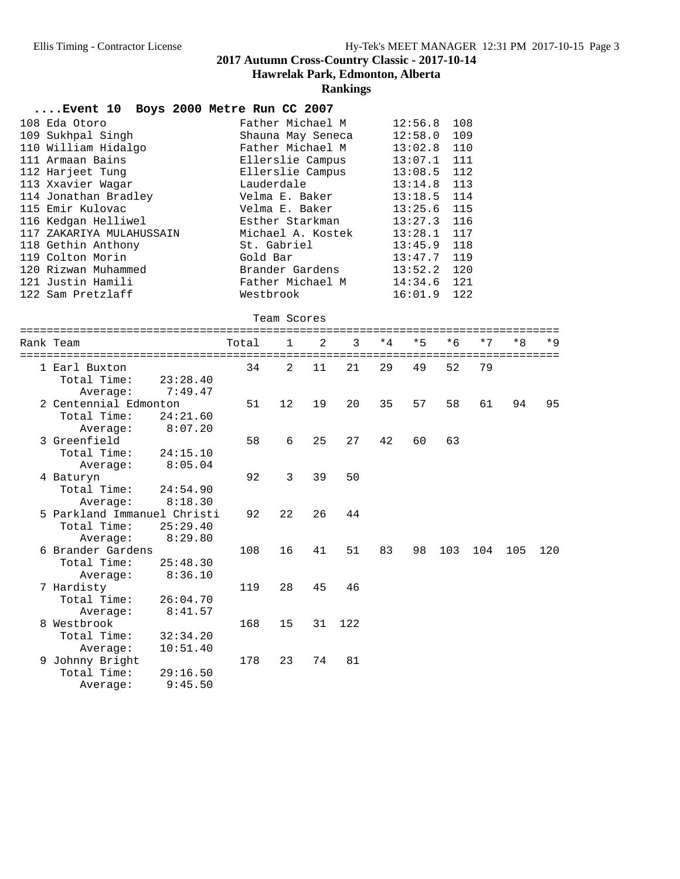# 2017 Autumn Cross-Country Classic - 2017-10-14

## Hawrelak Park, Edmonton, Alberta

### Rankings

**....Event 10 Boys 2000 Metre Run CC 2007**

| Place | Name | School | Time | Points |
|---|---|---|---|---|
| 108 | Eda Otoro | Father Michael M | 12:56.8 | 108 |
| 109 | Sukhpal Singh | Shauna May Seneca | 12:58.0 | 109 |
| 110 | William Hidalgo | Father Michael M | 13:02.8 | 110 |
| 111 | Armaan Bains | Ellerslie Campus | 13:07.1 | 111 |
| 112 | Harjeet Tung | Ellerslie Campus | 13:08.5 | 112 |
| 113 | Xxavier Wagar | Lauderdale | 13:14.8 | 113 |
| 114 | Jonathan Bradley | Velma E. Baker | 13:18.5 | 114 |
| 115 | Emir Kulovac | Velma E. Baker | 13:25.6 | 115 |
| 116 | Kedgan Helliwel | Esther Starkman | 13:27.3 | 116 |
| 117 | ZAKARIYA MULAHUSSAIN | Michael A. Kostek | 13:28.1 | 117 |
| 118 | Gethin Anthony | St. Gabriel | 13:45.9 | 118 |
| 119 | Colton Morin | Gold Bar | 13:47.7 | 119 |
| 120 | Rizwan Muhammed | Brander Gardens | 13:52.2 | 120 |
| 121 | Justin Hamili | Father Michael M | 14:34.6 | 121 |
| 122 | Sam Pretzlaff | Westbrook | 16:01.9 | 122 |

Team Scores

| Rank | Team | Total | 1 | 2 | 3 | *4 | *5 | *6 | *7 | *8 | *9 |
|---|---|---|---|---|---|---|---|---|---|---|---|
| 1 | Earl Buxton | 34 | 2 | 11 | 21 | 29 | 49 | 52 | 79 | | |
| | Total Time: 23:28.40 | | | | | | | | | | |
| | Average: 7:49.47 | | | | | | | | | | |
| 2 | Centennial Edmonton | 51 | 12 | 19 | 20 | 35 | 57 | 58 | 61 | 94 | 95 |
| | Total Time: 24:21.60 | | | | | | | | | | |
| | Average: 8:07.20 | | | | | | | | | | |
| 3 | Greenfield | 58 | 6 | 25 | 27 | 42 | 60 | 63 | | | |
| | Total Time: 24:15.10 | | | | | | | | | | |
| | Average: 8:05.04 | | | | | | | | | | |
| 4 | Baturyn | 92 | 3 | 39 | 50 | | | | | | |
| | Total Time: 24:54.90 | | | | | | | | | | |
| | Average: 8:18.30 | | | | | | | | | | |
| 5 | Parkland Immanuel Christi | 92 | 22 | 26 | 44 | | | | | | |
| | Total Time: 25:29.40 | | | | | | | | | | |
| | Average: 8:29.80 | | | | | | | | | | |
| 6 | Brander Gardens | 108 | 16 | 41 | 51 | 83 | 98 | 103 | 104 | 105 | 120 |
| | Total Time: 25:48.30 | | | | | | | | | | |
| | Average: 8:36.10 | | | | | | | | | | |
| 7 | Hardisty | 119 | 28 | 45 | 46 | | | | | | |
| | Total Time: 26:04.70 | | | | | | | | | | |
| | Average: 8:41.57 | | | | | | | | | | |
| 8 | Westbrook | 168 | 15 | 31 | 122 | | | | | | |
| | Total Time: 32:34.20 | | | | | | | | | | |
| | Average: 10:51.40 | | | | | | | | | | |
| 9 | Johnny Bright | 178 | 23 | 74 | 81 | | | | | | |
| | Total Time: 29:16.50 | | | | | | | | | | |
| | Average: 9:45.50 | | | | | | | | | | |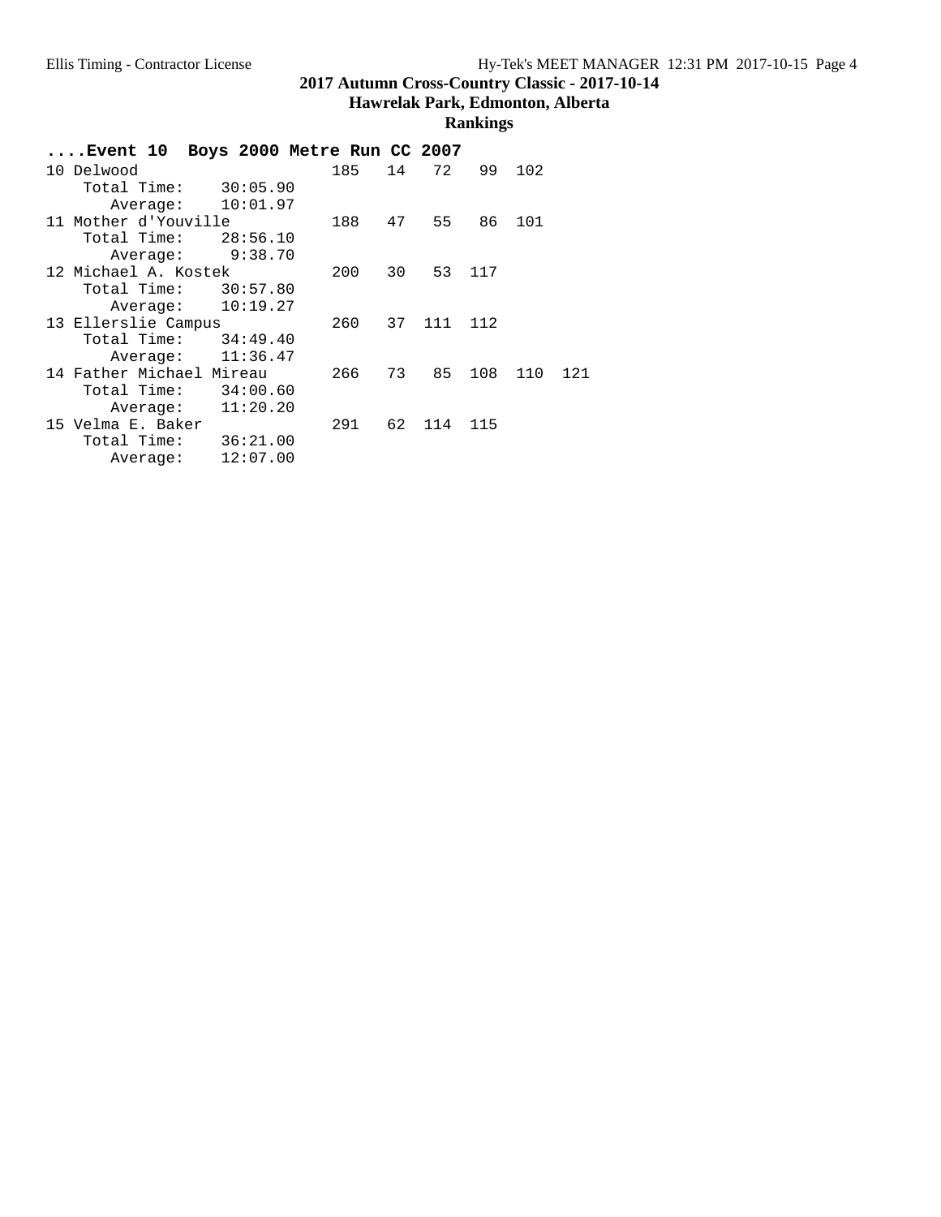# 2017 Autumn Cross-Country Classic - 2017-10-14

## Hawrelak Park, Edmonton, Alberta

### Rankings

**....Event 10 Boys 2000 Metre Run CC 2007**

```
10 Delwood                     185   14   72   99  102
    Total Time:    30:05.90
       Average:    10:01.97
11 Mother d'Youville           188   47   55   86  101
    Total Time:    28:56.10
       Average:     9:38.70
12 Michael A. Kostek           200   30   53  117
    Total Time:    30:57.80
       Average:    10:19.27
13 Ellerslie Campus            260   37  111  112
    Total Time:    34:49.40
       Average:    11:36.47
14 Father Michael Mireau       266   73   85  108  110  121
    Total Time:    34:00.60
       Average:    11:20.20
15 Velma E. Baker              291   62  114  115
    Total Time:    36:21.00
       Average:    12:07.00
```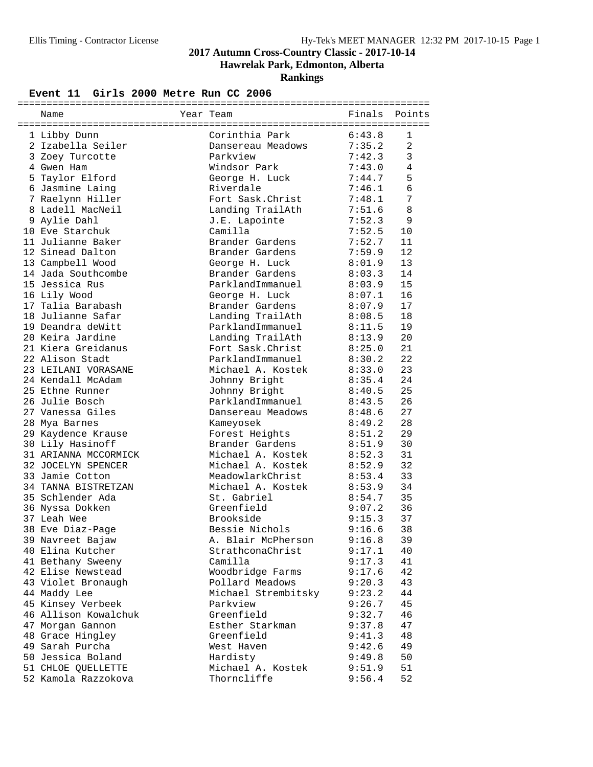## 2017 Autumn Cross-Country Classic - 2017-10-14

### Hawrelak Park, Edmonton, Alberta

### Rankings

#### Event 11 Girls 2000 Metre Run CC 2006

| | Name | Year | Team | Finals | Points |
|---|---|---|---|---|---|
| 1 | Libby Dunn | | Corinthia Park | 6:43.8 | 1 |
| 2 | Izabella Seiler | | Dansereau Meadows | 7:35.2 | 2 |
| 3 | Zoey Turcotte | | Parkview | 7:42.3 | 3 |
| 4 | Gwen Ham | | Windsor Park | 7:43.0 | 4 |
| 5 | Taylor Elford | | George H. Luck | 7:44.7 | 5 |
| 6 | Jasmine Laing | | Riverdale | 7:46.1 | 6 |
| 7 | Raelynn Hiller | | Fort Sask.Christ | 7:48.1 | 7 |
| 8 | Ladell MacNeil | | Landing TrailAth | 7:51.6 | 8 |
| 9 | Aylie Dahl | | J.E. Lapointe | 7:52.3 | 9 |
| 10 | Eve Starchuk | | Camilla | 7:52.5 | 10 |
| 11 | Julianne Baker | | Brander Gardens | 7:52.7 | 11 |
| 12 | Sinead Dalton | | Brander Gardens | 7:59.9 | 12 |
| 13 | Campbell Wood | | George H. Luck | 8:01.9 | 13 |
| 14 | Jada Southcombe | | Brander Gardens | 8:03.3 | 14 |
| 15 | Jessica Rus | | ParklandImmanuel | 8:03.9 | 15 |
| 16 | Lily Wood | | George H. Luck | 8:07.1 | 16 |
| 17 | Talia Barabash | | Brander Gardens | 8:07.9 | 17 |
| 18 | Julianne Safar | | Landing TrailAth | 8:08.5 | 18 |
| 19 | Deandra deWitt | | ParklandImmanuel | 8:11.5 | 19 |
| 20 | Keira Jardine | | Landing TrailAth | 8:13.9 | 20 |
| 21 | Kiera Greidanus | | Fort Sask.Christ | 8:25.0 | 21 |
| 22 | Alison Stadt | | ParklandImmanuel | 8:30.2 | 22 |
| 23 | LEILANI VORASANE | | Michael A. Kostek | 8:33.0 | 23 |
| 24 | Kendall McAdam | | Johnny Bright | 8:35.4 | 24 |
| 25 | Ethne Runner | | Johnny Bright | 8:40.5 | 25 |
| 26 | Julie Bosch | | ParklandImmanuel | 8:43.5 | 26 |
| 27 | Vanessa Giles | | Dansereau Meadows | 8:48.6 | 27 |
| 28 | Mya Barnes | | Kameyosek | 8:49.2 | 28 |
| 29 | Kaydence Krause | | Forest Heights | 8:51.2 | 29 |
| 30 | Lily Hasinoff | | Brander Gardens | 8:51.9 | 30 |
| 31 | ARIANNA MCCORMICK | | Michael A. Kostek | 8:52.3 | 31 |
| 32 | JOCELYN SPENCER | | Michael A. Kostek | 8:52.9 | 32 |
| 33 | Jamie Cotton | | MeadowlarkChrist | 8:53.4 | 33 |
| 34 | TANNA BISTRETZAN | | Michael A. Kostek | 8:53.9 | 34 |
| 35 | Schlender Ada | | St. Gabriel | 8:54.7 | 35 |
| 36 | Nyssa Dokken | | Greenfield | 9:07.2 | 36 |
| 37 | Leah Wee | | Brookside | 9:15.3 | 37 |
| 38 | Eve Diaz-Page | | Bessie Nichols | 9:16.6 | 38 |
| 39 | Navreet Bajaw | | A. Blair McPherson | 9:16.8 | 39 |
| 40 | Elina Kutcher | | StrathconaChrist | 9:17.1 | 40 |
| 41 | Bethany Sweeny | | Camilla | 9:17.3 | 41 |
| 42 | Elise Newstead | | Woodbridge Farms | 9:17.6 | 42 |
| 43 | Violet Bronaugh | | Pollard Meadows | 9:20.3 | 43 |
| 44 | Maddy Lee | | Michael Strembitsky | 9:23.2 | 44 |
| 45 | Kinsey Verbeek | | Parkview | 9:26.7 | 45 |
| 46 | Allison Kowalchuk | | Greenfield | 9:32.7 | 46 |
| 47 | Morgan Gannon | | Esther Starkman | 9:37.8 | 47 |
| 48 | Grace Hingley | | Greenfield | 9:41.3 | 48 |
| 49 | Sarah Purcha | | West Haven | 9:42.6 | 49 |
| 50 | Jessica Boland | | Hardisty | 9:49.8 | 50 |
| 51 | CHLOE QUELLETTE | | Michael A. Kostek | 9:51.9 | 51 |
| 52 | Kamola Razzokova | | Thorncliffe | 9:56.4 | 52 |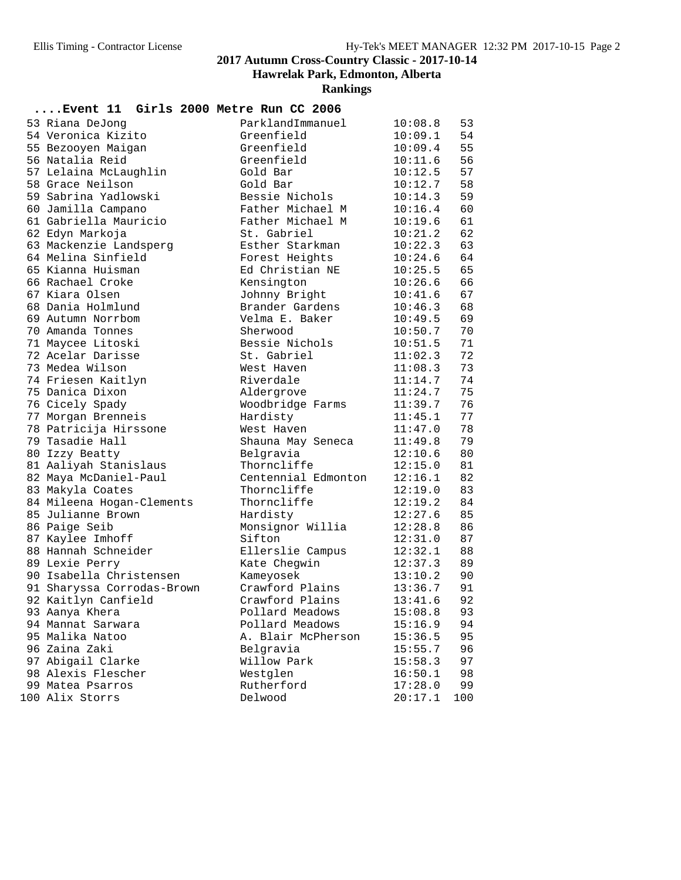## 2017 Autumn Cross-Country Classic - 2017-10-14

### Hawrelak Park, Edmonton, Alberta

### Rankings

**....Event 11 Girls 2000 Metre Run CC 2006**

| | | | | |
|---|---|---|---|---|
| 53 | Riana DeJong | ParklandImmanuel | 10:08.8 | 53 |
| 54 | Veronica Kizito | Greenfield | 10:09.1 | 54 |
| 55 | Bezooyen Maigan | Greenfield | 10:09.4 | 55 |
| 56 | Natalia Reid | Greenfield | 10:11.6 | 56 |
| 57 | Lelaina McLaughlin | Gold Bar | 10:12.5 | 57 |
| 58 | Grace Neilson | Gold Bar | 10:12.7 | 58 |
| 59 | Sabrina Yadlowski | Bessie Nichols | 10:14.3 | 59 |
| 60 | Jamilla Campano | Father Michael M | 10:16.4 | 60 |
| 61 | Gabriella Mauricio | Father Michael M | 10:19.6 | 61 |
| 62 | Edyn Markoja | St. Gabriel | 10:21.2 | 62 |
| 63 | Mackenzie Landsperg | Esther Starkman | 10:22.3 | 63 |
| 64 | Melina Sinfield | Forest Heights | 10:24.6 | 64 |
| 65 | Kianna Huisman | Ed Christian NE | 10:25.5 | 65 |
| 66 | Rachael Croke | Kensington | 10:26.6 | 66 |
| 67 | Kiara Olsen | Johnny Bright | 10:41.6 | 67 |
| 68 | Dania Holmlund | Brander Gardens | 10:46.3 | 68 |
| 69 | Autumn Norrbom | Velma E. Baker | 10:49.5 | 69 |
| 70 | Amanda Tonnes | Sherwood | 10:50.7 | 70 |
| 71 | Maycee Litoski | Bessie Nichols | 10:51.5 | 71 |
| 72 | Acelar Darisse | St. Gabriel | 11:02.3 | 72 |
| 73 | Medea Wilson | West Haven | 11:08.3 | 73 |
| 74 | Friesen Kaitlyn | Riverdale | 11:14.7 | 74 |
| 75 | Danica Dixon | Aldergrove | 11:24.7 | 75 |
| 76 | Cicely Spady | Woodbridge Farms | 11:39.7 | 76 |
| 77 | Morgan Brenneis | Hardisty | 11:45.1 | 77 |
| 78 | Patricija Hirssone | West Haven | 11:47.0 | 78 |
| 79 | Tasadie Hall | Shauna May Seneca | 11:49.8 | 79 |
| 80 | Izzy Beatty | Belgravia | 12:10.6 | 80 |
| 81 | Aaliyah Stanislaus | Thorncliffe | 12:15.0 | 81 |
| 82 | Maya McDaniel-Paul | Centennial Edmonton | 12:16.1 | 82 |
| 83 | Makyla Coates | Thorncliffe | 12:19.0 | 83 |
| 84 | Mileena Hogan-Clements | Thorncliffe | 12:19.2 | 84 |
| 85 | Julianne Brown | Hardisty | 12:27.6 | 85 |
| 86 | Paige Seib | Monsignor Willia | 12:28.8 | 86 |
| 87 | Kaylee Imhoff | Sifton | 12:31.0 | 87 |
| 88 | Hannah Schneider | Ellerslie Campus | 12:32.1 | 88 |
| 89 | Lexie Perry | Kate Chegwin | 12:37.3 | 89 |
| 90 | Isabella Christensen | Kameyosek | 13:10.2 | 90 |
| 91 | Sharyssa Corrodas-Brown | Crawford Plains | 13:36.7 | 91 |
| 92 | Kaitlyn Canfield | Crawford Plains | 13:41.6 | 92 |
| 93 | Aanya Khera | Pollard Meadows | 15:08.8 | 93 |
| 94 | Mannat Sarwara | Pollard Meadows | 15:16.9 | 94 |
| 95 | Malika Natoo | A. Blair McPherson | 15:36.5 | 95 |
| 96 | Zaina Zaki | Belgravia | 15:55.7 | 96 |
| 97 | Abigail Clarke | Willow Park | 15:58.3 | 97 |
| 98 | Alexis Flescher | Westglen | 16:50.1 | 98 |
| 99 | Matea Psarros | Rutherford | 17:28.0 | 99 |
| 100 | Alix Storrs | Delwood | 20:17.1 | 100 |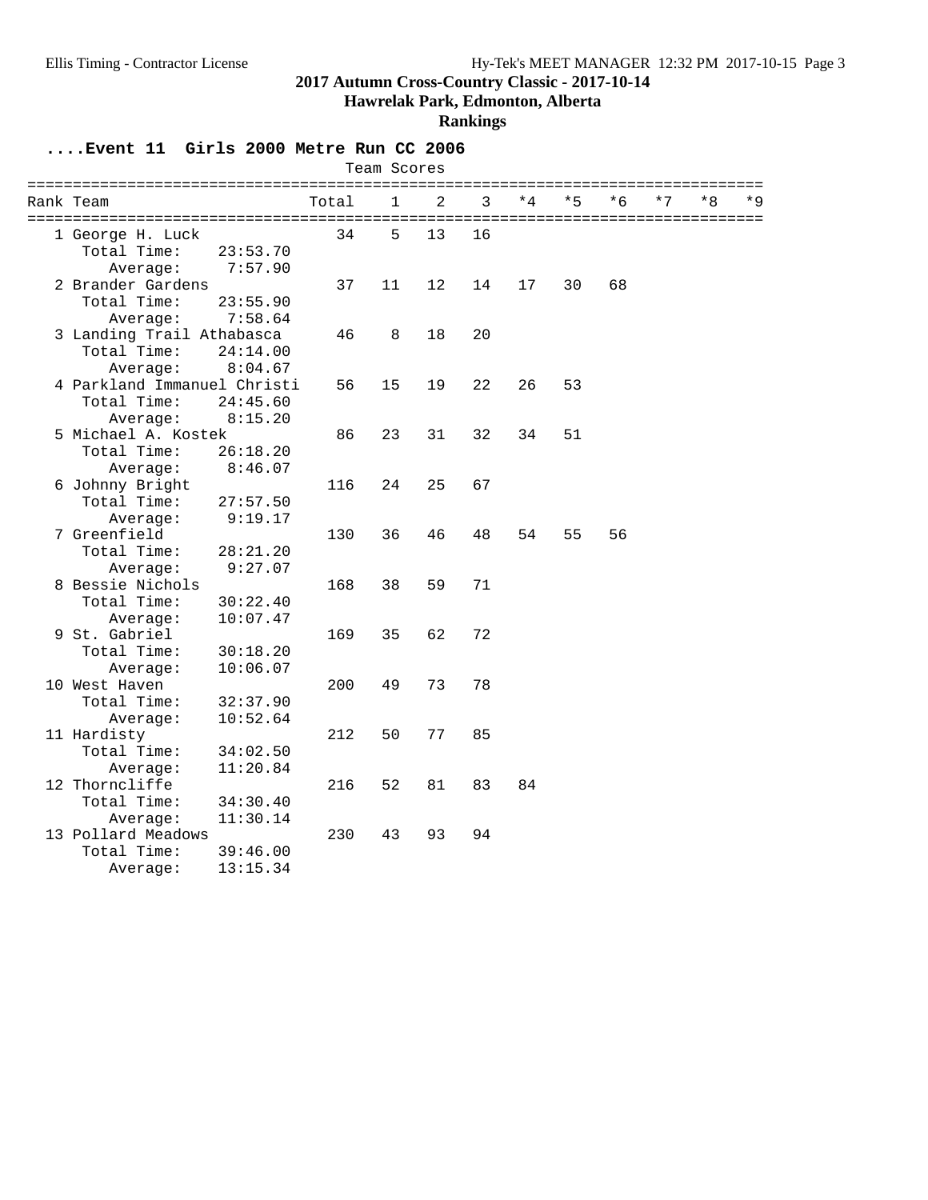## 2017 Autumn Cross-Country Classic - 2017-10-14

### Hawrelak Park, Edmonton, Alberta

### Rankings

**....Event 11 Girls 2000 Metre Run CC 2006**

Team Scores

| Rank | Team | Total | 1 | 2 | 3 | *4 | *5 | *6 | *7 | *8 | *9 |
|---|---|---|---|---|---|---|---|---|---|---|---|
| 1 | George H. Luck | 34 | 5 | 13 | 16 | | | | | | |
| | Total Time: 23:53.70 | | | | | | | | | | |
| | Average: 7:57.90 | | | | | | | | | | |
| 2 | Brander Gardens | 37 | 11 | 12 | 14 | 17 | 30 | 68 | | | |
| | Total Time: 23:55.90 | | | | | | | | | | |
| | Average: 7:58.64 | | | | | | | | | | |
| 3 | Landing Trail Athabasca | 46 | 8 | 18 | 20 | | | | | | |
| | Total Time: 24:14.00 | | | | | | | | | | |
| | Average: 8:04.67 | | | | | | | | | | |
| 4 | Parkland Immanuel Christi | 56 | 15 | 19 | 22 | 26 | 53 | | | | |
| | Total Time: 24:45.60 | | | | | | | | | | |
| | Average: 8:15.20 | | | | | | | | | | |
| 5 | Michael A. Kostek | 86 | 23 | 31 | 32 | 34 | 51 | | | | |
| | Total Time: 26:18.20 | | | | | | | | | | |
| | Average: 8:46.07 | | | | | | | | | | |
| 6 | Johnny Bright | 116 | 24 | 25 | 67 | | | | | | |
| | Total Time: 27:57.50 | | | | | | | | | | |
| | Average: 9:19.17 | | | | | | | | | | |
| 7 | Greenfield | 130 | 36 | 46 | 48 | 54 | 55 | 56 | | | |
| | Total Time: 28:21.20 | | | | | | | | | | |
| | Average: 9:27.07 | | | | | | | | | | |
| 8 | Bessie Nichols | 168 | 38 | 59 | 71 | | | | | | |
| | Total Time: 30:22.40 | | | | | | | | | | |
| | Average: 10:07.47 | | | | | | | | | | |
| 9 | St. Gabriel | 169 | 35 | 62 | 72 | | | | | | |
| | Total Time: 30:18.20 | | | | | | | | | | |
| | Average: 10:06.07 | | | | | | | | | | |
| 10 | West Haven | 200 | 49 | 73 | 78 | | | | | | |
| | Total Time: 32:37.90 | | | | | | | | | | |
| | Average: 10:52.64 | | | | | | | | | | |
| 11 | Hardisty | 212 | 50 | 77 | 85 | | | | | | |
| | Total Time: 34:02.50 | | | | | | | | | | |
| | Average: 11:20.84 | | | | | | | | | | |
| 12 | Thorncliffe | 216 | 52 | 81 | 83 | 84 | | | | | |
| | Total Time: 34:30.40 | | | | | | | | | | |
| | Average: 11:30.14 | | | | | | | | | | |
| 13 | Pollard Meadows | 230 | 43 | 93 | 94 | | | | | | |
| | Total Time: 39:46.00 | | | | | | | | | | |
| | Average: 13:15.34 | | | | | | | | | | |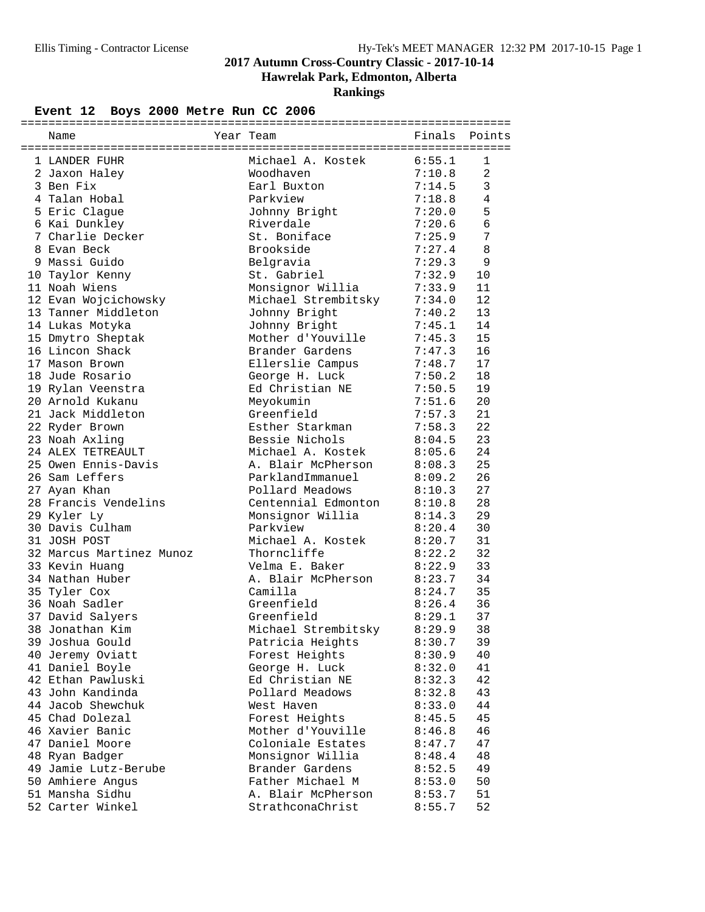# 2017 Autumn Cross-Country Classic - 2017-10-14

## Hawrelak Park, Edmonton, Alberta

## Rankings

### Event 12 Boys 2000 Metre Run CC 2006

| | Name | Year | Team | Finals | Points |
|---|---|---|---|---|---|
| 1 | LANDER FUHR | | Michael A. Kostek | 6:55.1 | 1 |
| 2 | Jaxon Haley | | Woodhaven | 7:10.8 | 2 |
| 3 | Ben Fix | | Earl Buxton | 7:14.5 | 3 |
| 4 | Talan Hobal | | Parkview | 7:18.8 | 4 |
| 5 | Eric Clague | | Johnny Bright | 7:20.0 | 5 |
| 6 | Kai Dunkley | | Riverdale | 7:20.6 | 6 |
| 7 | Charlie Decker | | St. Boniface | 7:25.9 | 7 |
| 8 | Evan Beck | | Brookside | 7:27.4 | 8 |
| 9 | Massi Guido | | Belgravia | 7:29.3 | 9 |
| 10 | Taylor Kenny | | St. Gabriel | 7:32.9 | 10 |
| 11 | Noah Wiens | | Monsignor Willia | 7:33.9 | 11 |
| 12 | Evan Wojcichowsky | | Michael Strembitsky | 7:34.0 | 12 |
| 13 | Tanner Middleton | | Johnny Bright | 7:40.2 | 13 |
| 14 | Lukas Motyka | | Johnny Bright | 7:45.1 | 14 |
| 15 | Dmytro Sheptak | | Mother d'Youville | 7:45.3 | 15 |
| 16 | Lincon Shack | | Brander Gardens | 7:47.3 | 16 |
| 17 | Mason Brown | | Ellerslie Campus | 7:48.7 | 17 |
| 18 | Jude Rosario | | George H. Luck | 7:50.2 | 18 |
| 19 | Rylan Veenstra | | Ed Christian NE | 7:50.5 | 19 |
| 20 | Arnold Kukanu | | Meyokumin | 7:51.6 | 20 |
| 21 | Jack Middleton | | Greenfield | 7:57.3 | 21 |
| 22 | Ryder Brown | | Esther Starkman | 7:58.3 | 22 |
| 23 | Noah Axling | | Bessie Nichols | 8:04.5 | 23 |
| 24 | ALEX TETREAULT | | Michael A. Kostek | 8:05.6 | 24 |
| 25 | Owen Ennis-Davis | | A. Blair McPherson | 8:08.3 | 25 |
| 26 | Sam Leffers | | ParklandImmanuel | 8:09.2 | 26 |
| 27 | Ayan Khan | | Pollard Meadows | 8:10.3 | 27 |
| 28 | Francis Vendelins | | Centennial Edmonton | 8:10.8 | 28 |
| 29 | Kyler Ly | | Monsignor Willia | 8:14.3 | 29 |
| 30 | Davis Culham | | Parkview | 8:20.4 | 30 |
| 31 | JOSH POST | | Michael A. Kostek | 8:20.7 | 31 |
| 32 | Marcus Martinez Munoz | | Thorncliffe | 8:22.2 | 32 |
| 33 | Kevin Huang | | Velma E. Baker | 8:22.9 | 33 |
| 34 | Nathan Huber | | A. Blair McPherson | 8:23.7 | 34 |
| 35 | Tyler Cox | | Camilla | 8:24.7 | 35 |
| 36 | Noah Sadler | | Greenfield | 8:26.4 | 36 |
| 37 | David Salyers | | Greenfield | 8:29.1 | 37 |
| 38 | Jonathan Kim | | Michael Strembitsky | 8:29.9 | 38 |
| 39 | Joshua Gould | | Patricia Heights | 8:30.7 | 39 |
| 40 | Jeremy Oviatt | | Forest Heights | 8:30.9 | 40 |
| 41 | Daniel Boyle | | George H. Luck | 8:32.0 | 41 |
| 42 | Ethan Pawluski | | Ed Christian NE | 8:32.3 | 42 |
| 43 | John Kandinda | | Pollard Meadows | 8:32.8 | 43 |
| 44 | Jacob Shewchuk | | West Haven | 8:33.0 | 44 |
| 45 | Chad Dolezal | | Forest Heights | 8:45.5 | 45 |
| 46 | Xavier Banic | | Mother d'Youville | 8:46.8 | 46 |
| 47 | Daniel Moore | | Coloniale Estates | 8:47.7 | 47 |
| 48 | Ryan Badger | | Monsignor Willia | 8:48.4 | 48 |
| 49 | Jamie Lutz-Berube | | Brander Gardens | 8:52.5 | 49 |
| 50 | Amhiere Angus | | Father Michael M | 8:53.0 | 50 |
| 51 | Mansha Sidhu | | A. Blair McPherson | 8:53.7 | 51 |
| 52 | Carter Winkel | | StrathconaChrist | 8:55.7 | 52 |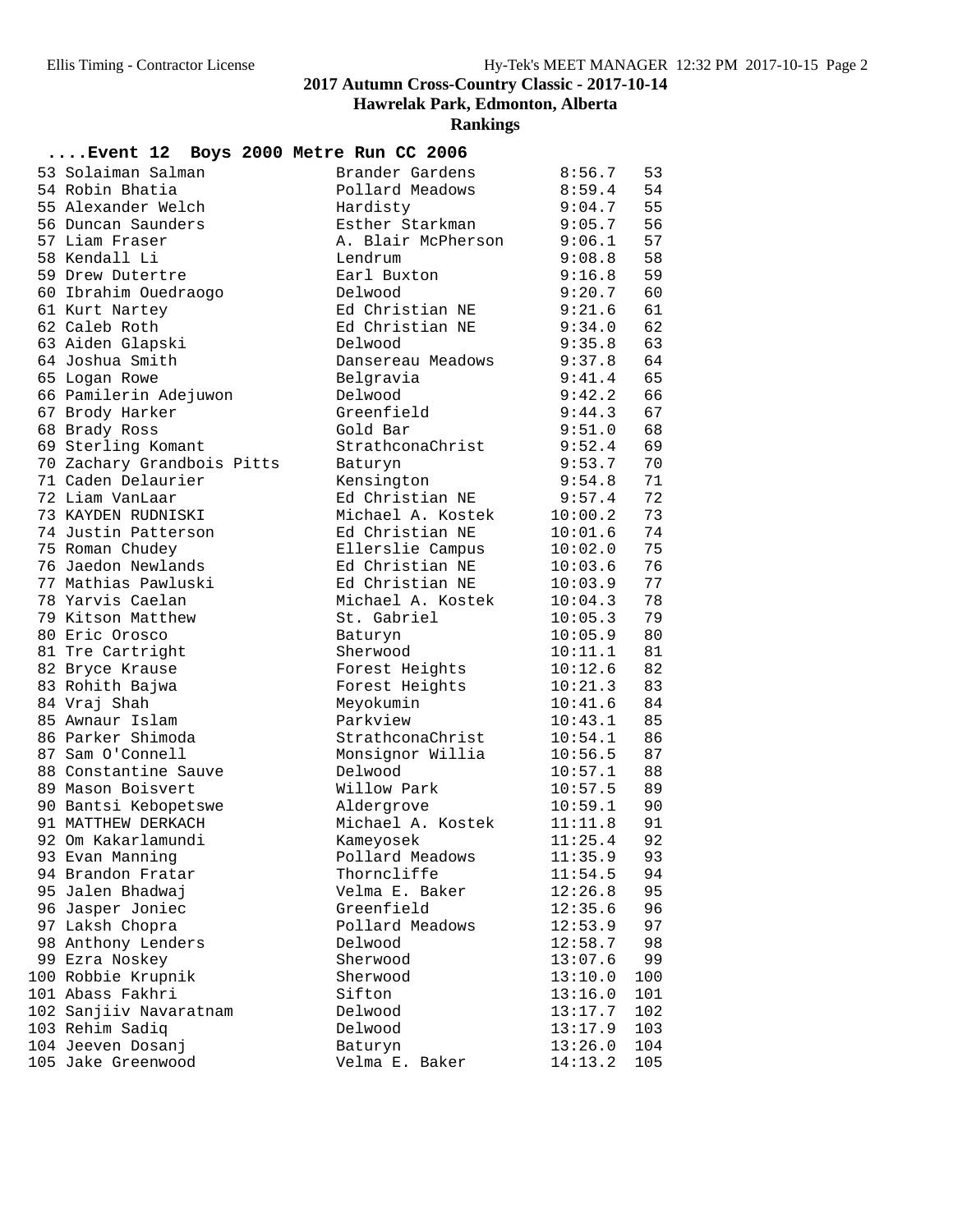# 2017 Autumn Cross-Country Classic - 2017-10-14

## Hawrelak Park, Edmonton, Alberta

## Rankings

### ....Event 12 Boys 2000 Metre Run CC 2006

| | | | | |
|---|---|---|---|---|
| 53 | Solaiman Salman | Brander Gardens | 8:56.7 | 53 |
| 54 | Robin Bhatia | Pollard Meadows | 8:59.4 | 54 |
| 55 | Alexander Welch | Hardisty | 9:04.7 | 55 |
| 56 | Duncan Saunders | Esther Starkman | 9:05.7 | 56 |
| 57 | Liam Fraser | A. Blair McPherson | 9:06.1 | 57 |
| 58 | Kendall Li | Lendrum | 9:08.8 | 58 |
| 59 | Drew Dutertre | Earl Buxton | 9:16.8 | 59 |
| 60 | Ibrahim Ouedraogo | Delwood | 9:20.7 | 60 |
| 61 | Kurt Nartey | Ed Christian NE | 9:21.6 | 61 |
| 62 | Caleb Roth | Ed Christian NE | 9:34.0 | 62 |
| 63 | Aiden Glapski | Delwood | 9:35.8 | 63 |
| 64 | Joshua Smith | Dansereau Meadows | 9:37.8 | 64 |
| 65 | Logan Rowe | Belgravia | 9:41.4 | 65 |
| 66 | Pamilerin Adejuwon | Delwood | 9:42.2 | 66 |
| 67 | Brody Harker | Greenfield | 9:44.3 | 67 |
| 68 | Brady Ross | Gold Bar | 9:51.0 | 68 |
| 69 | Sterling Komant | StrathconaChrist | 9:52.4 | 69 |
| 70 | Zachary Grandbois Pitts | Baturyn | 9:53.7 | 70 |
| 71 | Caden Delaurier | Kensington | 9:54.8 | 71 |
| 72 | Liam VanLaar | Ed Christian NE | 9:57.4 | 72 |
| 73 | KAYDEN RUDNISKI | Michael A. Kostek | 10:00.2 | 73 |
| 74 | Justin Patterson | Ed Christian NE | 10:01.6 | 74 |
| 75 | Roman Chudey | Ellerslie Campus | 10:02.0 | 75 |
| 76 | Jaedon Newlands | Ed Christian NE | 10:03.6 | 76 |
| 77 | Mathias Pawluski | Ed Christian NE | 10:03.9 | 77 |
| 78 | Yarvis Caelan | Michael A. Kostek | 10:04.3 | 78 |
| 79 | Kitson Matthew | St. Gabriel | 10:05.3 | 79 |
| 80 | Eric Orosco | Baturyn | 10:05.9 | 80 |
| 81 | Tre Cartright | Sherwood | 10:11.1 | 81 |
| 82 | Bryce Krause | Forest Heights | 10:12.6 | 82 |
| 83 | Rohith Bajwa | Forest Heights | 10:21.3 | 83 |
| 84 | Vraj Shah | Meyokumin | 10:41.6 | 84 |
| 85 | Awnaur Islam | Parkview | 10:43.1 | 85 |
| 86 | Parker Shimoda | StrathconaChrist | 10:54.1 | 86 |
| 87 | Sam O'Connell | Monsignor Willia | 10:56.5 | 87 |
| 88 | Constantine Sauve | Delwood | 10:57.1 | 88 |
| 89 | Mason Boisvert | Willow Park | 10:57.5 | 89 |
| 90 | Bantsi Kebopetswe | Aldergrove | 10:59.1 | 90 |
| 91 | MATTHEW DERKACH | Michael A. Kostek | 11:11.8 | 91 |
| 92 | Om Kakarlamundi | Kameyosek | 11:25.4 | 92 |
| 93 | Evan Manning | Pollard Meadows | 11:35.9 | 93 |
| 94 | Brandon Fratar | Thorncliffe | 11:54.5 | 94 |
| 95 | Jalen Bhadwaj | Velma E. Baker | 12:26.8 | 95 |
| 96 | Jasper Joniec | Greenfield | 12:35.6 | 96 |
| 97 | Laksh Chopra | Pollard Meadows | 12:53.9 | 97 |
| 98 | Anthony Lenders | Delwood | 12:58.7 | 98 |
| 99 | Ezra Noskey | Sherwood | 13:07.6 | 99 |
| 100 | Robbie Krupnik | Sherwood | 13:10.0 | 100 |
| 101 | Abass Fakhri | Sifton | 13:16.0 | 101 |
| 102 | Sanjiiv Navaratnam | Delwood | 13:17.7 | 102 |
| 103 | Rehim Sadiq | Delwood | 13:17.9 | 103 |
| 104 | Jeeven Dosanj | Baturyn | 13:26.0 | 104 |
| 105 | Jake Greenwood | Velma E. Baker | 14:13.2 | 105 |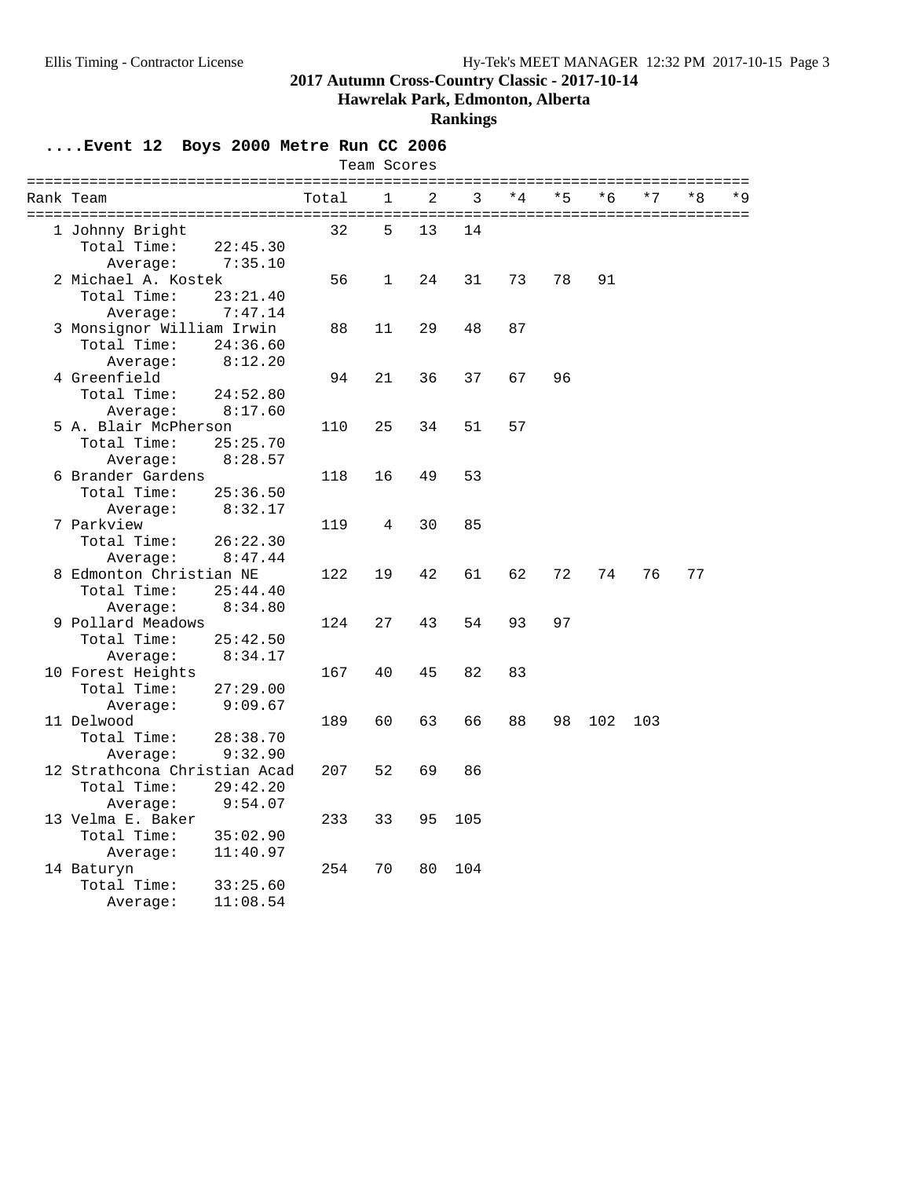## 2017 Autumn Cross-Country Classic - 2017-10-14

### Hawrelak Park, Edmonton, Alberta

### Rankings

**....Event 12 Boys 2000 Metre Run CC 2006**

Team Scores

| Rank | Team | Total | 1 | 2 | 3 | *4 | *5 | *6 | *7 | *8 | *9 |
|---|---|---|---|---|---|---|---|---|---|---|---|
| 1 | Johnny Bright | 32 | 5 | 13 | 14 | | | | | | |
| | Total Time: 22:45.30 | | | | | | | | | | |
| | Average: 7:35.10 | | | | | | | | | | |
| 2 | Michael A. Kostek | 56 | 1 | 24 | 31 | 73 | 78 | 91 | | | |
| | Total Time: 23:21.40 | | | | | | | | | | |
| | Average: 7:47.14 | | | | | | | | | | |
| 3 | Monsignor William Irwin | 88 | 11 | 29 | 48 | 87 | | | | | |
| | Total Time: 24:36.60 | | | | | | | | | | |
| | Average: 8:12.20 | | | | | | | | | | |
| 4 | Greenfield | 94 | 21 | 36 | 37 | 67 | 96 | | | | |
| | Total Time: 24:52.80 | | | | | | | | | | |
| | Average: 8:17.60 | | | | | | | | | | |
| 5 | A. Blair McPherson | 110 | 25 | 34 | 51 | 57 | | | | | |
| | Total Time: 25:25.70 | | | | | | | | | | |
| | Average: 8:28.57 | | | | | | | | | | |
| 6 | Brander Gardens | 118 | 16 | 49 | 53 | | | | | | |
| | Total Time: 25:36.50 | | | | | | | | | | |
| | Average: 8:32.17 | | | | | | | | | | |
| 7 | Parkview | 119 | 4 | 30 | 85 | | | | | | |
| | Total Time: 26:22.30 | | | | | | | | | | |
| | Average: 8:47.44 | | | | | | | | | | |
| 8 | Edmonton Christian NE | 122 | 19 | 42 | 61 | 62 | 72 | 74 | 76 | 77 | |
| | Total Time: 25:44.40 | | | | | | | | | | |
| | Average: 8:34.80 | | | | | | | | | | |
| 9 | Pollard Meadows | 124 | 27 | 43 | 54 | 93 | 97 | | | | |
| | Total Time: 25:42.50 | | | | | | | | | | |
| | Average: 8:34.17 | | | | | | | | | | |
| 10 | Forest Heights | 167 | 40 | 45 | 82 | 83 | | | | | |
| | Total Time: 27:29.00 | | | | | | | | | | |
| | Average: 9:09.67 | | | | | | | | | | |
| 11 | Delwood | 189 | 60 | 63 | 66 | 88 | 98 | 102 | 103 | | |
| | Total Time: 28:38.70 | | | | | | | | | | |
| | Average: 9:32.90 | | | | | | | | | | |
| 12 | Strathcona Christian Acad | 207 | 52 | 69 | 86 | | | | | | |
| | Total Time: 29:42.20 | | | | | | | | | | |
| | Average: 9:54.07 | | | | | | | | | | |
| 13 | Velma E. Baker | 233 | 33 | 95 | 105 | | | | | | |
| | Total Time: 35:02.90 | | | | | | | | | | |
| | Average: 11:40.97 | | | | | | | | | | |
| 14 | Baturyn | 254 | 70 | 80 | 104 | | | | | | |
| | Total Time: 33:25.60 | | | | | | | | | | |
| | Average: 11:08.54 | | | | | | | | | | |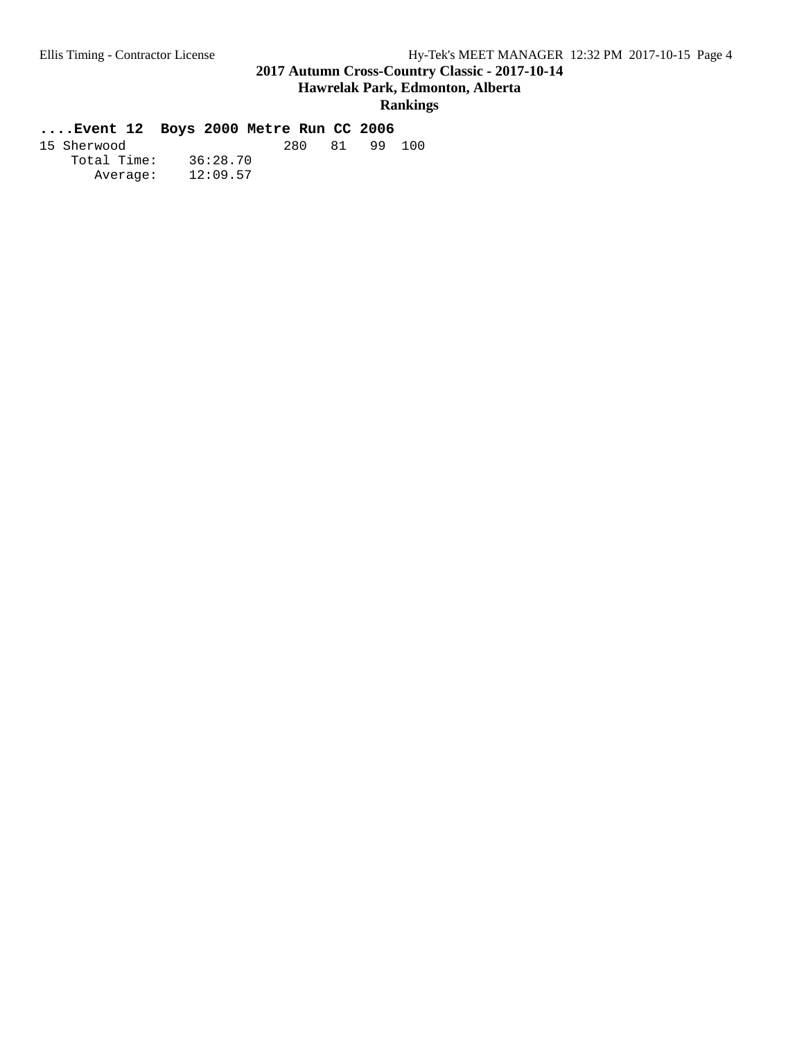## 2017 Autumn Cross-Country Classic - 2017-10-14

### Hawrelak Park, Edmonton, Alberta

### Rankings

**....Event 12  Boys 2000 Metre Run CC 2006**

```
15 Sherwood                  280   81   99  100
    Total Time:    36:28.70
       Average:    12:09.57
```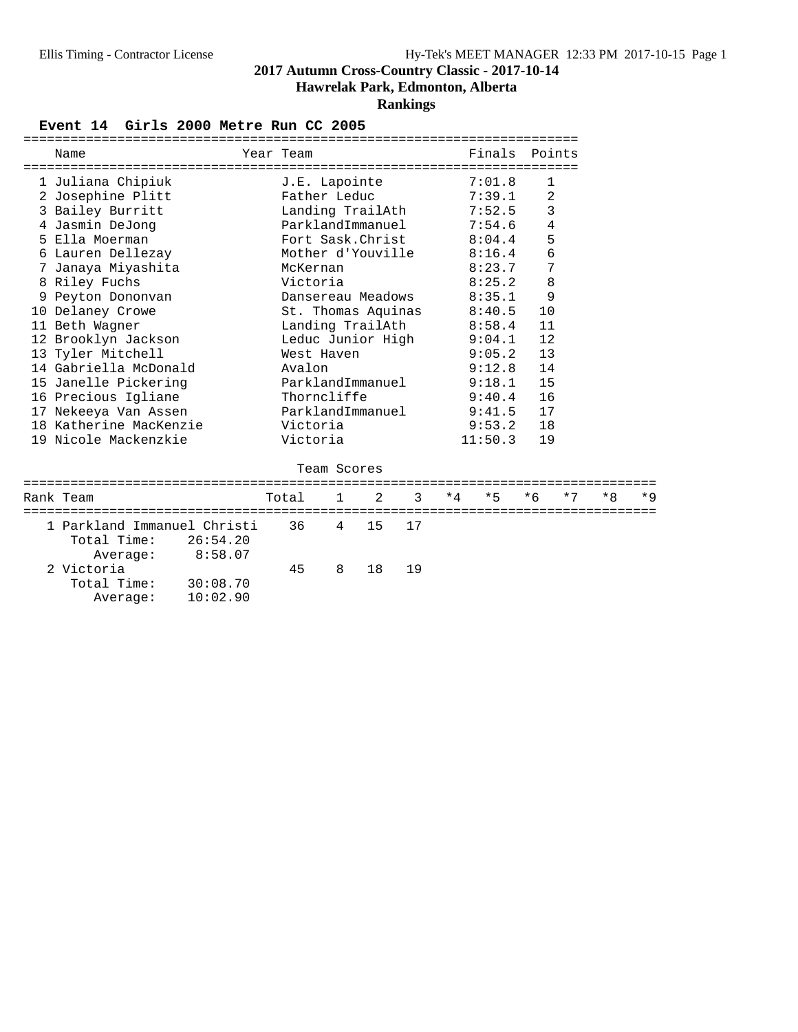# 2017 Autumn Cross-Country Classic - 2017-10-14

## Hawrelak Park, Edmonton, Alberta

## Rankings

### Event 14 Girls 2000 Metre Run CC 2005

| | Name | Year | Team | Finals | Points |
|---|---|---|---|---|---|
| 1 | Juliana Chipiuk | | J.E. Lapointe | 7:01.8 | 1 |
| 2 | Josephine Plitt | | Father Leduc | 7:39.1 | 2 |
| 3 | Bailey Burritt | | Landing TrailAth | 7:52.5 | 3 |
| 4 | Jasmin DeJong | | ParklandImmanuel | 7:54.6 | 4 |
| 5 | Ella Moerman | | Fort Sask.Christ | 8:04.4 | 5 |
| 6 | Lauren Dellezay | | Mother d'Youville | 8:16.4 | 6 |
| 7 | Janaya Miyashita | | McKernan | 8:23.7 | 7 |
| 8 | Riley Fuchs | | Victoria | 8:25.2 | 8 |
| 9 | Peyton Dononvan | | Dansereau Meadows | 8:35.1 | 9 |
| 10 | Delaney Crowe | | St. Thomas Aquinas | 8:40.5 | 10 |
| 11 | Beth Wagner | | Landing TrailAth | 8:58.4 | 11 |
| 12 | Brooklyn Jackson | | Leduc Junior High | 9:04.1 | 12 |
| 13 | Tyler Mitchell | | West Haven | 9:05.2 | 13 |
| 14 | Gabriella McDonald | | Avalon | 9:12.8 | 14 |
| 15 | Janelle Pickering | | ParklandImmanuel | 9:18.1 | 15 |
| 16 | Precious Igliane | | Thorncliffe | 9:40.4 | 16 |
| 17 | Nekeeya Van Assen | | ParklandImmanuel | 9:41.5 | 17 |
| 18 | Katherine MacKenzie | | Victoria | 9:53.2 | 18 |
| 19 | Nicole Mackenzkie | | Victoria | 11:50.3 | 19 |

#### Team Scores

| Rank | Team | Total | 1 | 2 | 3 | *4 | *5 | *6 | *7 | *8 | *9 |
|---|---|---|---|---|---|---|---|---|---|---|---|
| 1 | Parkland Immanuel Christi | 36 | 4 | 15 | 17 | | | | | | |
| | Total Time: 26:54.20 | | | | | | | | | | |
| | Average: 8:58.07 | | | | | | | | | | |
| 2 | Victoria | 45 | 8 | 18 | 19 | | | | | | |
| | Total Time: 30:08.70 | | | | | | | | | | |
| | Average: 10:02.90 | | | | | | | | | | |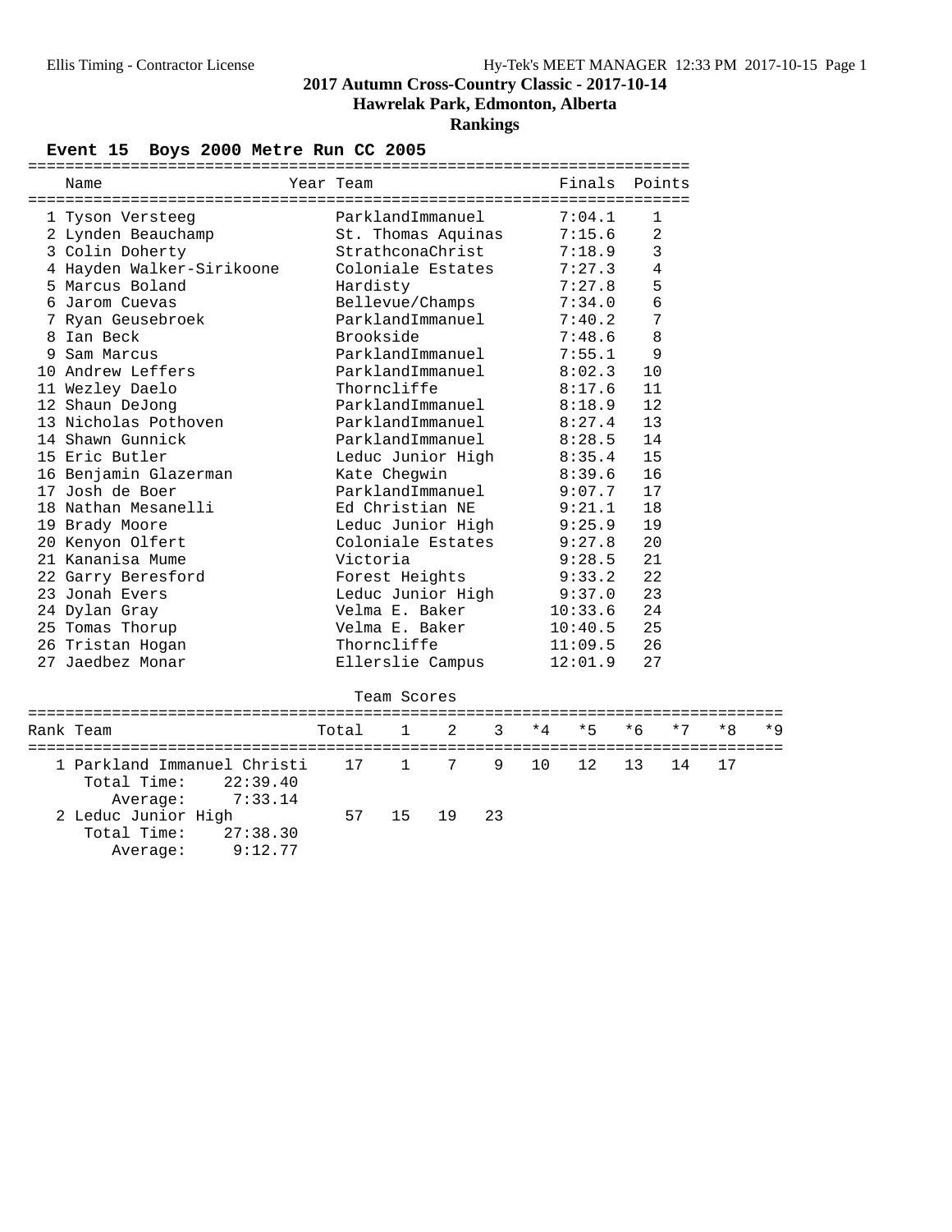Ellis Timing - Contractor License

Hy-Tek's MEET MANAGER 12:33 PM 2017-10-15

# 2017 Autumn Cross-Country Classic - 2017-10-14

## Hawrelak Park, Edmonton, Alberta

## Rankings

### Event 15 Boys 2000 Metre Run CC 2005

| | Name | Year | Team | Finals | Points |
|---|---|---|---|---|---|
| 1 | Tyson Versteeg | | ParklandImmanuel | 7:04.1 | 1 |
| 2 | Lynden Beauchamp | | St. Thomas Aquinas | 7:15.6 | 2 |
| 3 | Colin Doherty | | StrathconaChrist | 7:18.9 | 3 |
| 4 | Hayden Walker-Sirikoone | | Coloniale Estates | 7:27.3 | 4 |
| 5 | Marcus Boland | | Hardisty | 7:27.8 | 5 |
| 6 | Jarom Cuevas | | Bellevue/Champs | 7:34.0 | 6 |
| 7 | Ryan Geusebroek | | ParklandImmanuel | 7:40.2 | 7 |
| 8 | Ian Beck | | Brookside | 7:48.6 | 8 |
| 9 | Sam Marcus | | ParklandImmanuel | 7:55.1 | 9 |
| 10 | Andrew Leffers | | ParklandImmanuel | 8:02.3 | 10 |
| 11 | Wezley Daelo | | Thorncliffe | 8:17.6 | 11 |
| 12 | Shaun DeJong | | ParklandImmanuel | 8:18.9 | 12 |
| 13 | Nicholas Pothoven | | ParklandImmanuel | 8:27.4 | 13 |
| 14 | Shawn Gunnick | | ParklandImmanuel | 8:28.5 | 14 |
| 15 | Eric Butler | | Leduc Junior High | 8:35.4 | 15 |
| 16 | Benjamin Glazerman | | Kate Chegwin | 8:39.6 | 16 |
| 17 | Josh de Boer | | ParklandImmanuel | 9:07.7 | 17 |
| 18 | Nathan Mesanelli | | Ed Christian NE | 9:21.1 | 18 |
| 19 | Brady Moore | | Leduc Junior High | 9:25.9 | 19 |
| 20 | Kenyon Olfert | | Coloniale Estates | 9:27.8 | 20 |
| 21 | Kananisa Mume | | Victoria | 9:28.5 | 21 |
| 22 | Garry Beresford | | Forest Heights | 9:33.2 | 22 |
| 23 | Jonah Evers | | Leduc Junior High | 9:37.0 | 23 |
| 24 | Dylan Gray | | Velma E. Baker | 10:33.6 | 24 |
| 25 | Tomas Thorup | | Velma E. Baker | 10:40.5 | 25 |
| 26 | Tristan Hogan | | Thorncliffe | 11:09.5 | 26 |
| 27 | Jaedbez Monar | | Ellerslie Campus | 12:01.9 | 27 |

Team Scores

| Rank | Team | Total | 1 | 2 | 3 | *4 | *5 | *6 | *7 | *8 | *9 |
|---|---|---|---|---|---|---|---|---|---|---|---|
| 1 | Parkland Immanuel Christi | 17 | 1 | 7 | 9 | 10 | 12 | 13 | 14 | 17 | |
| | Total Time: 22:39.40 | | | | | | | | | | |
| | Average: 7:33.14 | | | | | | | | | | |
| 2 | Leduc Junior High | 57 | 15 | 19 | 23 | | | | | | |
| | Total Time: 27:38.30 | | | | | | | | | | |
| | Average: 9:12.77 | | | | | | | | | | |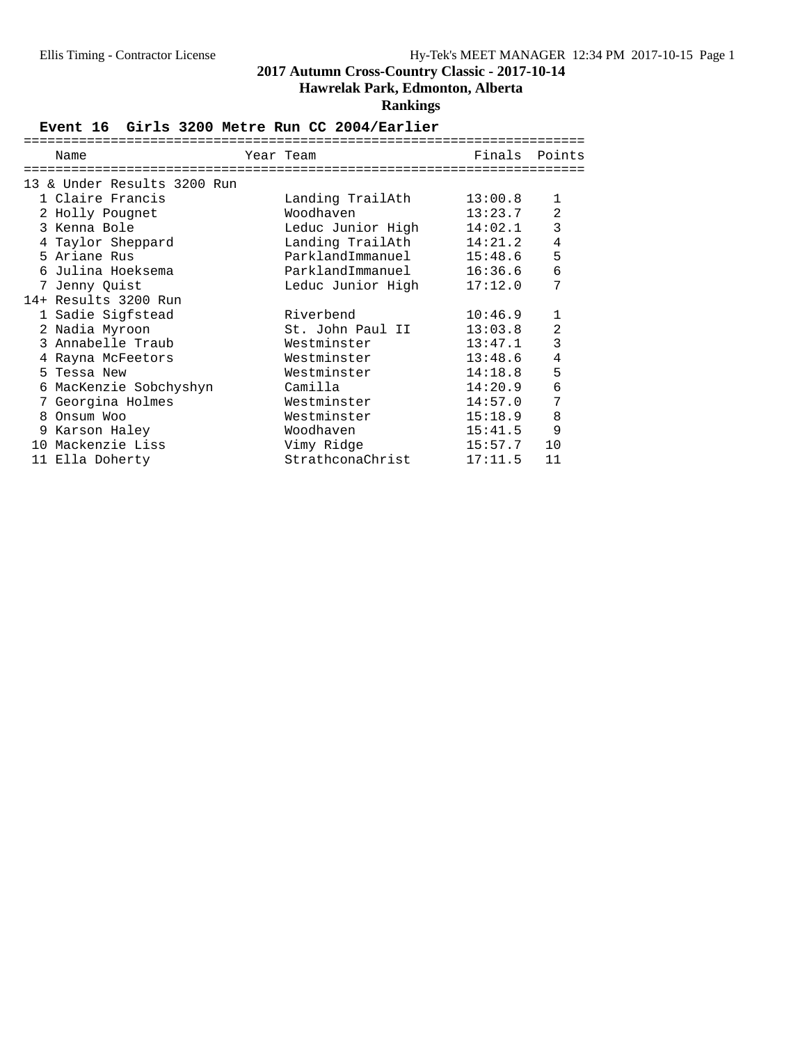## 2017 Autumn Cross-Country Classic - 2017-10-14

### Hawrelak Park, Edmonton, Alberta

### Rankings

**Event 16 Girls 3200 Metre Run CC 2004/Earlier**

| | Name | Year | Team | Finals | Points |
|---|---|---|---|---|---|
| **13 & Under Results 3200 Run** | | | | | |
| 1 | Claire Francis | | Landing TrailAth | 13:00.8 | 1 |
| 2 | Holly Pougnet | | Woodhaven | 13:23.7 | 2 |
| 3 | Kenna Bole | | Leduc Junior High | 14:02.1 | 3 |
| 4 | Taylor Sheppard | | Landing TrailAth | 14:21.2 | 4 |
| 5 | Ariane Rus | | ParklandImmanuel | 15:48.6 | 5 |
| 6 | Julina Hoeksema | | ParklandImmanuel | 16:36.6 | 6 |
| 7 | Jenny Quist | | Leduc Junior High | 17:12.0 | 7 |
| **14+ Results 3200 Run** | | | | | |
| 1 | Sadie Sigfstead | | Riverbend | 10:46.9 | 1 |
| 2 | Nadia Myroon | | St. John Paul II | 13:03.8 | 2 |
| 3 | Annabelle Traub | | Westminster | 13:47.1 | 3 |
| 4 | Rayna McFeetors | | Westminster | 13:48.6 | 4 |
| 5 | Tessa New | | Westminster | 14:18.8 | 5 |
| 6 | MacKenzie Sobchyshyn | | Camilla | 14:20.9 | 6 |
| 7 | Georgina Holmes | | Westminster | 14:57.0 | 7 |
| 8 | Onsum Woo | | Westminster | 15:18.9 | 8 |
| 9 | Karson Haley | | Woodhaven | 15:41.5 | 9 |
| 10 | Mackenzie Liss | | Vimy Ridge | 15:57.7 | 10 |
| 11 | Ella Doherty | | StrathconaChrist | 17:11.5 | 11 |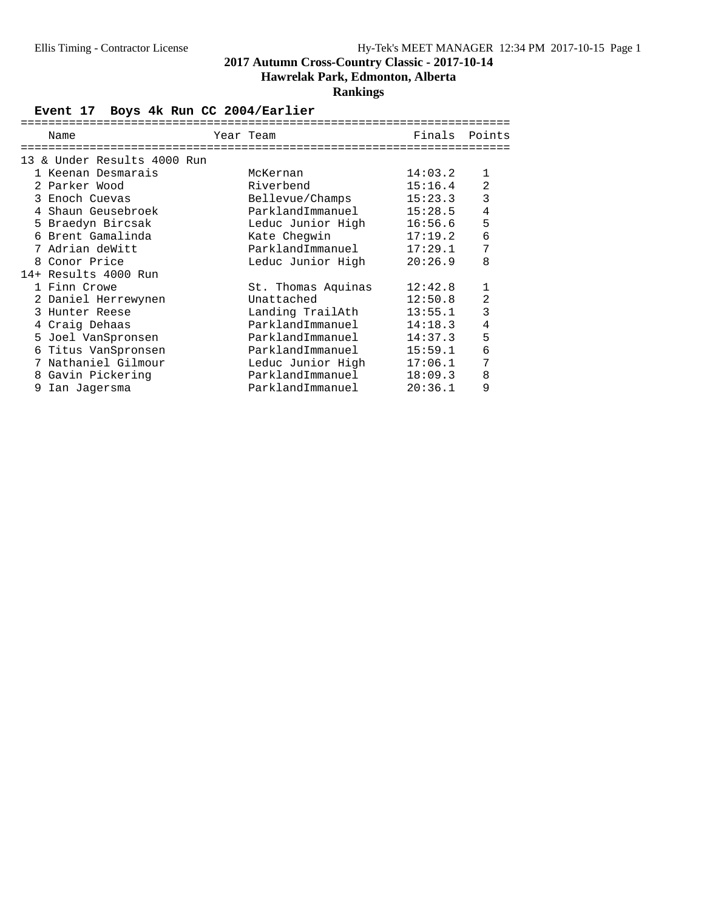## 2017 Autumn Cross-Country Classic - 2017-10-14

### Hawrelak Park, Edmonton, Alberta

### Rankings

**Event 17 Boys 4k Run CC 2004/Earlier**

| | Name | Year | Team | Finals | Points |
|---|---|---|---|---|---|
| **13 & Under Results 4000 Run** | | | | | |
| 1 | Keenan Desmarais | | McKernan | 14:03.2 | 1 |
| 2 | Parker Wood | | Riverbend | 15:16.4 | 2 |
| 3 | Enoch Cuevas | | Bellevue/Champs | 15:23.3 | 3 |
| 4 | Shaun Geusebroek | | ParklandImmanuel | 15:28.5 | 4 |
| 5 | Braedyn Bircsak | | Leduc Junior High | 16:56.6 | 5 |
| 6 | Brent Gamalinda | | Kate Chegwin | 17:19.2 | 6 |
| 7 | Adrian deWitt | | ParklandImmanuel | 17:29.1 | 7 |
| 8 | Conor Price | | Leduc Junior High | 20:26.9 | 8 |
| **14+ Results 4000 Run** | | | | | |
| 1 | Finn Crowe | | St. Thomas Aquinas | 12:42.8 | 1 |
| 2 | Daniel Herrewynen | | Unattached | 12:50.8 | 2 |
| 3 | Hunter Reese | | Landing TrailAth | 13:55.1 | 3 |
| 4 | Craig Dehaas | | ParklandImmanuel | 14:18.3 | 4 |
| 5 | Joel VanSpronsen | | ParklandImmanuel | 14:37.3 | 5 |
| 6 | Titus VanSpronsen | | ParklandImmanuel | 15:59.1 | 6 |
| 7 | Nathaniel Gilmour | | Leduc Junior High | 17:06.1 | 7 |
| 8 | Gavin Pickering | | ParklandImmanuel | 18:09.3 | 8 |
| 9 | Ian Jagersma | | ParklandImmanuel | 20:36.1 | 9 |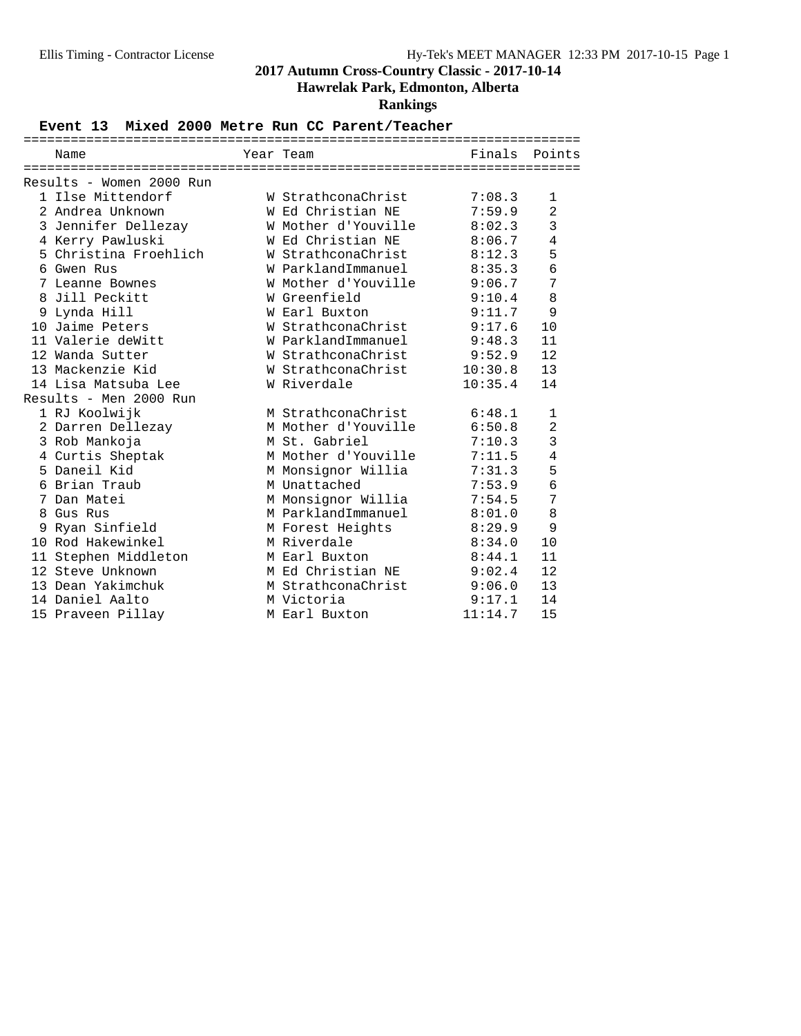## 2017 Autumn Cross-Country Classic - 2017-10-14

### Hawrelak Park, Edmonton, Alberta

### Rankings

**Event 13 Mixed 2000 Metre Run CC Parent/Teacher**

| | Name | Year | Team | Finals | Points |
|---|---|---|---|---|---|
| **Results - Women 2000 Run** | | | | | |
| 1 | Ilse Mittendorf | W | StrathconaChrist | 7:08.3 | 1 |
| 2 | Andrea Unknown | W | Ed Christian NE | 7:59.9 | 2 |
| 3 | Jennifer Dellezay | W | Mother d'Youville | 8:02.3 | 3 |
| 4 | Kerry Pawluski | W | Ed Christian NE | 8:06.7 | 4 |
| 5 | Christina Froehlich | W | StrathconaChrist | 8:12.3 | 5 |
| 6 | Gwen Rus | W | ParklandImmanuel | 8:35.3 | 6 |
| 7 | Leanne Bownes | W | Mother d'Youville | 9:06.7 | 7 |
| 8 | Jill Peckitt | W | Greenfield | 9:10.4 | 8 |
| 9 | Lynda Hill | W | Earl Buxton | 9:11.7 | 9 |
| 10 | Jaime Peters | W | StrathconaChrist | 9:17.6 | 10 |
| 11 | Valerie deWitt | W | ParklandImmanuel | 9:48.3 | 11 |
| 12 | Wanda Sutter | W | StrathconaChrist | 9:52.9 | 12 |
| 13 | Mackenzie Kid | W | StrathconaChrist | 10:30.8 | 13 |
| 14 | Lisa Matsuba Lee | W | Riverdale | 10:35.4 | 14 |
| **Results - Men 2000 Run** | | | | | |
| 1 | RJ Koolwijk | M | StrathconaChrist | 6:48.1 | 1 |
| 2 | Darren Dellezay | M | Mother d'Youville | 6:50.8 | 2 |
| 3 | Rob Mankoja | M | St. Gabriel | 7:10.3 | 3 |
| 4 | Curtis Sheptak | M | Mother d'Youville | 7:11.5 | 4 |
| 5 | Daneil Kid | M | Monsignor Willia | 7:31.3 | 5 |
| 6 | Brian Traub | M | Unattached | 7:53.9 | 6 |
| 7 | Dan Matei | M | Monsignor Willia | 7:54.5 | 7 |
| 8 | Gus Rus | M | ParklandImmanuel | 8:01.0 | 8 |
| 9 | Ryan Sinfield | M | Forest Heights | 8:29.9 | 9 |
| 10 | Rod Hakewinkel | M | Riverdale | 8:34.0 | 10 |
| 11 | Stephen Middleton | M | Earl Buxton | 8:44.1 | 11 |
| 12 | Steve Unknown | M | Ed Christian NE | 9:02.4 | 12 |
| 13 | Dean Yakimchuk | M | StrathconaChrist | 9:06.0 | 13 |
| 14 | Daniel Aalto | M | Victoria | 9:17.1 | 14 |
| 15 | Praveen Pillay | M | Earl Buxton | 11:14.7 | 15 |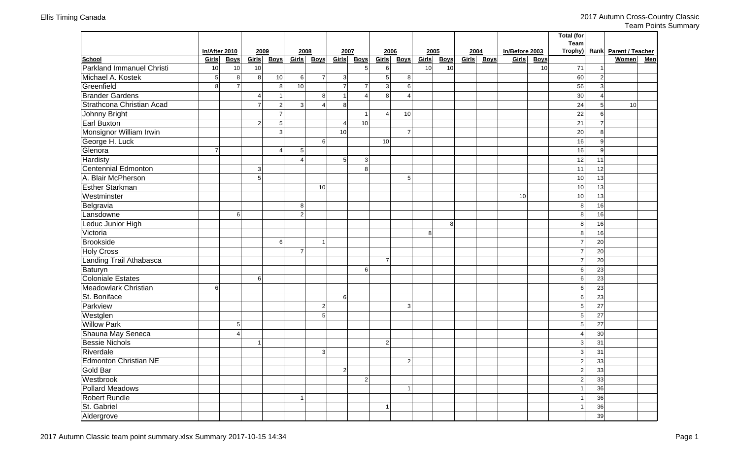# 2017 Autumn Cross-Country Classic
## Team Points Summary

| | In/After 2010 | | 2009 | | 2008 | | 2007 | | 2006 | | 2005 | | 2004 | | In/Before 2003 | | Total (for Team Trophy) | Rank | Parent / Teacher | |
|---|---|---|---|---|---|---|---|---|---|---|---|---|---|---|---|---|---|---|---|---|
| **School** | **Girls** | **Boys** | **Girls** | **Boys** | **Girls** | **Boys** | **Girls** | **Boys** | **Girls** | **Boys** | **Girls** | **Boys** | **Girls** | **Boys** | **Girls** | **Boys** | | | **Women** | **Men** |
| Parkland Immanuel Christi | 10 | 10 | 10 | | | | | 5 | 6 | | 10 | 10 | | | | 10 | 71 | 1 | | |
| Michael A. Kostek | 5 | 8 | 8 | 10 | 6 | 7 | 3 | | 5 | 8 | | | | | | | 60 | 2 | | |
| Greenfield | 8 | 7 | | 8 | 10 | | 7 | 7 | 3 | 6 | | | | | | | 56 | 3 | | |
| Brander Gardens | | | 4 | 1 | | 8 | 1 | 4 | 8 | 4 | | | | | | | 30 | 4 | | |
| Strathcona Christian Acad | | | 7 | 2 | 3 | 4 | 8 | | | | | | | | | | 24 | 5 | 10 | |
| Johnny Bright | | | | 7 | | | | 1 | 4 | 10 | | | | | | | 22 | 6 | | |
| Earl Buxton | | | 2 | 5 | | | 4 | 10 | | | | | | | | | 21 | 7 | | |
| Monsignor William Irwin | | | | 3 | | | 10 | | | 7 | | | | | | | 20 | 8 | | |
| George H. Luck | | | | | | 6 | | | 10 | | | | | | | | 16 | 9 | | |
| Glenora | 7 | | | 4 | 5 | | | | | | | | | | | | 16 | 9 | | |
| Hardisty | | | | | 4 | | 5 | 3 | | | | | | | | | 12 | 11 | | |
| Centennial Edmonton | | | 3 | | | | | 8 | | | | | | | | | 11 | 12 | | |
| A. Blair McPherson | | | 5 | | | | | | | 5 | | | | | | | 10 | 13 | | |
| Esther Starkman | | | | | | 10 | | | | | | | | | | | 10 | 13 | | |
| Westminster | | | | | | | | | | | | | | | 10 | | 10 | 13 | | |
| Belgravia | | | | | 8 | | | | | | | | | | | | 8 | 16 | | |
| Lansdowne | | 6 | | | 2 | | | | | | | | | | | | 8 | 16 | | |
| Leduc Junior High | | | | | | | | | | | | 8 | | | | | 8 | 16 | | |
| Victoria | | | | | | | | | | | 8 | | | | | | 8 | 16 | | |
| Brookside | | | | 6 | | 1 | | | | | | | | | | | 7 | 20 | | |
| Holy Cross | | | | | 7 | | | | | | | | | | | | 7 | 20 | | |
| Landing Trail Athabasca | | | | | | | | | 7 | | | | | | | | 7 | 20 | | |
| Baturyn | | | | | | | | 6 | | | | | | | | | 6 | 23 | | |
| Coloniale Estates | | | 6 | | | | | | | | | | | | | | 6 | 23 | | |
| Meadowlark Christian | 6 | | | | | | | | | | | | | | | | 6 | 23 | | |
| St. Boniface | | | | | | | 6 | | | | | | | | | | 6 | 23 | | |
| Parkview | | | | | | 2 | | | | 3 | | | | | | | 5 | 27 | | |
| Westglen | | | | | | 5 | | | | | | | | | | | 5 | 27 | | |
| Willow Park | | 5 | | | | | | | | | | | | | | | 5 | 27 | | |
| Shauna May Seneca | | 4 | | | | | | | | | | | | | | | 4 | 30 | | |
| Bessie Nichols | | | 1 | | | | | | 2 | | | | | | | | 3 | 31 | | |
| Riverdale | | | | | | 3 | | | | | | | | | | | 3 | 31 | | |
| Edmonton Christian NE | | | | | | | | | | 2 | | | | | | | 2 | 33 | | |
| Gold Bar | | | | | | | 2 | | | | | | | | | | 2 | 33 | | |
| Westbrook | | | | | | | | 2 | | | | | | | | | 2 | 33 | | |
| Pollard Meadows | | | | | | | | | | 1 | | | | | | | 1 | 36 | | |
| Robert Rundle | | | | | 1 | | | | | | | | | | | | 1 | 36 | | |
| St. Gabriel | | | | | | | | | 1 | | | | | | | | 1 | 36 | | |
| Aldergrove | | | | | | | | | | | | | | | | | | 39 | | |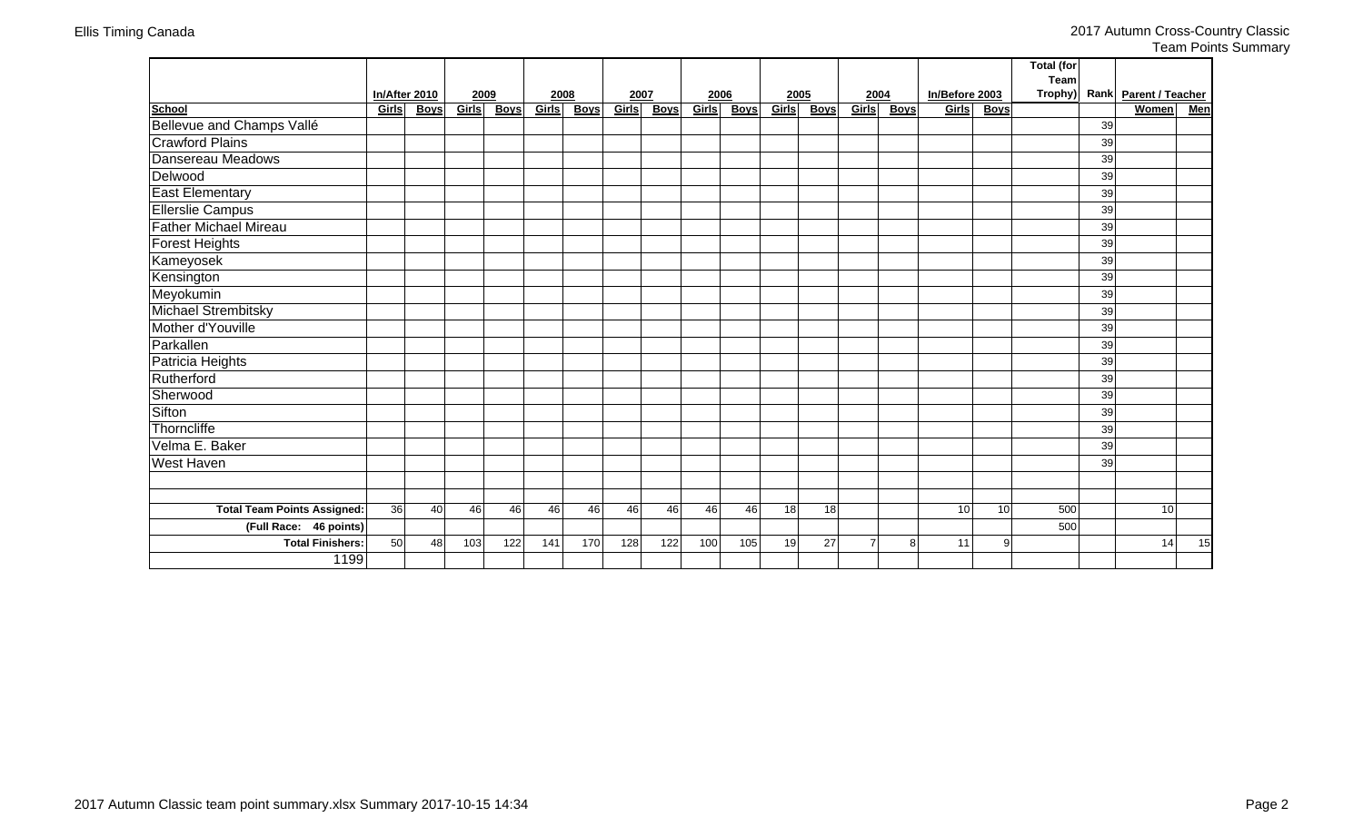| | In/After 2010 | | 2009 | | 2008 | | 2007 | | 2006 | | 2005 | | 2004 | | In/Before 2003 | | Total (for Team Trophy) | Rank | Parent / Teacher | |
|---|---|---|---|---|---|---|---|---|---|---|---|---|---|---|---|---|---|---|---|---|
| **School** | **Girls** | **Boys** | **Girls** | **Boys** | **Girls** | **Boys** | **Girls** | **Boys** | **Girls** | **Boys** | **Girls** | **Boys** | **Girls** | **Boys** | **Girls** | **Boys** | | | **Women** | **Men** |
| Bellevue and Champs Vallé | | | | | | | | | | | | | | | | | | 39 | | |
| Crawford Plains | | | | | | | | | | | | | | | | | | 39 | | |
| Dansereau Meadows | | | | | | | | | | | | | | | | | | 39 | | |
| Delwood | | | | | | | | | | | | | | | | | | 39 | | |
| East Elementary | | | | | | | | | | | | | | | | | | 39 | | |
| Ellerslie Campus | | | | | | | | | | | | | | | | | | 39 | | |
| Father Michael Mireau | | | | | | | | | | | | | | | | | | 39 | | |
| Forest Heights | | | | | | | | | | | | | | | | | | 39 | | |
| Kameyosek | | | | | | | | | | | | | | | | | | 39 | | |
| Kensington | | | | | | | | | | | | | | | | | | 39 | | |
| Meyokumin | | | | | | | | | | | | | | | | | | 39 | | |
| Michael Strembitsky | | | | | | | | | | | | | | | | | | 39 | | |
| Mother d'Youville | | | | | | | | | | | | | | | | | | 39 | | |
| Parkallen | | | | | | | | | | | | | | | | | | 39 | | |
| Patricia Heights | | | | | | | | | | | | | | | | | | 39 | | |
| Rutherford | | | | | | | | | | | | | | | | | | 39 | | |
| Sherwood | | | | | | | | | | | | | | | | | | 39 | | |
| Sifton | | | | | | | | | | | | | | | | | | 39 | | |
| Thorncliffe | | | | | | | | | | | | | | | | | | 39 | | |
| Velma E. Baker | | | | | | | | | | | | | | | | | | 39 | | |
| West Haven | | | | | | | | | | | | | | | | | | 39 | | |
| | | | | | | | | | | | | | | | | | | | | |
| | | | | | | | | | | | | | | | | | | | | |
| **Total Team Points Assigned:** | 36 | 40 | 46 | 46 | 46 | 46 | 46 | 46 | 46 | 46 | 18 | 18 | | | 10 | 10 | 500 | | 10 | |
| **(Full Race: 46 points)** | | | | | | | | | | | | | | | | | 500 | | | |
| **Total Finishers:** | 50 | 48 | 103 | 122 | 141 | 170 | 128 | 122 | 100 | 105 | 19 | 27 | 7 | 8 | 11 | 9 | | | 14 | 15 |
| 1199 | | | | | | | | | | | | | | | | | | | | |